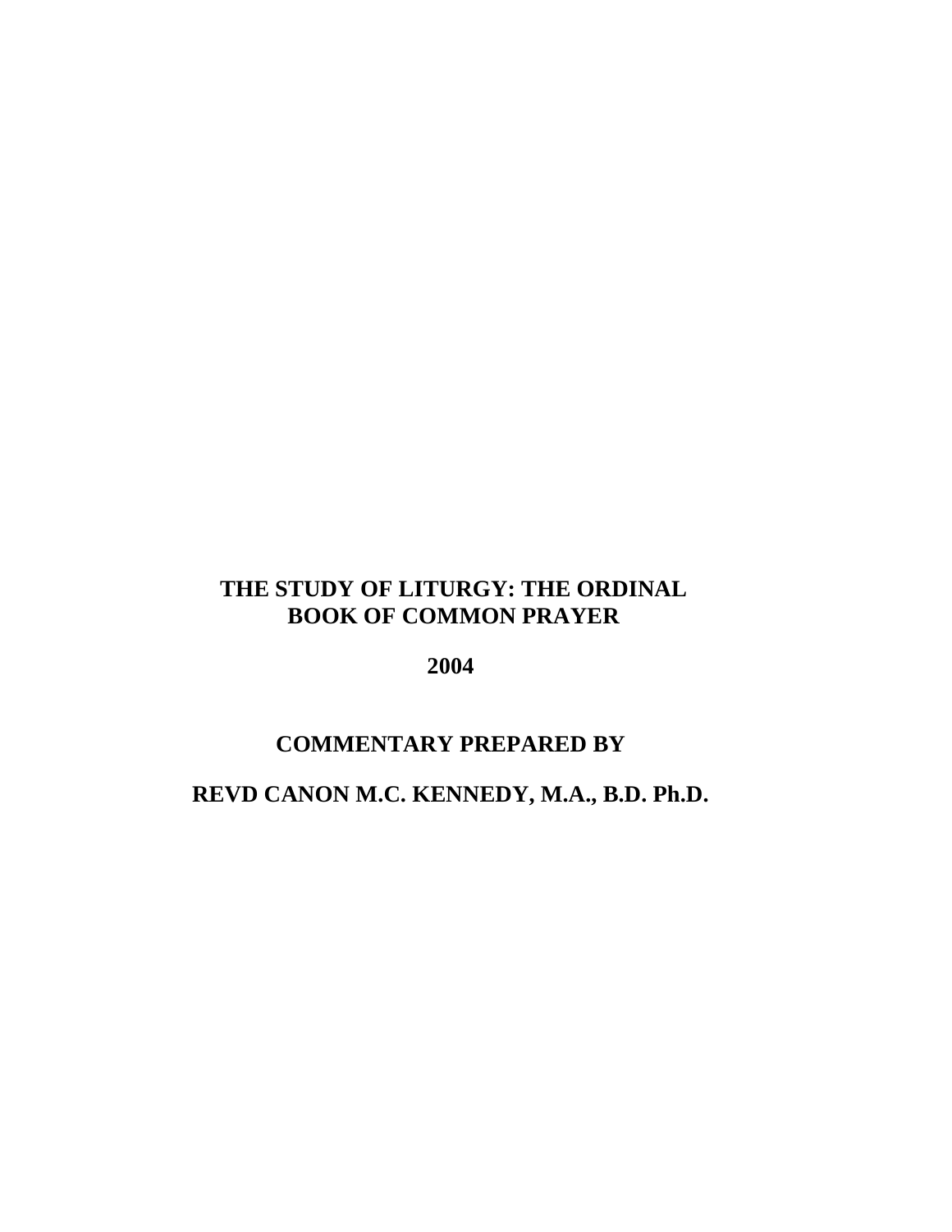# THE STUDY OF LITURGY: THE ORDINAL BOOK OF COMMON PRAYER

**2004**

**COMMENTARY PREPARED BY**

**REVD CANON M.C. KENNEDY, M.A., B.D. Ph.D.**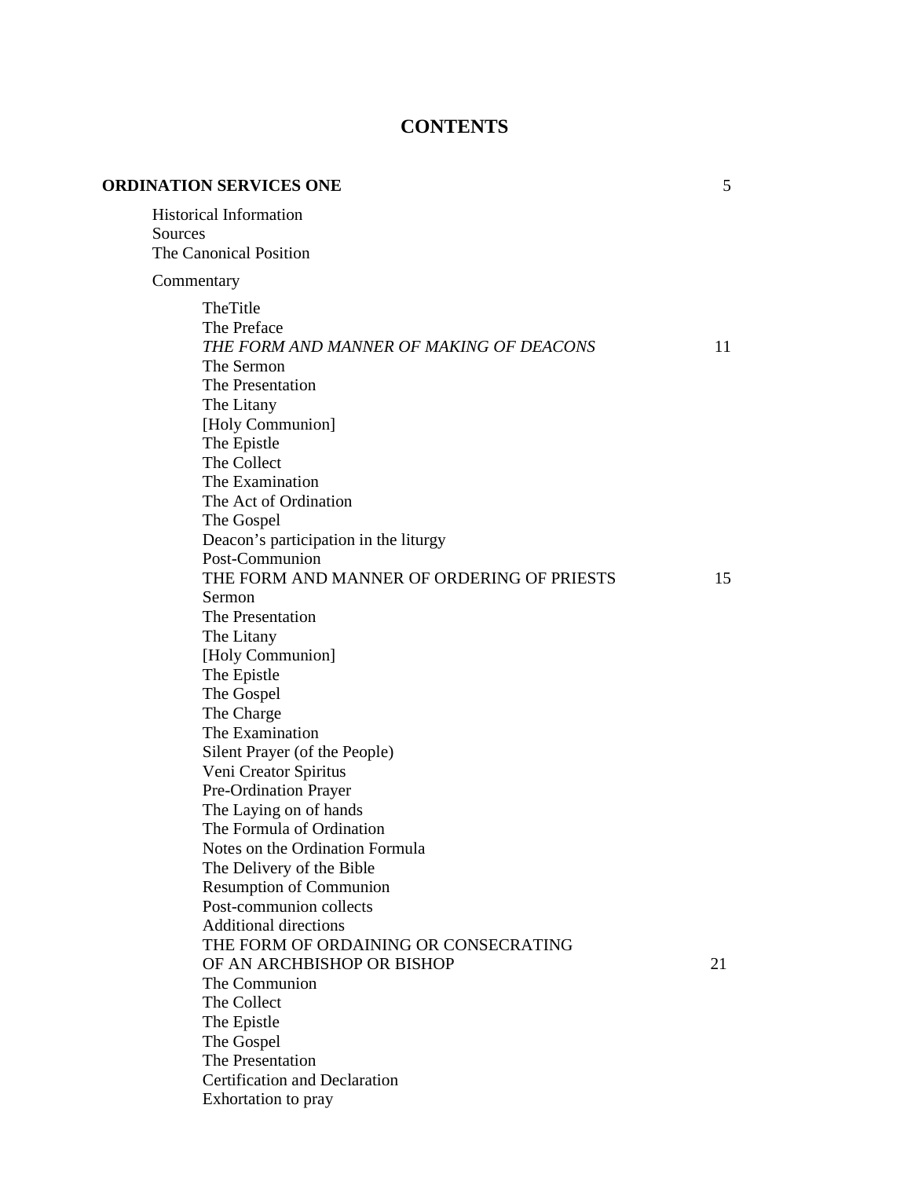# CONTENTS

**ORDINATION SERVICES ONE** 5

- Historical Information
- Sources
- The Canonical Position
- Commentary
  - TheTitle
  - The Preface
  - *THE FORM AND MANNER OF MAKING OF DEACONS* 11
  - The Sermon
  - The Presentation
  - The Litany
  - [Holy Communion]
  - The Epistle
  - The Collect
  - The Examination
  - The Act of Ordination
  - The Gospel
  - Deacon's participation in the liturgy
  - Post-Communion
  - THE FORM AND MANNER OF ORDERING OF PRIESTS 15
  - Sermon
  - The Presentation
  - The Litany
  - [Holy Communion]
  - The Epistle
  - The Gospel
  - The Charge
  - The Examination
  - Silent Prayer (of the People)
  - Veni Creator Spiritus
  - Pre-Ordination Prayer
  - The Laying on of hands
  - The Formula of Ordination
  - Notes on the Ordination Formula
  - The Delivery of the Bible
  - Resumption of Communion
  - Post-communion collects
  - Additional directions
  - THE FORM OF ORDAINING OR CONSECRATING OF AN ARCHBISHOP OR BISHOP 21
  - The Communion
  - The Collect
  - The Epistle
  - The Gospel
  - The Presentation
  - Certification and Declaration
  - Exhortation to pray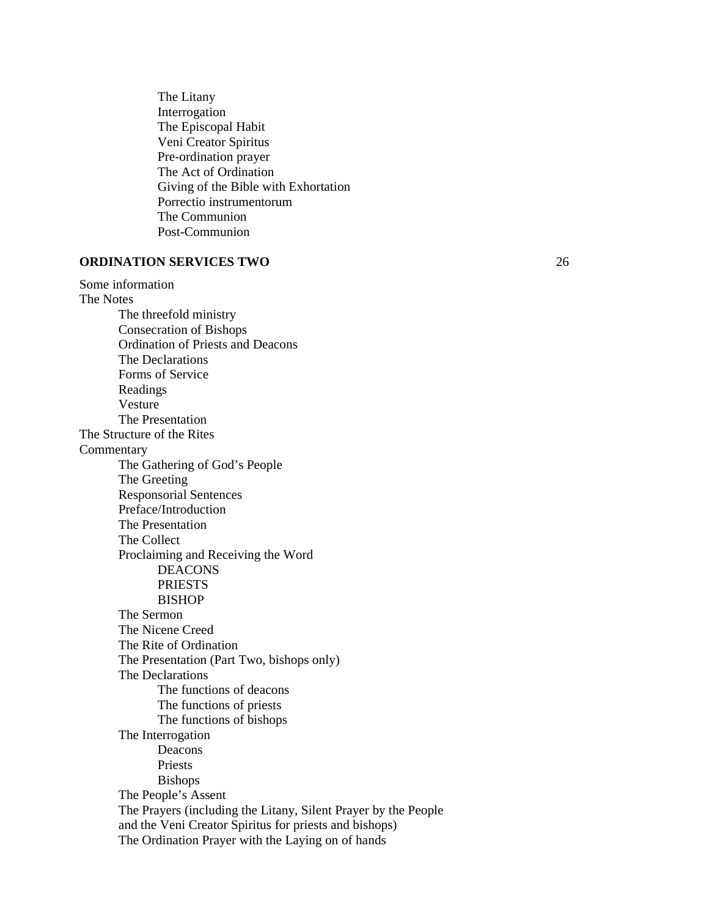- The Litany
- Interrogation
- The Episcopal Habit
- Veni Creator Spiritus
- Pre-ordination prayer
- The Act of Ordination
- Giving of the Bible with Exhortation
- Porrectio instrumentorum
- The Communion
- Post-Communion

**ORDINATION SERVICES TWO** 26

- Some information
- The Notes
  - The threefold ministry
  - Consecration of Bishops
  - Ordination of Priests and Deacons
  - The Declarations
  - Forms of Service
  - Readings
  - Vesture
  - The Presentation
- The Structure of the Rites
- Commentary
  - The Gathering of God's People
  - The Greeting
  - Responsorial Sentences
  - Preface/Introduction
  - The Presentation
  - The Collect
  - Proclaiming and Receiving the Word
    - DEACONS
    - PRIESTS
    - BISHOP
  - The Sermon
  - The Nicene Creed
  - The Rite of Ordination
  - The Presentation (Part Two, bishops only)
  - The Declarations
    - The functions of deacons
    - The functions of priests
    - The functions of bishops
  - The Interrogation
    - Deacons
    - Priests
    - Bishops
  - The People's Assent
  - The Prayers (including the Litany, Silent Prayer by the People and the Veni Creator Spiritus for priests and bishops)
  - The Ordination Prayer with the Laying on of hands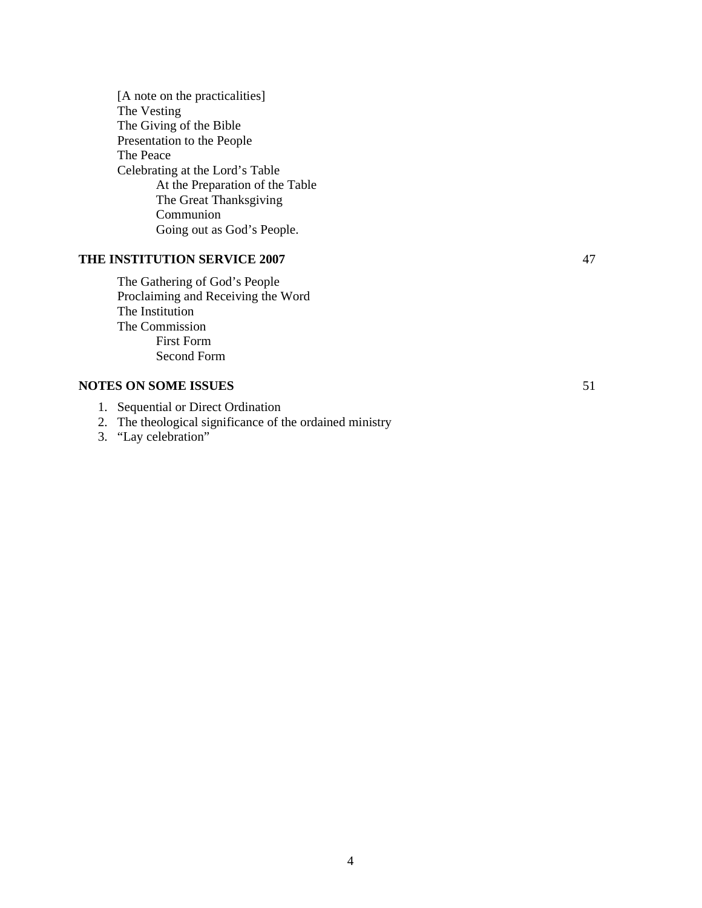- [A note on the practicalities]
- The Vesting
- The Giving of the Bible
- Presentation to the People
- The Peace
- Celebrating at the Lord's Table
  - At the Preparation of the Table
  - The Great Thanksgiving
  - Communion
  - Going out as God's People.

**THE INSTITUTION SERVICE 2007** 47

- The Gathering of God's People
- Proclaiming and Receiving the Word
- The Institution
- The Commission
  - First Form
  - Second Form

**NOTES ON SOME ISSUES** 51

1. Sequential or Direct Ordination
2. The theological significance of the ordained ministry
3. "Lay celebration"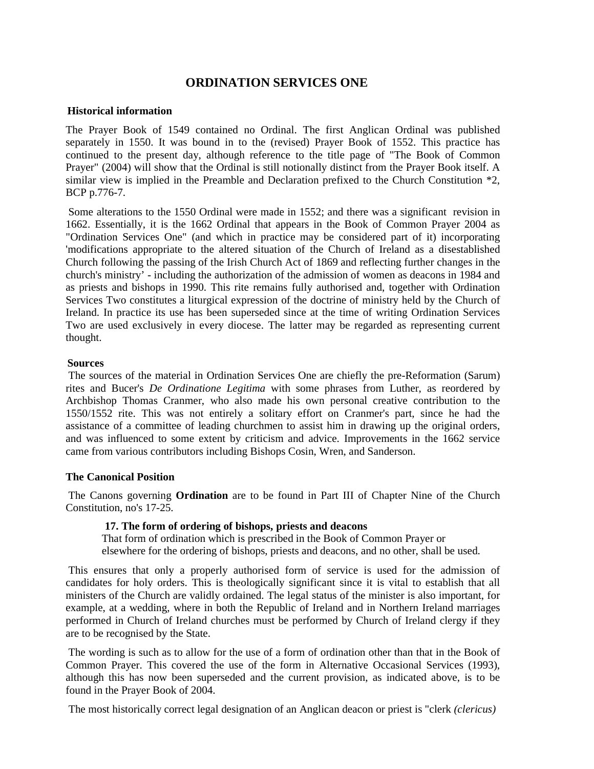# ORDINATION SERVICES ONE

## Historical information

The Prayer Book of 1549 contained no Ordinal. The first Anglican Ordinal was published separately in 1550. It was bound in to the (revised) Prayer Book of 1552. This practice has continued to the present day, although reference to the title page of "The Book of Common Prayer" (2004) will show that the Ordinal is still notionally distinct from the Prayer Book itself. A similar view is implied in the Preamble and Declaration prefixed to the Church Constitution *2, BCP p.776-7.

Some alterations to the 1550 Ordinal were made in 1552; and there was a significant revision in 1662. Essentially, it is the 1662 Ordinal that appears in the Book of Common Prayer 2004 as "Ordination Services One" (and which in practice may be considered part of it) incorporating 'modifications appropriate to the altered situation of the Church of Ireland as a disestablished Church following the passing of the Irish Church Act of 1869 and reflecting further changes in the church's ministry' - including the authorization of the admission of women as deacons in 1984 and as priests and bishops in 1990. This rite remains fully authorised and, together with Ordination Services Two constitutes a liturgical expression of the doctrine of ministry held by the Church of Ireland. In practice its use has been superseded since at the time of writing Ordination Services Two are used exclusively in every diocese. The latter may be regarded as representing current thought.

## Sources

The sources of the material in Ordination Services One are chiefly the pre-Reformation (Sarum) rites and Bucer's *De Ordinatione Legitima* with some phrases from Luther, as reordered by Archbishop Thomas Cranmer, who also made his own personal creative contribution to the 1550/1552 rite. This was not entirely a solitary effort on Cranmer's part, since he had the assistance of a committee of leading churchmen to assist him in drawing up the original orders, and was influenced to some extent by criticism and advice. Improvements in the 1662 service came from various contributors including Bishops Cosin, Wren, and Sanderson.

## The Canonical Position

The Canons governing **Ordination** are to be found in Part III of Chapter Nine of the Church Constitution, no's 17-25.

> **17. The form of ordering of bishops, priests and deacons**
> That form of ordination which is prescribed in the Book of Common Prayer or elsewhere for the ordering of bishops, priests and deacons, and no other, shall be used.

This ensures that only a properly authorised form of service is used for the admission of candidates for holy orders. This is theologically significant since it is vital to establish that all ministers of the Church are validly ordained. The legal status of the minister is also important, for example, at a wedding, where in both the Republic of Ireland and in Northern Ireland marriages performed in Church of Ireland churches must be performed by Church of Ireland clergy if they are to be recognised by the State.

The wording is such as to allow for the use of a form of ordination other than that in the Book of Common Prayer. This covered the use of the form in Alternative Occasional Services (1993), although this has now been superseded and the current provision, as indicated above, is to be found in the Prayer Book of 2004.

The most historically correct legal designation of an Anglican deacon or priest is "clerk *(clericus)*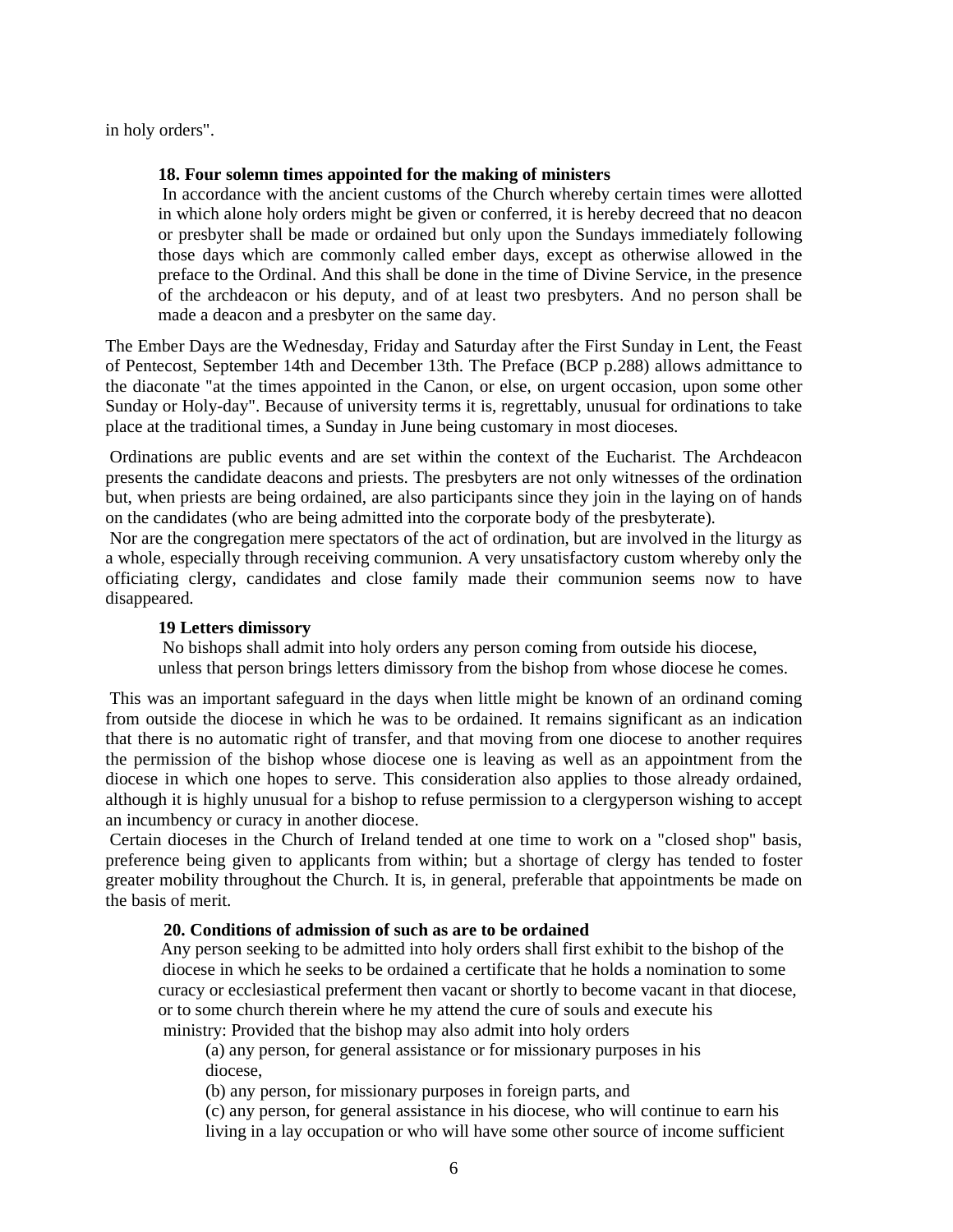in holy orders".

> **18. Four solemn times appointed for the making of ministers**
> In accordance with the ancient customs of the Church whereby certain times were allotted in which alone holy orders might be given or conferred, it is hereby decreed that no deacon or presbyter shall be made or ordained but only upon the Sundays immediately following those days which are commonly called ember days, except as otherwise allowed in the preface to the Ordinal. And this shall be done in the time of Divine Service, in the presence of the archdeacon or his deputy, and of at least two presbyters. And no person shall be made a deacon and a presbyter on the same day.

The Ember Days are the Wednesday, Friday and Saturday after the First Sunday in Lent, the Feast of Pentecost, September 14th and December 13th. The Preface (BCP p.288) allows admittance to the diaconate "at the times appointed in the Canon, or else, on urgent occasion, upon some other Sunday or Holy-day". Because of university terms it is, regrettably, unusual for ordinations to take place at the traditional times, a Sunday in June being customary in most dioceses.

Ordinations are public events and are set within the context of the Eucharist. The Archdeacon presents the candidate deacons and priests. The presbyters are not only witnesses of the ordination but, when priests are being ordained, are also participants since they join in the laying on of hands on the candidates (who are being admitted into the corporate body of the presbyterate).

Nor are the congregation mere spectators of the act of ordination, but are involved in the liturgy as a whole, especially through receiving communion. A very unsatisfactory custom whereby only the officiating clergy, candidates and close family made their communion seems now to have disappeared.

> **19 Letters dimissory**
> No bishops shall admit into holy orders any person coming from outside his diocese, unless that person brings letters dimissory from the bishop from whose diocese he comes.

This was an important safeguard in the days when little might be known of an ordinand coming from outside the diocese in which he was to be ordained. It remains significant as an indication that there is no automatic right of transfer, and that moving from one diocese to another requires the permission of the bishop whose diocese one is leaving as well as an appointment from the diocese in which one hopes to serve. This consideration also applies to those already ordained, although it is highly unusual for a bishop to refuse permission to a clergyperson wishing to accept an incumbency or curacy in another diocese.

Certain dioceses in the Church of Ireland tended at one time to work on a "closed shop" basis, preference being given to applicants from within; but a shortage of clergy has tended to foster greater mobility throughout the Church. It is, in general, preferable that appointments be made on the basis of merit.

> **20. Conditions of admission of such as are to be ordained**
> Any person seeking to be admitted into holy orders shall first exhibit to the bishop of the diocese in which he seeks to be ordained a certificate that he holds a nomination to some curacy or ecclesiastical preferment then vacant or shortly to become vacant in that diocese, or to some church therein where he my attend the cure of souls and execute his ministry: Provided that the bishop may also admit into holy orders
>
> (a) any person, for general assistance or for missionary purposes in his diocese,
>
> (b) any person, for missionary purposes in foreign parts, and
>
> (c) any person, for general assistance in his diocese, who will continue to earn his living in a lay occupation or who will have some other source of income sufficient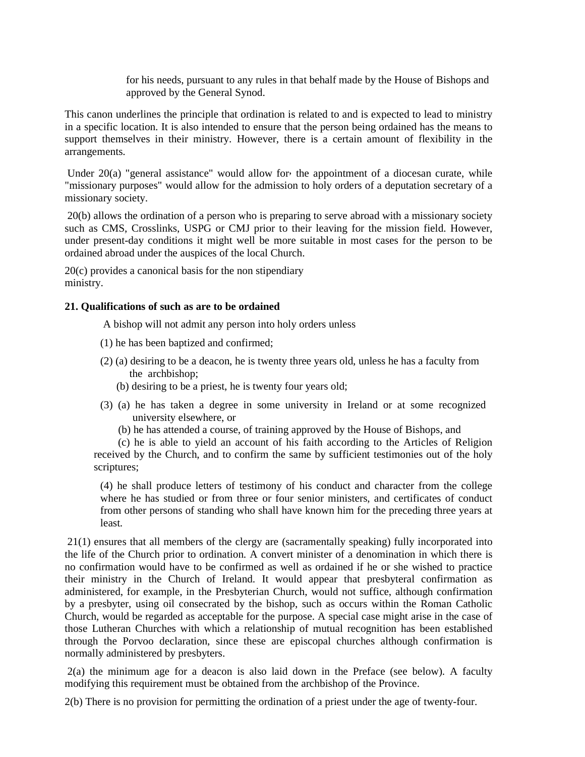for his needs, pursuant to any rules in that behalf made by the House of Bishops and approved by the General Synod.

This canon underlines the principle that ordination is related to and is expected to lead to ministry in a specific location. It is also intended to ensure that the person being ordained has the means to support themselves in their ministry. However, there is a certain amount of flexibility in the arrangements.

Under 20(a) "general assistance" would allow for› the appointment of a diocesan curate, while "missionary purposes" would allow for the admission to holy orders of a deputation secretary of a missionary society.

20(b) allows the ordination of a person who is preparing to serve abroad with a missionary society such as CMS, Crosslinks, USPG or CMJ prior to their leaving for the mission field. However, under present-day conditions it might well be more suitable in most cases for the person to be ordained abroad under the auspices of the local Church.

20(c) provides a canonical basis for the non stipendiary ministry.

**21. Qualifications of such as are to be ordained**

A bishop will not admit any person into holy orders unless

(1) he has been baptized and confirmed;

(2) (a) desiring to be a deacon, he is twenty three years old, unless he has a faculty from the archbishop;
(b) desiring to be a priest, he is twenty four years old;

(3) (a) he has taken a degree in some university in Ireland or at some recognized university elsewhere, or
(b) he has attended a course, of training approved by the House of Bishops, and
(c) he is able to yield an account of his faith according to the Articles of Religion received by the Church, and to confirm the same by sufficient testimonies out of the holy scriptures;

(4) he shall produce letters of testimony of his conduct and character from the college where he has studied or from three or four senior ministers, and certificates of conduct from other persons of standing who shall have known him for the preceding three years at least.

21(1) ensures that all members of the clergy are (sacramentally speaking) fully incorporated into the life of the Church prior to ordination. A convert minister of a denomination in which there is no confirmation would have to be confirmed as well as ordained if he or she wished to practice their ministry in the Church of Ireland. It would appear that presbyteral confirmation as administered, for example, in the Presbyterian Church, would not suffice, although confirmation by a presbyter, using oil consecrated by the bishop, such as occurs within the Roman Catholic Church, would be regarded as acceptable for the purpose. A special case might arise in the case of those Lutheran Churches with which a relationship of mutual recognition has been established through the Porvoo declaration, since these are episcopal churches although confirmation is normally administered by presbyters.

2(a) the minimum age for a deacon is also laid down in the Preface (see below). A faculty modifying this requirement must be obtained from the archbishop of the Province.

2(b) There is no provision for permitting the ordination of a priest under the age of twenty-four.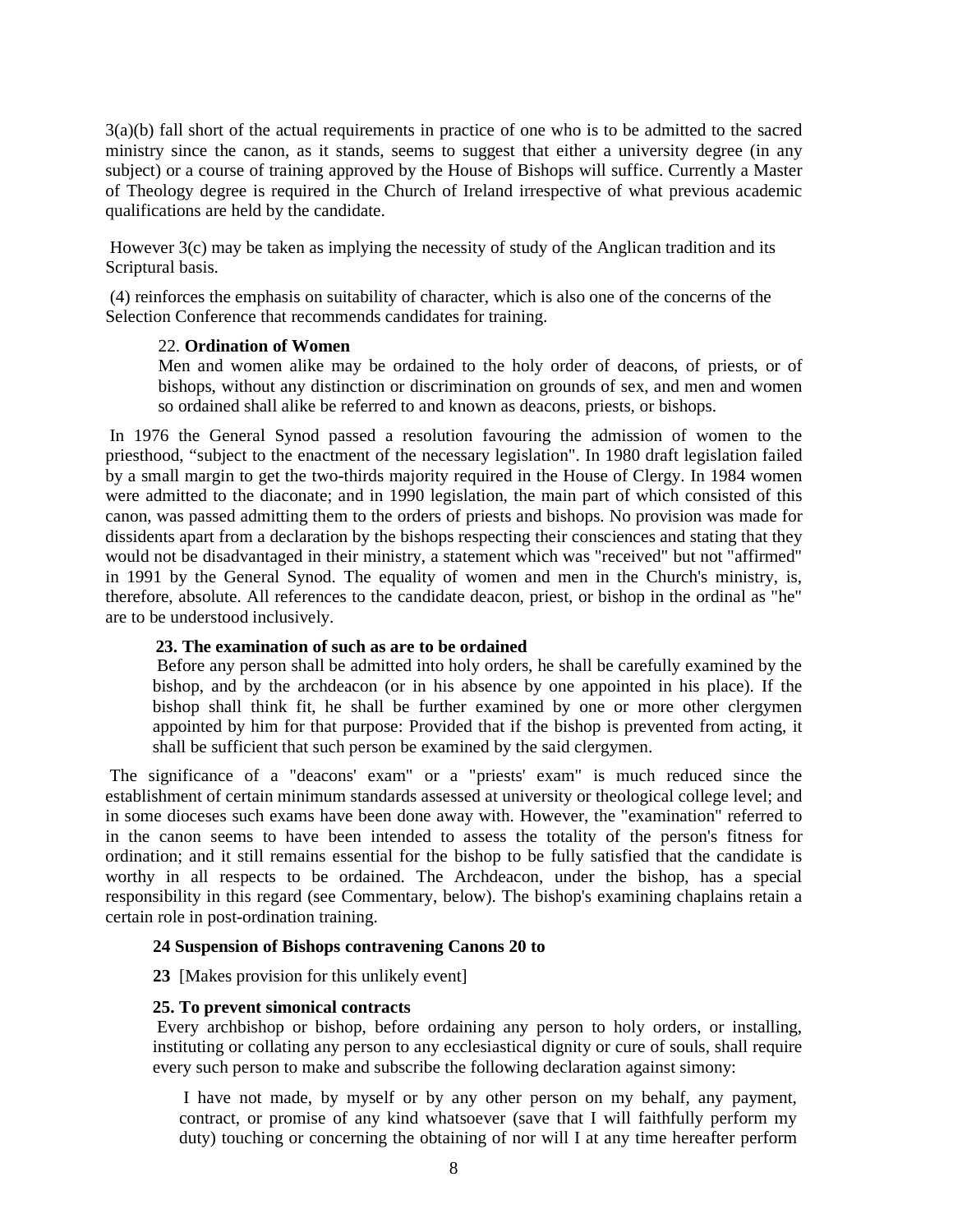3(a)(b) fall short of the actual requirements in practice of one who is to be admitted to the sacred ministry since the canon, as it stands, seems to suggest that either a university degree (in any subject) or a course of training approved by the House of Bishops will suffice. Currently a Master of Theology degree is required in the Church of Ireland irrespective of what previous academic qualifications are held by the candidate.

However 3(c) may be taken as implying the necessity of study of the Anglican tradition and its Scriptural basis.

(4) reinforces the emphasis on suitability of character, which is also one of the concerns of the Selection Conference that recommends candidates for training.

> 22. **Ordination of Women**
>
> Men and women alike may be ordained to the holy order of deacons, of priests, or of bishops, without any distinction or discrimination on grounds of sex, and men and women so ordained shall alike be referred to and known as deacons, priests, or bishops.

In 1976 the General Synod passed a resolution favouring the admission of women to the priesthood, "subject to the enactment of the necessary legislation". In 1980 draft legislation failed by a small margin to get the two-thirds majority required in the House of Clergy. In 1984 women were admitted to the diaconate; and in 1990 legislation, the main part of which consisted of this canon, was passed admitting them to the orders of priests and bishops. No provision was made for dissidents apart from a declaration by the bishops respecting their consciences and stating that they would not be disadvantaged in their ministry, a statement which was "received" but not "affirmed" in 1991 by the General Synod. The equality of women and men in the Church's ministry, is, therefore, absolute. All references to the candidate deacon, priest, or bishop in the ordinal as "he" are to be understood inclusively.

> **23. The examination of such as are to be ordained**
>
> Before any person shall be admitted into holy orders, he shall be carefully examined by the bishop, and by the archdeacon (or in his absence by one appointed in his place). If the bishop shall think fit, he shall be further examined by one or more other clergymen appointed by him for that purpose: Provided that if the bishop is prevented from acting, it shall be sufficient that such person be examined by the said clergymen.

The significance of a "deacons' exam" or a "priests' exam" is much reduced since the establishment of certain minimum standards assessed at university or theological college level; and in some dioceses such exams have been done away with. However, the "examination" referred to in the canon seems to have been intended to assess the totality of the person's fitness for ordination; and it still remains essential for the bishop to be fully satisfied that the candidate is worthy in all respects to be ordained. The Archdeacon, under the bishop, has a special responsibility in this regard (see Commentary, below). The bishop's examining chaplains retain a certain role in post-ordination training.

> **24 Suspension of Bishops contravening Canons 20 to**
>
> **23** [Makes provision for this unlikely event]

> **25. To prevent simonical contracts**
>
> Every archbishop or bishop, before ordaining any person to holy orders, or installing, instituting or collating any person to any ecclesiastical dignity or cure of souls, shall require every such person to make and subscribe the following declaration against simony:
>
> > I have not made, by myself or by any other person on my behalf, any payment, contract, or promise of any kind whatsoever (save that I will faithfully perform my duty) touching or concerning the obtaining of nor will I at any time hereafter perform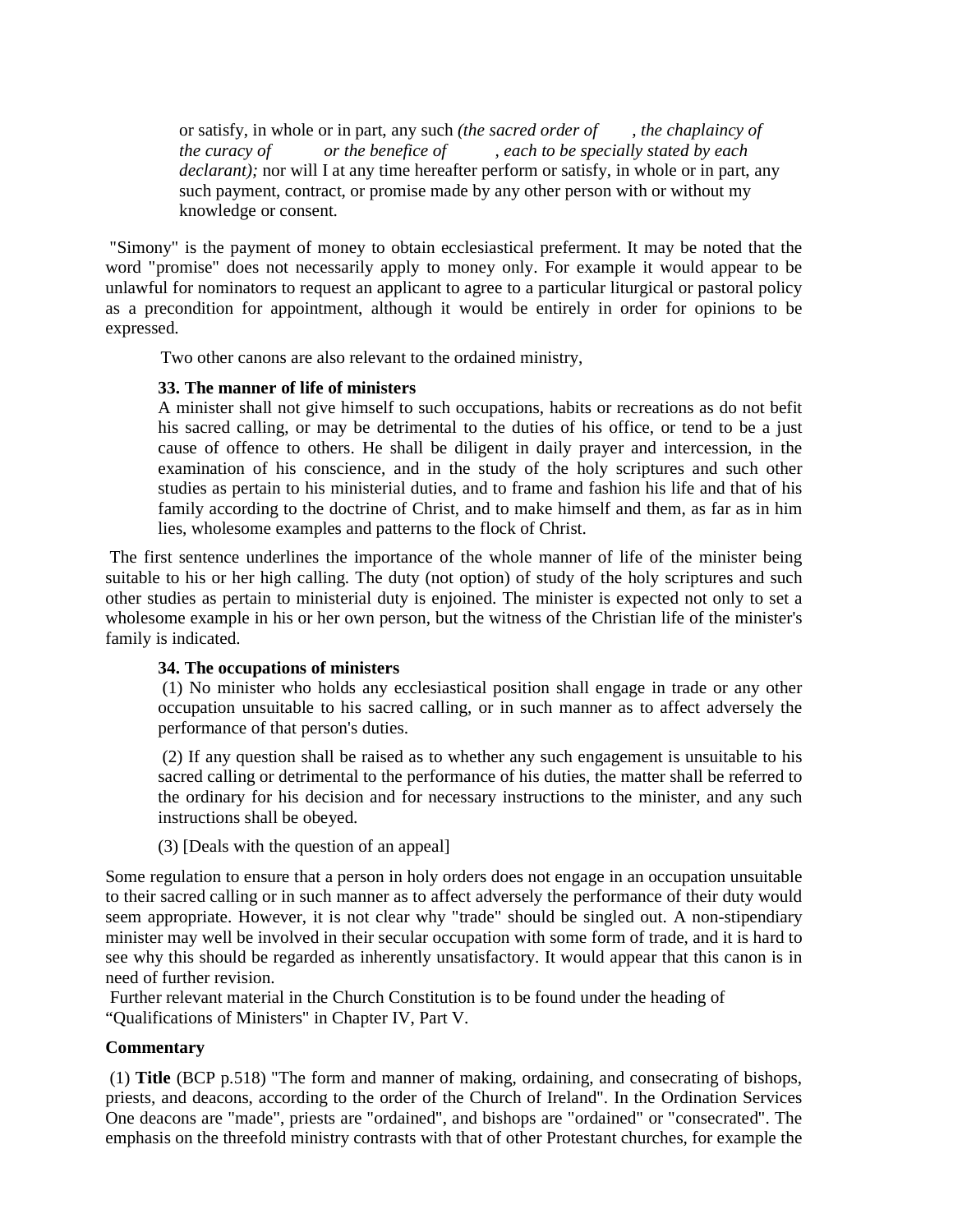> or satisfy, in whole or in part, any such *(the sacred order of , the chaplaincy of the curacy of or the benefice of , each to be specially stated by each declarant);* nor will I at any time hereafter perform or satisfy, in whole or in part, any such payment, contract, or promise made by any other person with or without my knowledge or consent.

"Simony" is the payment of money to obtain ecclesiastical preferment. It may be noted that the word "promise" does not necessarily apply to money only. For example it would appear to be unlawful for nominators to request an applicant to agree to a particular liturgical or pastoral policy as a precondition for appointment, although it would be entirely in order for opinions to be expressed.

Two other canons are also relevant to the ordained ministry,

> **33. The manner of life of ministers**
> A minister shall not give himself to such occupations, habits or recreations as do not befit his sacred calling, or may be detrimental to the duties of his office, or tend to be a just cause of offence to others. He shall be diligent in daily prayer and intercession, in the examination of his conscience, and in the study of the holy scriptures and such other studies as pertain to his ministerial duties, and to frame and fashion his life and that of his family according to the doctrine of Christ, and to make himself and them, as far as in him lies, wholesome examples and patterns to the flock of Christ.

The first sentence underlines the importance of the whole manner of life of the minister being suitable to his or her high calling. The duty (not option) of study of the holy scriptures and such other studies as pertain to ministerial duty is enjoined. The minister is expected not only to set a wholesome example in his or her own person, but the witness of the Christian life of the minister's family is indicated.

> **34. The occupations of ministers**
> (1) No minister who holds any ecclesiastical position shall engage in trade or any other occupation unsuitable to his sacred calling, or in such manner as to affect adversely the performance of that person's duties.
>
> (2) If any question shall be raised as to whether any such engagement is unsuitable to his sacred calling or detrimental to the performance of his duties, the matter shall be referred to the ordinary for his decision and for necessary instructions to the minister, and any such instructions shall be obeyed.
>
> (3) [Deals with the question of an appeal]

Some regulation to ensure that a person in holy orders does not engage in an occupation unsuitable to their sacred calling or in such manner as to affect adversely the performance of their duty would seem appropriate. However, it is not clear why "trade" should be singled out. A non-stipendiary minister may well be involved in their secular occupation with some form of trade, and it is hard to see why this should be regarded as inherently unsatisfactory. It would appear that this canon is in need of further revision.

Further relevant material in the Church Constitution is to be found under the heading of "Qualifications of Ministers" in Chapter IV, Part V.

**Commentary**

(1) **Title** (BCP p.518) "The form and manner of making, ordaining, and consecrating of bishops, priests, and deacons, according to the order of the Church of Ireland". In the Ordination Services One deacons are "made", priests are "ordained", and bishops are "ordained" or "consecrated". The emphasis on the threefold ministry contrasts with that of other Protestant churches, for example the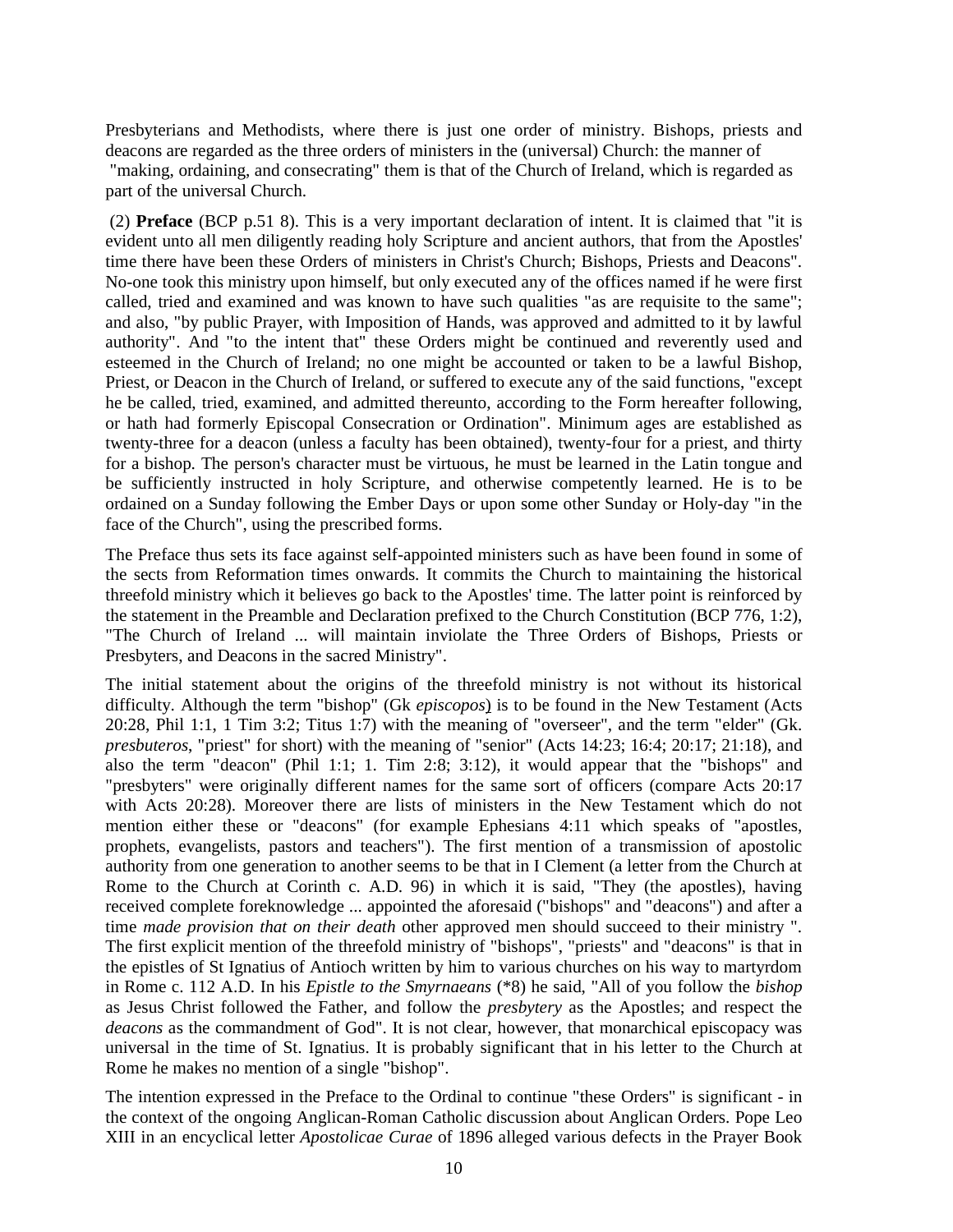Presbyterians and Methodists, where there is just one order of ministry. Bishops, priests and deacons are regarded as the three orders of ministers in the (universal) Church: the manner of "making, ordaining, and consecrating" them is that of the Church of Ireland, which is regarded as part of the universal Church.

(2) **Preface** (BCP p.51 8). This is a very important declaration of intent. It is claimed that "it is evident unto all men diligently reading holy Scripture and ancient authors, that from the Apostles' time there have been these Orders of ministers in Christ's Church; Bishops, Priests and Deacons". No-one took this ministry upon himself, but only executed any of the offices named if he were first called, tried and examined and was known to have such qualities "as are requisite to the same"; and also, "by public Prayer, with Imposition of Hands, was approved and admitted to it by lawful authority". And "to the intent that" these Orders might be continued and reverently used and esteemed in the Church of Ireland; no one might be accounted or taken to be a lawful Bishop, Priest, or Deacon in the Church of Ireland, or suffered to execute any of the said functions, "except he be called, tried, examined, and admitted thereunto, according to the Form hereafter following, or hath had formerly Episcopal Consecration or Ordination". Minimum ages are established as twenty-three for a deacon (unless a faculty has been obtained), twenty-four for a priest, and thirty for a bishop. The person's character must be virtuous, he must be learned in the Latin tongue and be sufficiently instructed in holy Scripture, and otherwise competently learned. He is to be ordained on a Sunday following the Ember Days or upon some other Sunday or Holy-day "in the face of the Church", using the prescribed forms.

The Preface thus sets its face against self-appointed ministers such as have been found in some of the sects from Reformation times onwards. It commits the Church to maintaining the historical threefold ministry which it believes go back to the Apostles' time. The latter point is reinforced by the statement in the Preamble and Declaration prefixed to the Church Constitution (BCP 776, 1:2), "The Church of Ireland ... will maintain inviolate the Three Orders of Bishops, Priests or Presbyters, and Deacons in the sacred Ministry".

The initial statement about the origins of the threefold ministry is not without its historical difficulty. Although the term "bishop" (Gk *episcopos*) is to be found in the New Testament (Acts 20:28, Phil 1:1, 1 Tim 3:2; Titus 1:7) with the meaning of "overseer", and the term "elder" (Gk. *presbuteros*, "priest" for short) with the meaning of "senior" (Acts 14:23; 16:4; 20:17; 21:18), and also the term "deacon" (Phil 1:1; 1. Tim 2:8; 3:12), it would appear that the "bishops" and "presbyters" were originally different names for the same sort of officers (compare Acts 20:17 with Acts 20:28). Moreover there are lists of ministers in the New Testament which do not mention either these or "deacons" (for example Ephesians 4:11 which speaks of "apostles, prophets, evangelists, pastors and teachers"). The first mention of a transmission of apostolic authority from one generation to another seems to be that in I Clement (a letter from the Church at Rome to the Church at Corinth c. A.D. 96) in which it is said, "They (the apostles), having received complete foreknowledge ... appointed the aforesaid ("bishops" and "deacons") and after a time *made provision that on their death* other approved men should succeed to their ministry ". The first explicit mention of the threefold ministry of "bishops", "priests" and "deacons" is that in the epistles of St Ignatius of Antioch written by him to various churches on his way to martyrdom in Rome c. 112 A.D. In his *Epistle to the Smyrnaeans* (*8) he said, "All of you follow the *bishop* as Jesus Christ followed the Father, and follow the *presbytery* as the Apostles; and respect the *deacons* as the commandment of God". It is not clear, however, that monarchical episcopacy was universal in the time of St. Ignatius. It is probably significant that in his letter to the Church at Rome he makes no mention of a single "bishop".

The intention expressed in the Preface to the Ordinal to continue "these Orders" is significant - in the context of the ongoing Anglican-Roman Catholic discussion about Anglican Orders. Pope Leo XIII in an encyclical letter *Apostolicae Curae* of 1896 alleged various defects in the Prayer Book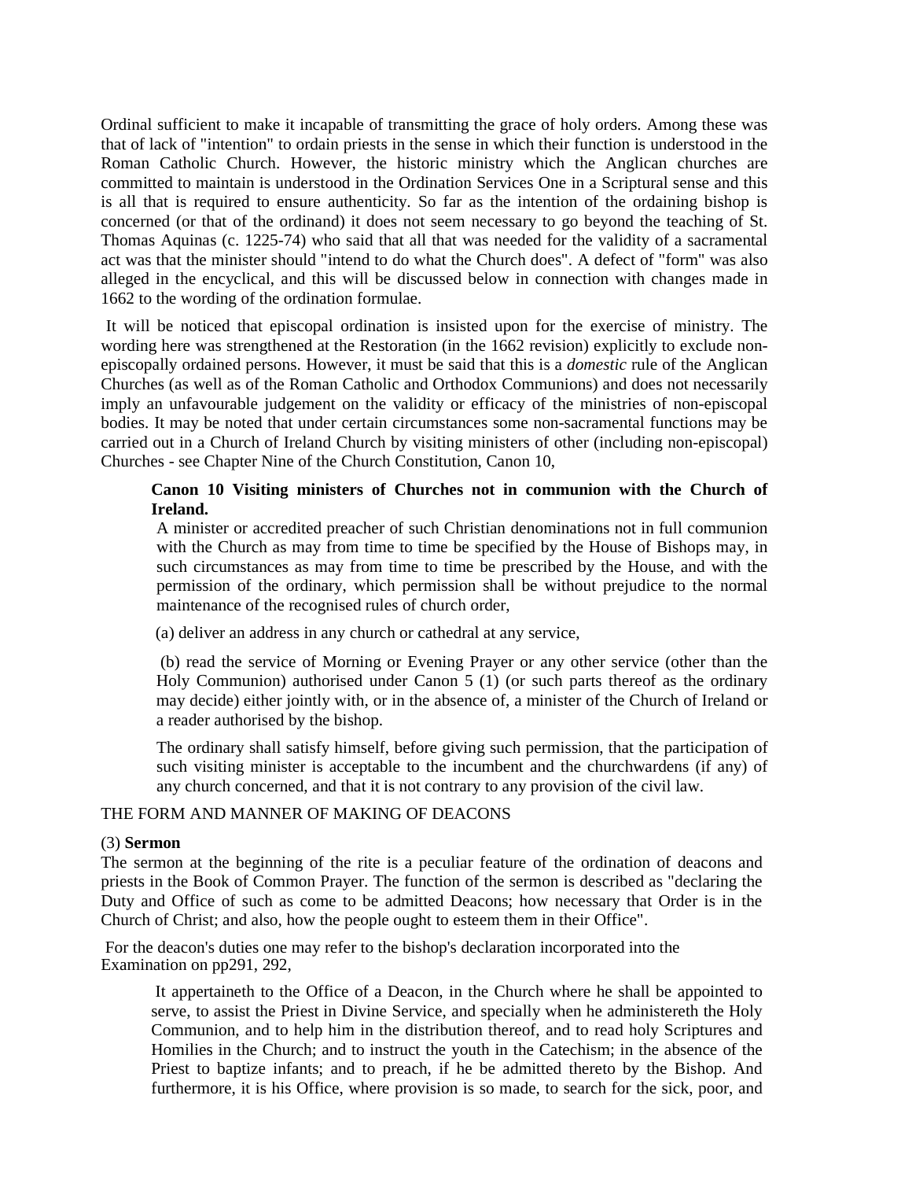Ordinal sufficient to make it incapable of transmitting the grace of holy orders. Among these was that of lack of "intention" to ordain priests in the sense in which their function is understood in the Roman Catholic Church. However, the historic ministry which the Anglican churches are committed to maintain is understood in the Ordination Services One in a Scriptural sense and this is all that is required to ensure authenticity. So far as the intention of the ordaining bishop is concerned (or that of the ordinand) it does not seem necessary to go beyond the teaching of St. Thomas Aquinas (c. 1225-74) who said that all that was needed for the validity of a sacramental act was that the minister should "intend to do what the Church does". A defect of "form" was also alleged in the encyclical, and this will be discussed below in connection with changes made in 1662 to the wording of the ordination formulae.

It will be noticed that episcopal ordination is insisted upon for the exercise of ministry. The wording here was strengthened at the Restoration (in the 1662 revision) explicitly to exclude non-episcopally ordained persons. However, it must be said that this is a *domestic* rule of the Anglican Churches (as well as of the Roman Catholic and Orthodox Communions) and does not necessarily imply an unfavourable judgement on the validity or efficacy of the ministries of non-episcopal bodies. It may be noted that under certain circumstances some non-sacramental functions may be carried out in a Church of Ireland Church by visiting ministers of other (including non-episcopal) Churches - see Chapter Nine of the Church Constitution, Canon 10,

> **Canon 10 Visiting ministers of Churches not in communion with the Church of Ireland.**
>
> A minister or accredited preacher of such Christian denominations not in full communion with the Church as may from time to time be specified by the House of Bishops may, in such circumstances as may from time to time be prescribed by the House, and with the permission of the ordinary, which permission shall be without prejudice to the normal maintenance of the recognised rules of church order,
>
> (a) deliver an address in any church or cathedral at any service,
>
> (b) read the service of Morning or Evening Prayer or any other service (other than the Holy Communion) authorised under Canon 5 (1) (or such parts thereof as the ordinary may decide) either jointly with, or in the absence of, a minister of the Church of Ireland or a reader authorised by the bishop.
>
> The ordinary shall satisfy himself, before giving such permission, that the participation of such visiting minister is acceptable to the incumbent and the churchwardens (if any) of any church concerned, and that it is not contrary to any provision of the civil law.

THE FORM AND MANNER OF MAKING OF DEACONS

(3) **Sermon**

The sermon at the beginning of the rite is a peculiar feature of the ordination of deacons and priests in the Book of Common Prayer. The function of the sermon is described as "declaring the Duty and Office of such as come to be admitted Deacons; how necessary that Order is in the Church of Christ; and also, how the people ought to esteem them in their Office".

For the deacon's duties one may refer to the bishop's declaration incorporated into the Examination on pp291, 292,

> It appertaineth to the Office of a Deacon, in the Church where he shall be appointed to serve, to assist the Priest in Divine Service, and specially when he administereth the Holy Communion, and to help him in the distribution thereof, and to read holy Scriptures and Homilies in the Church; and to instruct the youth in the Catechism; in the absence of the Priest to baptize infants; and to preach, if he be admitted thereto by the Bishop. And furthermore, it is his Office, where provision is so made, to search for the sick, poor, and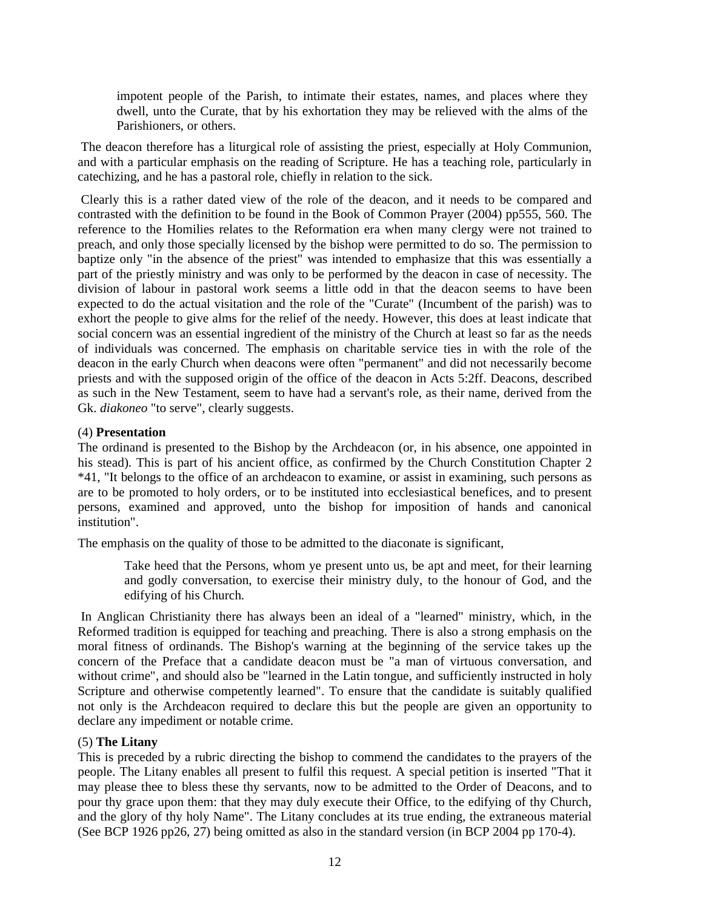> impotent people of the Parish, to intimate their estates, names, and places where they dwell, unto the Curate, that by his exhortation they may be relieved with the alms of the Parishioners, or others.

The deacon therefore has a liturgical role of assisting the priest, especially at Holy Communion, and with a particular emphasis on the reading of Scripture. He has a teaching role, particularly in catechizing, and he has a pastoral role, chiefly in relation to the sick.

Clearly this is a rather dated view of the role of the deacon, and it needs to be compared and contrasted with the definition to be found in the Book of Common Prayer (2004) pp555, 560. The reference to the Homilies relates to the Reformation era when many clergy were not trained to preach, and only those specially licensed by the bishop were permitted to do so. The permission to baptize only "in the absence of the priest" was intended to emphasize that this was essentially a part of the priestly ministry and was only to be performed by the deacon in case of necessity. The division of labour in pastoral work seems a little odd in that the deacon seems to have been expected to do the actual visitation and the role of the "Curate" (Incumbent of the parish) was to exhort the people to give alms for the relief of the needy. However, this does at least indicate that social concern was an essential ingredient of the ministry of the Church at least so far as the needs of individuals was concerned. The emphasis on charitable service ties in with the role of the deacon in the early Church when deacons were often "permanent" and did not necessarily become priests and with the supposed origin of the office of the deacon in Acts 5:2ff. Deacons, described as such in the New Testament, seem to have had a servant's role, as their name, derived from the Gk. *diakoneo* "to serve", clearly suggests.

(4) **Presentation**

The ordinand is presented to the Bishop by the Archdeacon (or, in his absence, one appointed in his stead). This is part of his ancient office, as confirmed by the Church Constitution Chapter 2 *41, "It belongs to the office of an archdeacon to examine, or assist in examining, such persons as are to be promoted to holy orders, or to be instituted into ecclesiastical benefices, and to present persons, examined and approved, unto the bishop for imposition of hands and canonical institution".

The emphasis on the quality of those to be admitted to the diaconate is significant,

> Take heed that the Persons, whom ye present unto us, be apt and meet, for their learning and godly conversation, to exercise their ministry duly, to the honour of God, and the edifying of his Church.

In Anglican Christianity there has always been an ideal of a "learned" ministry, which, in the Reformed tradition is equipped for teaching and preaching. There is also a strong emphasis on the moral fitness of ordinands. The Bishop's warning at the beginning of the service takes up the concern of the Preface that a candidate deacon must be "a man of virtuous conversation, and without crime", and should also be "learned in the Latin tongue, and sufficiently instructed in holy Scripture and otherwise competently learned". To ensure that the candidate is suitably qualified not only is the Archdeacon required to declare this but the people are given an opportunity to declare any impediment or notable crime.

(5) **The Litany**

This is preceded by a rubric directing the bishop to commend the candidates to the prayers of the people. The Litany enables all present to fulfil this request. A special petition is inserted "That it may please thee to bless these thy servants, now to be admitted to the Order of Deacons, and to pour thy grace upon them: that they may duly execute their Office, to the edifying of thy Church, and the glory of thy holy Name". The Litany concludes at its true ending, the extraneous material (See BCP 1926 pp26, 27) being omitted as also in the standard version (in BCP 2004 pp 170-4).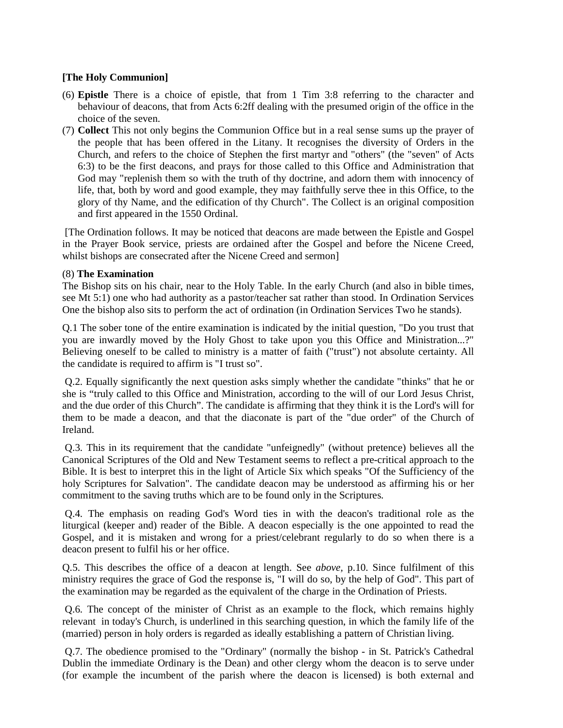**[The Holy Communion]**

(6) **Epistle** There is a choice of epistle, that from 1 Tim 3:8 referring to the character and behaviour of deacons, that from Acts 6:2ff dealing with the presumed origin of the office in the choice of the seven.

(7) **Collect** This not only begins the Communion Office but in a real sense sums up the prayer of the people that has been offered in the Litany. It recognises the diversity of Orders in the Church, and refers to the choice of Stephen the first martyr and "others" (the "seven" of Acts 6:3) to be the first deacons, and prays for those called to this Office and Administration that God may "replenish them so with the truth of thy doctrine, and adorn them with innocency of life, that, both by word and good example, they may faithfully serve thee in this Office, to the glory of thy Name, and the edification of thy Church". The Collect is an original composition and first appeared in the 1550 Ordinal.

[The Ordination follows. It may be noticed that deacons are made between the Epistle and Gospel in the Prayer Book service, priests are ordained after the Gospel and before the Nicene Creed, whilst bishops are consecrated after the Nicene Creed and sermon]

(8) **The Examination**

The Bishop sits on his chair, near to the Holy Table. In the early Church (and also in bible times, see Mt 5:1) one who had authority as a pastor/teacher sat rather than stood. In Ordination Services One the bishop also sits to perform the act of ordination (in Ordination Services Two he stands).

Q.1 The sober tone of the entire examination is indicated by the initial question, "Do you trust that you are inwardly moved by the Holy Ghost to take upon you this Office and Ministration...?" Believing oneself to be called to ministry is a matter of faith ("trust") not absolute certainty. All the candidate is required to affirm is "I trust so".

Q.2. Equally significantly the next question asks simply whether the candidate "thinks" that he or she is "truly called to this Office and Ministration, according to the will of our Lord Jesus Christ, and the due order of this Church". The candidate is affirming that they think it is the Lord's will for them to be made a deacon, and that the diaconate is part of the "due order" of the Church of Ireland.

Q.3. This in its requirement that the candidate "unfeignedly" (without pretence) believes all the Canonical Scriptures of the Old and New Testament seems to reflect a pre-critical approach to the Bible. It is best to interpret this in the light of Article Six which speaks "Of the Sufficiency of the holy Scriptures for Salvation". The candidate deacon may be understood as affirming his or her commitment to the saving truths which are to be found only in the Scriptures.

Q.4. The emphasis on reading God's Word ties in with the deacon's traditional role as the liturgical (keeper and) reader of the Bible. A deacon especially is the one appointed to read the Gospel, and it is mistaken and wrong for a priest/celebrant regularly to do so when there is a deacon present to fulfil his or her office.

Q.5. This describes the office of a deacon at length. See *above*, p.10. Since fulfilment of this ministry requires the grace of God the response is, "I will do so, by the help of God". This part of the examination may be regarded as the equivalent of the charge in the Ordination of Priests.

Q.6. The concept of the minister of Christ as an example to the flock, which remains highly relevant in today's Church, is underlined in this searching question, in which the family life of the (married) person in holy orders is regarded as ideally establishing a pattern of Christian living.

Q.7. The obedience promised to the "Ordinary" (normally the bishop - in St. Patrick's Cathedral Dublin the immediate Ordinary is the Dean) and other clergy whom the deacon is to serve under (for example the incumbent of the parish where the deacon is licensed) is both external and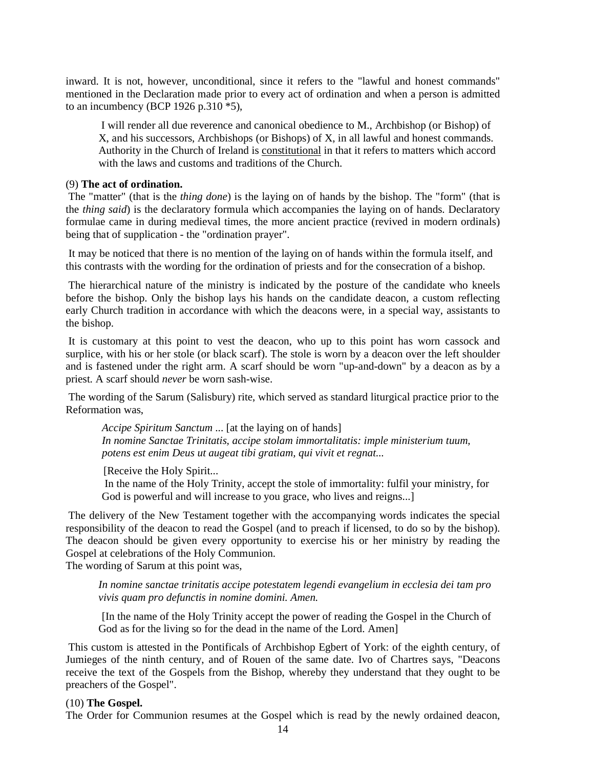inward. It is not, however, unconditional, since it refers to the "lawful and honest commands" mentioned in the Declaration made prior to every act of ordination and when a person is admitted to an incumbency (BCP 1926 p.310 *5),

> I will render all due reverence and canonical obedience to M., Archbishop (or Bishop) of X, and his successors, Archbishops (or Bishops) of X, in all lawful and honest commands. Authority in the Church of Ireland is <u>constitutional</u> in that it refers to matters which accord with the laws and customs and traditions of the Church.

(9) **The act of ordination.**

The "matter" (that is the *thing done*) is the laying on of hands by the bishop. The "form" (that is the *thing said*) is the declaratory formula which accompanies the laying on of hands. Declaratory formulae came in during medieval times, the more ancient practice (revived in modern ordinals) being that of supplication - the "ordination prayer".

It may be noticed that there is no mention of the laying on of hands within the formula itself, and this contrasts with the wording for the ordination of priests and for the consecration of a bishop.

The hierarchical nature of the ministry is indicated by the posture of the candidate who kneels before the bishop. Only the bishop lays his hands on the candidate deacon, a custom reflecting early Church tradition in accordance with which the deacons were, in a special way, assistants to the bishop.

It is customary at this point to vest the deacon, who up to this point has worn cassock and surplice, with his or her stole (or black scarf). The stole is worn by a deacon over the left shoulder and is fastened under the right arm. A scarf should be worn "up-and-down" by a deacon as by a priest. A scarf should *never* be worn sash-wise.

The wording of the Sarum (Salisbury) rite, which served as standard liturgical practice prior to the Reformation was,

> *Accipe Spiritum Sanctum* ... [at the laying on of hands]
> *In nomine Sanctae Trinitatis, accipe stolam immortalitatis: imple ministerium tuum, potens est enim Deus ut augeat tibi gratiam, qui vivit et regnat...*
>
> [Receive the Holy Spirit...
> In the name of the Holy Trinity, accept the stole of immortality: fulfil your ministry, for God is powerful and will increase to you grace, who lives and reigns...]

The delivery of the New Testament together with the accompanying words indicates the special responsibility of the deacon to read the Gospel (and to preach if licensed, to do so by the bishop). The deacon should be given every opportunity to exercise his or her ministry by reading the Gospel at celebrations of the Holy Communion.
The wording of Sarum at this point was,

> *In nomine sanctae trinitatis accipe potestatem legendi evangelium in ecclesia dei tam pro vivis quam pro defunctis in nomine domini. Amen.*
>
> [In the name of the Holy Trinity accept the power of reading the Gospel in the Church of God as for the living so for the dead in the name of the Lord. Amen]

This custom is attested in the Pontificals of Archbishop Egbert of York: of the eighth century, of Jumieges of the ninth century, and of Rouen of the same date. Ivo of Chartres says, "Deacons receive the text of the Gospels from the Bishop, whereby they understand that they ought to be preachers of the Gospel".

(10) **The Gospel.**

The Order for Communion resumes at the Gospel which is read by the newly ordained deacon,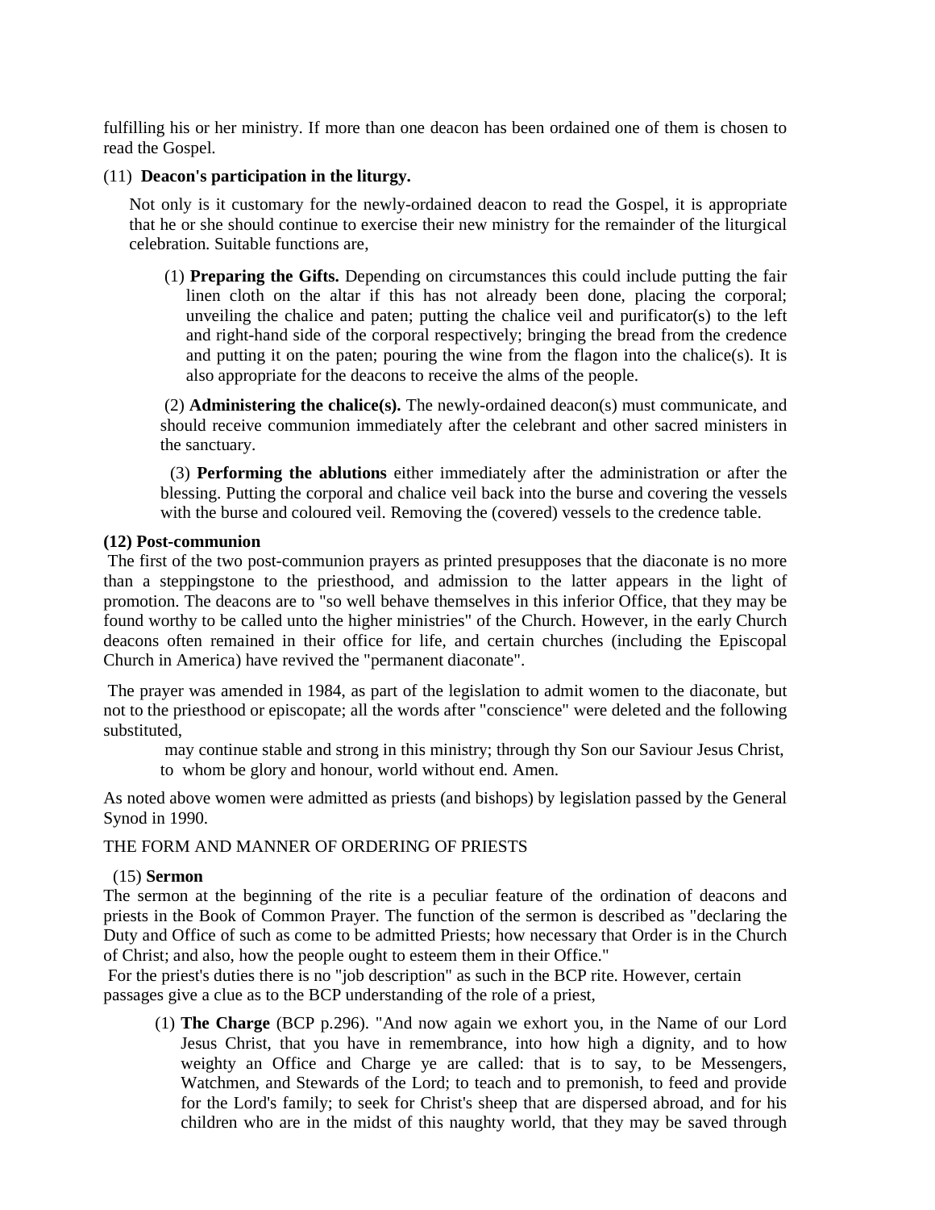fulfilling his or her ministry. If more than one deacon has been ordained one of them is chosen to read the Gospel.

(11) **Deacon's participation in the liturgy.**

Not only is it customary for the newly-ordained deacon to read the Gospel, it is appropriate that he or she should continue to exercise their new ministry for the remainder of the liturgical celebration. Suitable functions are,

(1) **Preparing the Gifts.** Depending on circumstances this could include putting the fair linen cloth on the altar if this has not already been done, placing the corporal; unveiling the chalice and paten; putting the chalice veil and purificator(s) to the left and right-hand side of the corporal respectively; bringing the bread from the credence and putting it on the paten; pouring the wine from the flagon into the chalice(s). It is also appropriate for the deacons to receive the alms of the people.

(2) **Administering the chalice(s).** The newly-ordained deacon(s) must communicate, and should receive communion immediately after the celebrant and other sacred ministers in the sanctuary.

(3) **Performing the ablutions** either immediately after the administration or after the blessing. Putting the corporal and chalice veil back into the burse and covering the vessels with the burse and coloured veil. Removing the (covered) vessels to the credence table.

**(12) Post-communion**

The first of the two post-communion prayers as printed presupposes that the diaconate is no more than a steppingstone to the priesthood, and admission to the latter appears in the light of promotion. The deacons are to "so well behave themselves in this inferior Office, that they may be found worthy to be called unto the higher ministries" of the Church. However, in the early Church deacons often remained in their office for life, and certain churches (including the Episcopal Church in America) have revived the "permanent diaconate".

The prayer was amended in 1984, as part of the legislation to admit women to the diaconate, but not to the priesthood or episcopate; all the words after "conscience" were deleted and the following substituted,

> may continue stable and strong in this ministry; through thy Son our Saviour Jesus Christ, to whom be glory and honour, world without end. Amen.

As noted above women were admitted as priests (and bishops) by legislation passed by the General Synod in 1990.

THE FORM AND MANNER OF ORDERING OF PRIESTS

(15) **Sermon**

The sermon at the beginning of the rite is a peculiar feature of the ordination of deacons and priests in the Book of Common Prayer. The function of the sermon is described as "declaring the Duty and Office of such as come to be admitted Priests; how necessary that Order is in the Church of Christ; and also, how the people ought to esteem them in their Office."

For the priest's duties there is no "job description" as such in the BCP rite. However, certain passages give a clue as to the BCP understanding of the role of a priest,

(1) **The Charge** (BCP p.296). "And now again we exhort you, in the Name of our Lord Jesus Christ, that you have in remembrance, into how high a dignity, and to how weighty an Office and Charge ye are called: that is to say, to be Messengers, Watchmen, and Stewards of the Lord; to teach and to premonish, to feed and provide for the Lord's family; to seek for Christ's sheep that are dispersed abroad, and for his children who are in the midst of this naughty world, that they may be saved through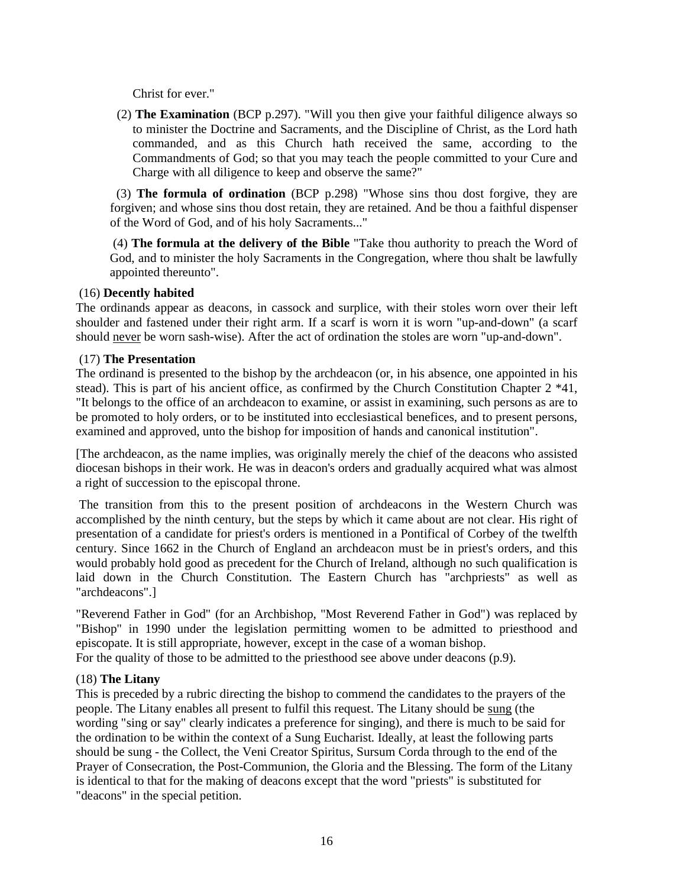Christ for ever."

(2) **The Examination** (BCP p.297). "Will you then give your faithful diligence always so to minister the Doctrine and Sacraments, and the Discipline of Christ, as the Lord hath commanded, and as this Church hath received the same, according to the Commandments of God; so that you may teach the people committed to your Cure and Charge with all diligence to keep and observe the same?"

(3) **The formula of ordination** (BCP p.298) "Whose sins thou dost forgive, they are forgiven; and whose sins thou dost retain, they are retained. And be thou a faithful dispenser of the Word of God, and of his holy Sacraments..."

(4) **The formula at the delivery of the Bible** "Take thou authority to preach the Word of God, and to minister the holy Sacraments in the Congregation, where thou shalt be lawfully appointed thereunto".

(16) **Decently habited**

The ordinands appear as deacons, in cassock and surplice, with their stoles worn over their left shoulder and fastened under their right arm. If a scarf is worn it is worn "up-and-down" (a scarf should <u>never</u> be worn sash-wise). After the act of ordination the stoles are worn "up-and-down".

(17) **The Presentation**

The ordinand is presented to the bishop by the archdeacon (or, in his absence, one appointed in his stead). This is part of his ancient office, as confirmed by the Church Constitution Chapter 2 *41, "It belongs to the office of an archdeacon to examine, or assist in examining, such persons as are to be promoted to holy orders, or to be instituted into ecclesiastical benefices, and to present persons, examined and approved, unto the bishop for imposition of hands and canonical institution".

[The archdeacon, as the name implies, was originally merely the chief of the deacons who assisted diocesan bishops in their work. He was in deacon's orders and gradually acquired what was almost a right of succession to the episcopal throne.

The transition from this to the present position of archdeacons in the Western Church was accomplished by the ninth century, but the steps by which it came about are not clear. His right of presentation of a candidate for priest's orders is mentioned in a Pontifical of Corbey of the twelfth century. Since 1662 in the Church of England an archdeacon must be in priest's orders, and this would probably hold good as precedent for the Church of Ireland, although no such qualification is laid down in the Church Constitution. The Eastern Church has "archpriests" as well as "archdeacons".]

"Reverend Father in God" (for an Archbishop, "Most Reverend Father in God") was replaced by "Bishop" in 1990 under the legislation permitting women to be admitted to priesthood and episcopate. It is still appropriate, however, except in the case of a woman bishop.
For the quality of those to be admitted to the priesthood see above under deacons (p.9).

(18) **The Litany**

This is preceded by a rubric directing the bishop to commend the candidates to the prayers of the people. The Litany enables all present to fulfil this request. The Litany should be <u>sung</u> (the wording "sing or say" clearly indicates a preference for singing), and there is much to be said for the ordination to be within the context of a Sung Eucharist. Ideally, at least the following parts should be sung - the Collect, the Veni Creator Spiritus, Sursum Corda through to the end of the Prayer of Consecration, the Post-Communion, the Gloria and the Blessing. The form of the Litany is identical to that for the making of deacons except that the word "priests" is substituted for "deacons" in the special petition.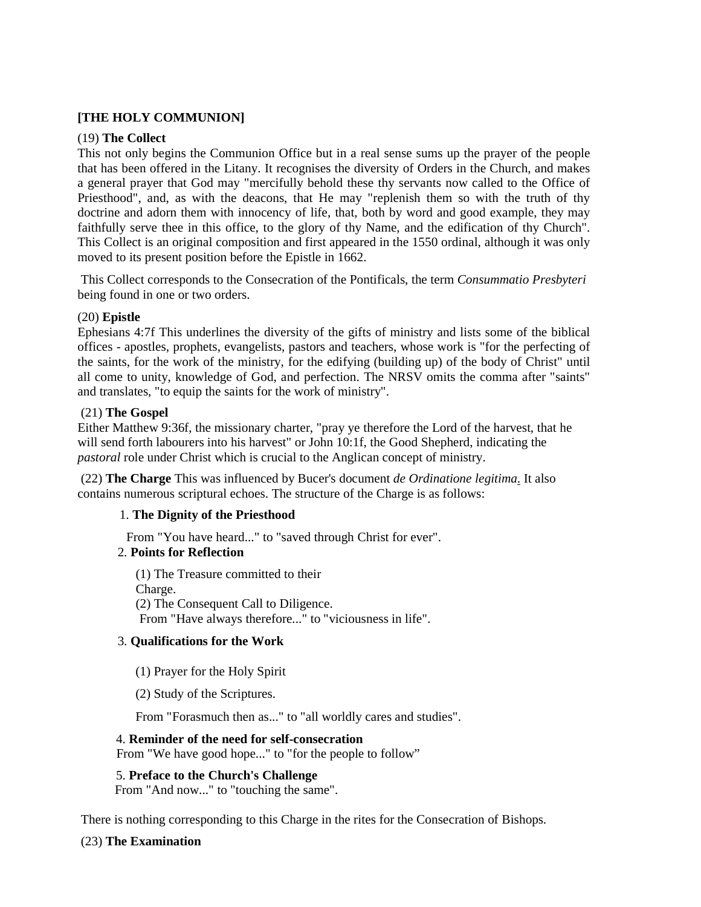**[THE HOLY COMMUNION]**

(19) **The Collect**
This not only begins the Communion Office but in a real sense sums up the prayer of the people that has been offered in the Litany. It recognises the diversity of Orders in the Church, and makes a general prayer that God may "mercifully behold these thy servants now called to the Office of Priesthood", and, as with the deacons, that He may "replenish them so with the truth of thy doctrine and adorn them with innocency of life, that, both by word and good example, they may faithfully serve thee in this office, to the glory of thy Name, and the edification of thy Church". This Collect is an original composition and first appeared in the 1550 ordinal, although it was only moved to its present position before the Epistle in 1662.

This Collect corresponds to the Consecration of the Pontificals, the term *Consummatio Presbyteri* being found in one or two orders.

(20) **Epistle**
Ephesians 4:7f This underlines the diversity of the gifts of ministry and lists some of the biblical offices - apostles, prophets, evangelists, pastors and teachers, whose work is "for the perfecting of the saints, for the work of the ministry, for the edifying (building up) of the body of Christ" until all come to unity, knowledge of God, and perfection. The NRSV omits the comma after "saints" and translates, "to equip the saints for the work of ministry".

(21) **The Gospel**
Either Matthew 9:36f, the missionary charter, "pray ye therefore the Lord of the harvest, that he will send forth labourers into his harvest" or John 10:1f, the Good Shepherd, indicating the *pastoral* role under Christ which is crucial to the Anglican concept of ministry.

(22) **The Charge** This was influenced by Bucer's document *de Ordinatione legitima*. It also contains numerous scriptural echoes. The structure of the Charge is as follows:

1. **The Dignity of the Priesthood**

   From "You have heard..." to "saved through Christ for ever".

2. **Points for Reflection**

   (1) The Treasure committed to their Charge.
   (2) The Consequent Call to Diligence.
   From "Have always therefore..." to "viciousness in life".

3. **Qualifications for the Work**

   (1) Prayer for the Holy Spirit

   (2) Study of the Scriptures.

   From "Forasmuch then as..." to "all worldly cares and studies".

4. **Reminder of the need for self-consecration**
   From "We have good hope..." to "for the people to follow"

5. **Preface to the Church's Challenge**
   From "And now..." to "touching the same".

There is nothing corresponding to this Charge in the rites for the Consecration of Bishops.

(23) **The Examination**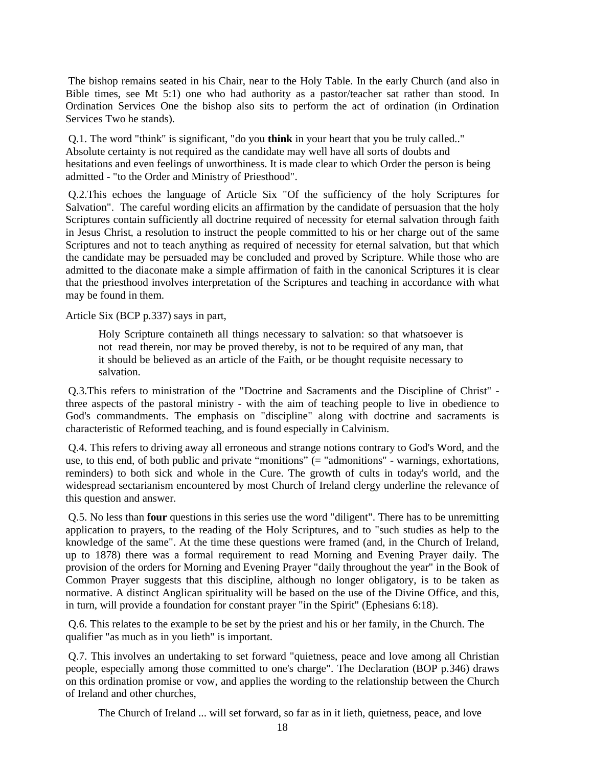The bishop remains seated in his Chair, near to the Holy Table. In the early Church (and also in Bible times, see Mt 5:1) one who had authority as a pastor/teacher sat rather than stood. In Ordination Services One the bishop also sits to perform the act of ordination (in Ordination Services Two he stands).

Q.1. The word "think" is significant, "do you **think** in your heart that you be truly called.." Absolute certainty is not required as the candidate may well have all sorts of doubts and hesitations and even feelings of unworthiness. It is made clear to which Order the person is being admitted - "to the Order and Ministry of Priesthood".

Q.2.This echoes the language of Article Six "Of the sufficiency of the holy Scriptures for Salvation". The careful wording elicits an affirmation by the candidate of persuasion that the holy Scriptures contain sufficiently all doctrine required of necessity for eternal salvation through faith in Jesus Christ, a resolution to instruct the people committed to his or her charge out of the same Scriptures and not to teach anything as required of necessity for eternal salvation, but that which the candidate may be persuaded may be concluded and proved by Scripture. While those who are admitted to the diaconate make a simple affirmation of faith in the canonical Scriptures it is clear that the priesthood involves interpretation of the Scriptures and teaching in accordance with what may be found in them.

Article Six (BCP p.337) says in part,

> Holy Scripture containeth all things necessary to salvation: so that whatsoever is not read therein, nor may be proved thereby, is not to be required of any man, that it should be believed as an article of the Faith, or be thought requisite necessary to salvation.

Q.3.This refers to ministration of the "Doctrine and Sacraments and the Discipline of Christ" - three aspects of the pastoral ministry - with the aim of teaching people to live in obedience to God's commandments. The emphasis on "discipline" along with doctrine and sacraments is characteristic of Reformed teaching, and is found especially in Calvinism.

Q.4. This refers to driving away all erroneous and strange notions contrary to God's Word, and the use, to this end, of both public and private "monitions" (= "admonitions" - warnings, exhortations, reminders) to both sick and whole in the Cure. The growth of cults in today's world, and the widespread sectarianism encountered by most Church of Ireland clergy underline the relevance of this question and answer.

Q.5. No less than **four** questions in this series use the word "diligent". There has to be unremitting application to prayers, to the reading of the Holy Scriptures, and to "such studies as help to the knowledge of the same". At the time these questions were framed (and, in the Church of Ireland, up to 1878) there was a formal requirement to read Morning and Evening Prayer daily. The provision of the orders for Morning and Evening Prayer "daily throughout the year" in the Book of Common Prayer suggests that this discipline, although no longer obligatory, is to be taken as normative. A distinct Anglican spirituality will be based on the use of the Divine Office, and this, in turn, will provide a foundation for constant prayer "in the Spirit" (Ephesians 6:18).

Q.6. This relates to the example to be set by the priest and his or her family, in the Church. The qualifier "as much as in you lieth" is important.

Q.7. This involves an undertaking to set forward "quietness, peace and love among all Christian people, especially among those committed to one's charge". The Declaration (BOP p.346) draws on this ordination promise or vow, and applies the wording to the relationship between the Church of Ireland and other churches,

> The Church of Ireland ... will set forward, so far as in it lieth, quietness, peace, and love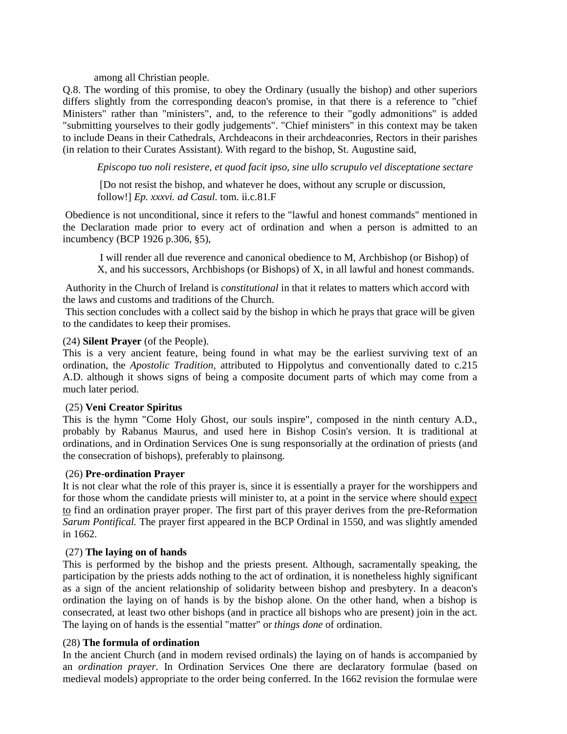among all Christian people.

Q.8. The wording of this promise, to obey the Ordinary (usually the bishop) and other superiors differs slightly from the corresponding deacon's promise, in that there is a reference to "chief Ministers" rather than "ministers", and, to the reference to their "godly admonitions" is added "submitting yourselves to their godly judgements". "Chief ministers" in this context may be taken to include Deans in their Cathedrals, Archdeacons in their archdeaconries, Rectors in their parishes (in relation to their Curates Assistant). With regard to the bishop, St. Augustine said,

> *Episcopo tuo noli resistere, et quod facit ipso, sine ullo scrupulo vel disceptatione sectare*
>
> [Do not resist the bishop, and whatever he does, without any scruple or discussion, follow!] *Ep. xxxvi. ad Casul.* tom. ii.c.81.F

Obedience is not unconditional, since it refers to the "lawful and honest commands" mentioned in the Declaration made prior to every act of ordination and when a person is admitted to an incumbency (BCP 1926 p.306, §5),

> I will render all due reverence and canonical obedience to M, Archbishop (or Bishop) of X, and his successors, Archbishops (or Bishops) of X, in all lawful and honest commands.

Authority in the Church of Ireland is *constitutional* in that it relates to matters which accord with the laws and customs and traditions of the Church.

This section concludes with a collect said by the bishop in which he prays that grace will be given to the candidates to keep their promises.

(24) **Silent Prayer** (of the People).

This is a very ancient feature, being found in what may be the earliest surviving text of an ordination, the *Apostolic Tradition*, attributed to Hippolytus and conventionally dated to c.215 A.D. although it shows signs of being a composite document parts of which may come from a much later period.

(25) **Veni Creator Spiritus**

This is the hymn "Come Holy Ghost, our souls inspire", composed in the ninth century A.D., probably by Rabanus Maurus, and used here in Bishop Cosin's version. It is traditional at ordinations, and in Ordination Services One is sung responsorially at the ordination of priests (and the consecration of bishops), preferably to plainsong.

(26) **Pre-ordination Prayer**

It is not clear what the role of this prayer is, since it is essentially a prayer for the worshippers and for those whom the candidate priests will minister to, at a point in the service where should expect to find an ordination prayer proper. The first part of this prayer derives from the pre-Reformation *Sarum Pontifical.* The prayer first appeared in the BCP Ordinal in 1550, and was slightly amended in 1662.

(27) **The laying on of hands**

This is performed by the bishop and the priests present. Although, sacramentally speaking, the participation by the priests adds nothing to the act of ordination, it is nonetheless highly significant as a sign of the ancient relationship of solidarity between bishop and presbytery. In a deacon's ordination the laying on of hands is by the bishop alone. On the other hand, when a bishop is consecrated, at least two other bishops (and in practice all bishops who are present) join in the act. The laying on of hands is the essential "matter" or *things done* of ordination.

(28) **The formula of ordination**

In the ancient Church (and in modern revised ordinals) the laying on of hands is accompanied by an *ordination prayer*. In Ordination Services One there are declaratory formulae (based on medieval models) appropriate to the order being conferred. In the 1662 revision the formulae were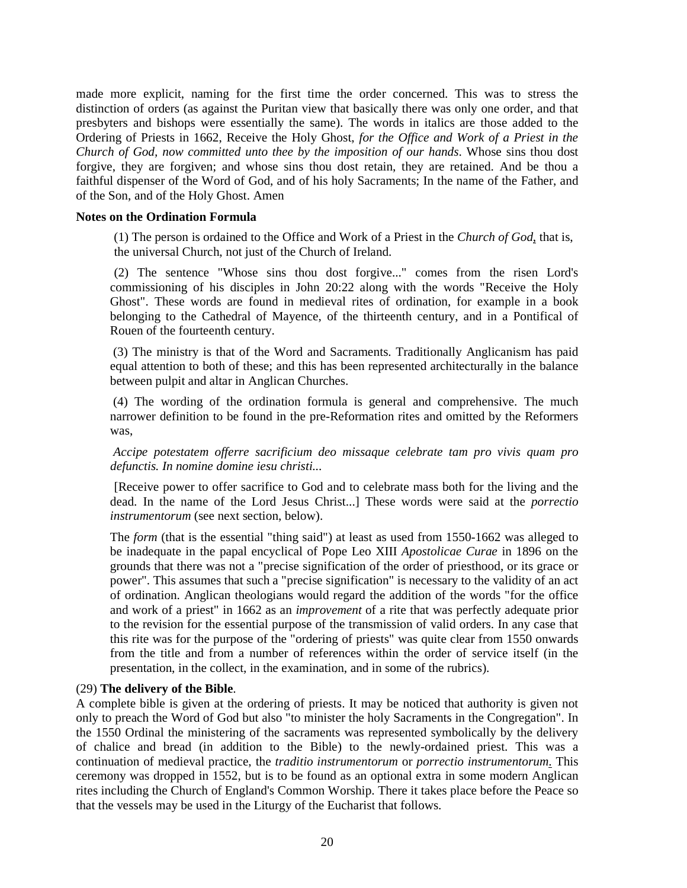made more explicit, naming for the first time the order concerned. This was to stress the distinction of orders (as against the Puritan view that basically there was only one order, and that presbyters and bishops were essentially the same). The words in italics are those added to the Ordering of Priests in 1662, Receive the Holy Ghost, *for the Office and Work of a Priest in the Church of God, now committed unto thee by the imposition of our hands*. Whose sins thou dost forgive, they are forgiven; and whose sins thou dost retain, they are retained. And be thou a faithful dispenser of the Word of God, and of his holy Sacraments; In the name of the Father, and of the Son, and of the Holy Ghost. Amen

**Notes on the Ordination Formula**

(1) The person is ordained to the Office and Work of a Priest in the *Church of God*, that is, the universal Church, not just of the Church of Ireland.

(2) The sentence "Whose sins thou dost forgive..." comes from the risen Lord's commissioning of his disciples in John 20:22 along with the words "Receive the Holy Ghost". These words are found in medieval rites of ordination, for example in a book belonging to the Cathedral of Mayence, of the thirteenth century, and in a Pontifical of Rouen of the fourteenth century.

(3) The ministry is that of the Word and Sacraments. Traditionally Anglicanism has paid equal attention to both of these; and this has been represented architecturally in the balance between pulpit and altar in Anglican Churches.

(4) The wording of the ordination formula is general and comprehensive. The much narrower definition to be found in the pre-Reformation rites and omitted by the Reformers was,

*Accipe potestatem offerre sacrificium deo missaque celebrate tam pro vivis quam pro defunctis. In nomine domine iesu christi...*

[Receive power to offer sacrifice to God and to celebrate mass both for the living and the dead. In the name of the Lord Jesus Christ...] These words were said at the *porrectio instrumentorum* (see next section, below).

The *form* (that is the essential "thing said") at least as used from 1550-1662 was alleged to be inadequate in the papal encyclical of Pope Leo XIII *Apostolicae Curae* in 1896 on the grounds that there was not a "precise signification of the order of priesthood, or its grace or power". This assumes that such a "precise signification" is necessary to the validity of an act of ordination. Anglican theologians would regard the addition of the words "for the office and work of a priest" in 1662 as an *improvement* of a rite that was perfectly adequate prior to the revision for the essential purpose of the transmission of valid orders. In any case that this rite was for the purpose of the "ordering of priests" was quite clear from 1550 onwards from the title and from a number of references within the order of service itself (in the presentation, in the collect, in the examination, and in some of the rubrics).

(29) **The delivery of the Bible**.

A complete bible is given at the ordering of priests. It may be noticed that authority is given not only to preach the Word of God but also "to minister the holy Sacraments in the Congregation". In the 1550 Ordinal the ministering of the sacraments was represented symbolically by the delivery of chalice and bread (in addition to the Bible) to the newly-ordained priest. This was a continuation of medieval practice, the *traditio instrumentorum* or *porrectio instrumentorum*. This ceremony was dropped in 1552, but is to be found as an optional extra in some modern Anglican rites including the Church of England's Common Worship. There it takes place before the Peace so that the vessels may be used in the Liturgy of the Eucharist that follows.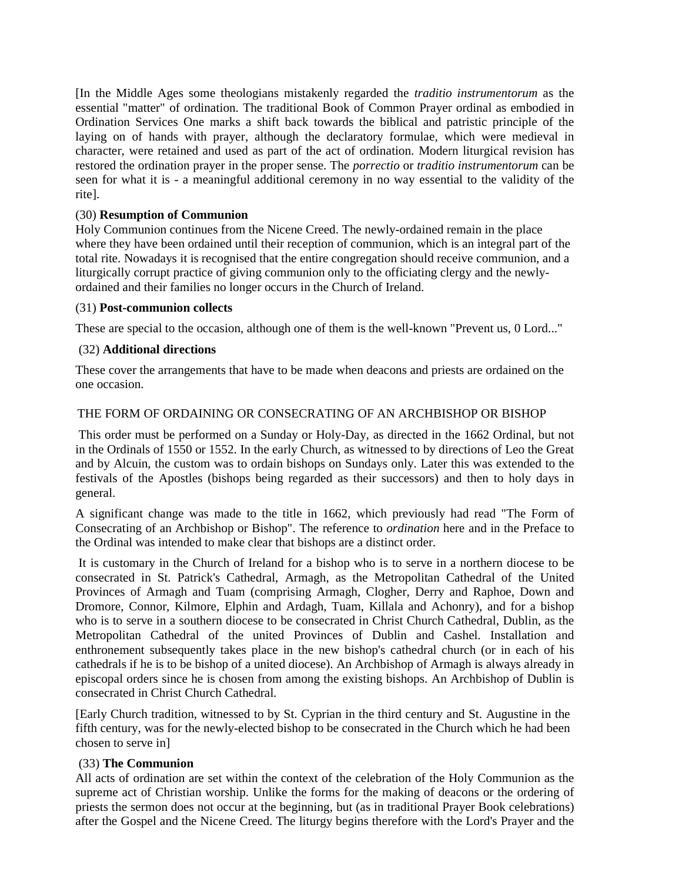[In the Middle Ages some theologians mistakenly regarded the *traditio instrumentorum* as the essential "matter" of ordination. The traditional Book of Common Prayer ordinal as embodied in Ordination Services One marks a shift back towards the biblical and patristic principle of the laying on of hands with prayer, although the declaratory formulae, which were medieval in character, were retained and used as part of the act of ordination. Modern liturgical revision has restored the ordination prayer in the proper sense. The *porrectio* or *traditio instrumentorum* can be seen for what it is - a meaningful additional ceremony in no way essential to the validity of the rite].

(30) **Resumption of Communion**

Holy Communion continues from the Nicene Creed. The newly-ordained remain in the place where they have been ordained until their reception of communion, which is an integral part of the total rite. Nowadays it is recognised that the entire congregation should receive communion, and a liturgically corrupt practice of giving communion only to the officiating clergy and the newly-ordained and their families no longer occurs in the Church of Ireland.

(31) **Post-communion collects**

These are special to the occasion, although one of them is the well-known "Prevent us, 0 Lord..."

(32) **Additional directions**

These cover the arrangements that have to be made when deacons and priests are ordained on the one occasion.

THE FORM OF ORDAINING OR CONSECRATING OF AN ARCHBISHOP OR BISHOP

This order must be performed on a Sunday or Holy-Day, as directed in the 1662 Ordinal, but not in the Ordinals of 1550 or 1552. In the early Church, as witnessed to by directions of Leo the Great and by Alcuin, the custom was to ordain bishops on Sundays only. Later this was extended to the festivals of the Apostles (bishops being regarded as their successors) and then to holy days in general.

A significant change was made to the title in 1662, which previously had read "The Form of Consecrating of an Archbishop or Bishop". The reference to *ordination* here and in the Preface to the Ordinal was intended to make clear that bishops are a distinct order.

It is customary in the Church of Ireland for a bishop who is to serve in a northern diocese to be consecrated in St. Patrick's Cathedral, Armagh, as the Metropolitan Cathedral of the United Provinces of Armagh and Tuam (comprising Armagh, Clogher, Derry and Raphoe, Down and Dromore, Connor, Kilmore, Elphin and Ardagh, Tuam, Killala and Achonry), and for a bishop who is to serve in a southern diocese to be consecrated in Christ Church Cathedral, Dublin, as the Metropolitan Cathedral of the united Provinces of Dublin and Cashel. Installation and enthronement subsequently takes place in the new bishop's cathedral church (or in each of his cathedrals if he is to be bishop of a united diocese). An Archbishop of Armagh is always already in episcopal orders since he is chosen from among the existing bishops. An Archbishop of Dublin is consecrated in Christ Church Cathedral.

[Early Church tradition, witnessed to by St. Cyprian in the third century and St. Augustine in the fifth century, was for the newly-elected bishop to be consecrated in the Church which he had been chosen to serve in]

(33) **The Communion**

All acts of ordination are set within the context of the celebration of the Holy Communion as the supreme act of Christian worship. Unlike the forms for the making of deacons or the ordering of priests the sermon does not occur at the beginning, but (as in traditional Prayer Book celebrations) after the Gospel and the Nicene Creed. The liturgy begins therefore with the Lord's Prayer and the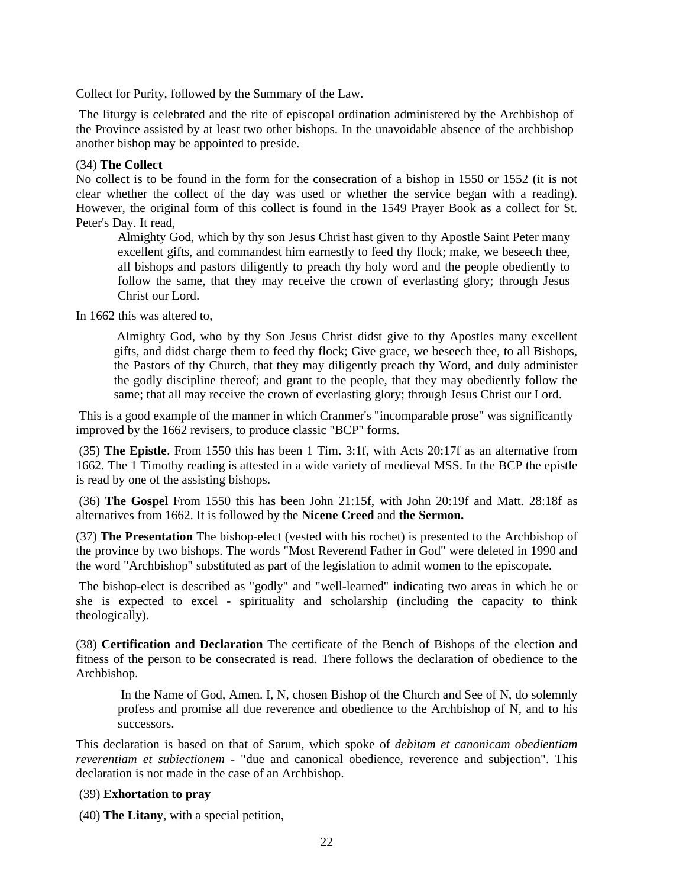Collect for Purity, followed by the Summary of the Law.

The liturgy is celebrated and the rite of episcopal ordination administered by the Archbishop of the Province assisted by at least two other bishops. In the unavoidable absence of the archbishop another bishop may be appointed to preside.

(34) **The Collect**
No collect is to be found in the form for the consecration of a bishop in 1550 or 1552 (it is not clear whether the collect of the day was used or whether the service began with a reading). However, the original form of this collect is found in the 1549 Prayer Book as a collect for St. Peter's Day. It read,

> Almighty God, which by thy son Jesus Christ hast given to thy Apostle Saint Peter many excellent gifts, and commandest him earnestly to feed thy flock; make, we beseech thee, all bishops and pastors diligently to preach thy holy word and the people obediently to follow the same, that they may receive the crown of everlasting glory; through Jesus Christ our Lord.

In 1662 this was altered to,

> Almighty God, who by thy Son Jesus Christ didst give to thy Apostles many excellent gifts, and didst charge them to feed thy flock; Give grace, we beseech thee, to all Bishops, the Pastors of thy Church, that they may diligently preach thy Word, and duly administer the godly discipline thereof; and grant to the people, that they may obediently follow the same; that all may receive the crown of everlasting glory; through Jesus Christ our Lord.

This is a good example of the manner in which Cranmer's "incomparable prose" was significantly improved by the 1662 revisers, to produce classic "BCP" forms.

(35) **The Epistle**. From 1550 this has been 1 Tim. 3:1f, with Acts 20:17f as an alternative from 1662. The 1 Timothy reading is attested in a wide variety of medieval MSS. In the BCP the epistle is read by one of the assisting bishops.

(36) **The Gospel** From 1550 this has been John 21:15f, with John 20:19f and Matt. 28:18f as alternatives from 1662. It is followed by the **Nicene Creed** and **the Sermon.**

(37) **The Presentation** The bishop-elect (vested with his rochet) is presented to the Archbishop of the province by two bishops. The words "Most Reverend Father in God" were deleted in 1990 and the word "Archbishop" substituted as part of the legislation to admit women to the episcopate.

The bishop-elect is described as "godly" and "well-learned" indicating two areas in which he or she is expected to excel - spirituality and scholarship (including the capacity to think theologically).

(38) **Certification and Declaration** The certificate of the Bench of Bishops of the election and fitness of the person to be consecrated is read. There follows the declaration of obedience to the Archbishop.

> In the Name of God, Amen. I, N, chosen Bishop of the Church and See of N, do solemnly profess and promise all due reverence and obedience to the Archbishop of N, and to his successors.

This declaration is based on that of Sarum, which spoke of *debitam et canonicam obedientiam reverentiam et subiectionem* - "due and canonical obedience, reverence and subjection". This declaration is not made in the case of an Archbishop.

(39) **Exhortation to pray**

(40) **The Litany**, with a special petition,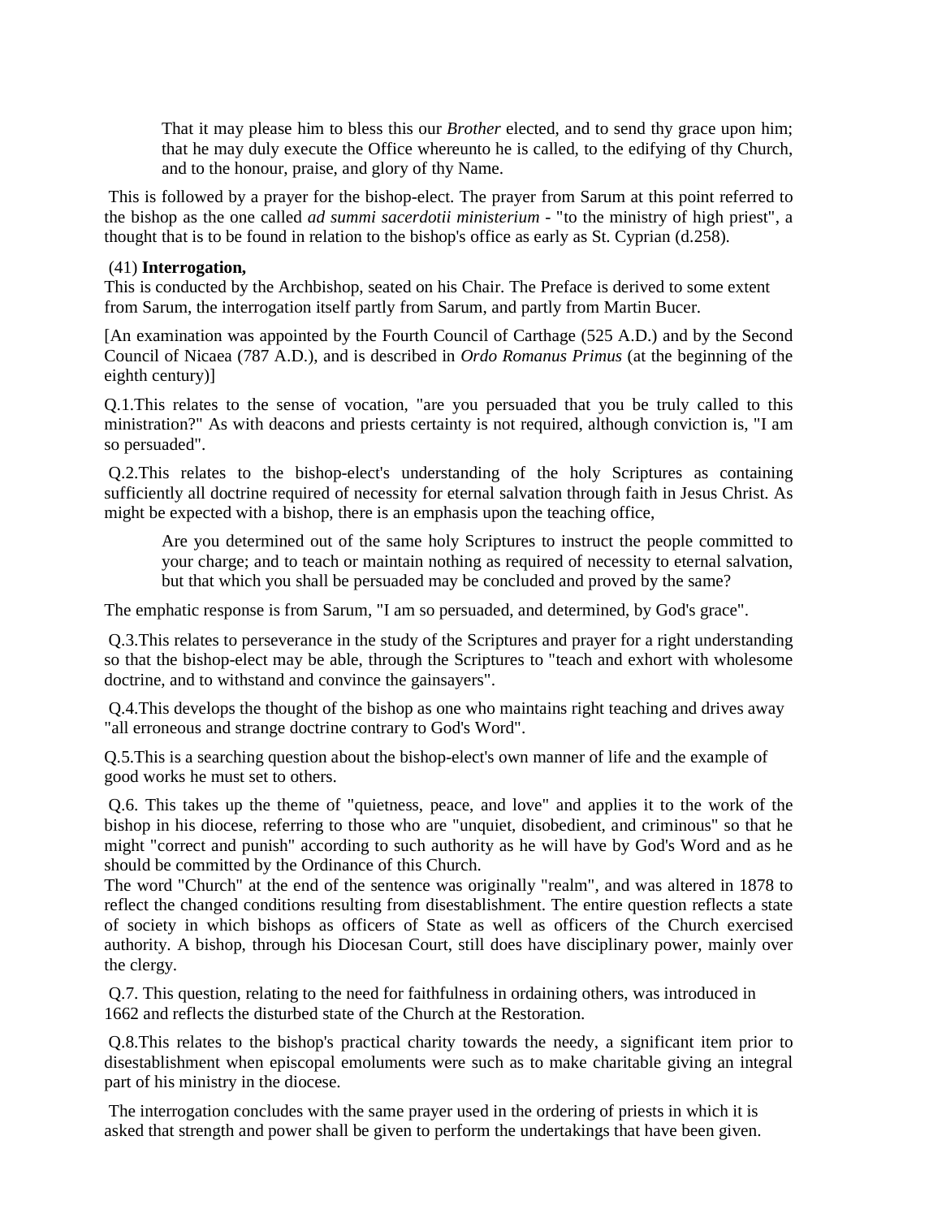> That it may please him to bless this our *Brother* elected, and to send thy grace upon him; that he may duly execute the Office whereunto he is called, to the edifying of thy Church, and to the honour, praise, and glory of thy Name.

This is followed by a prayer for the bishop-elect. The prayer from Sarum at this point referred to the bishop as the one called *ad summi sacerdotii ministerium* - "to the ministry of high priest", a thought that is to be found in relation to the bishop's office as early as St. Cyprian (d.258).

(41) **Interrogation,**

This is conducted by the Archbishop, seated on his Chair. The Preface is derived to some extent from Sarum, the interrogation itself partly from Sarum, and partly from Martin Bucer.

[An examination was appointed by the Fourth Council of Carthage (525 A.D.) and by the Second Council of Nicaea (787 A.D.), and is described in *Ordo Romanus Primus* (at the beginning of the eighth century)]

Q.1.This relates to the sense of vocation, "are you persuaded that you be truly called to this ministration?" As with deacons and priests certainty is not required, although conviction is, "I am so persuaded".

Q.2.This relates to the bishop-elect's understanding of the holy Scriptures as containing sufficiently all doctrine required of necessity for eternal salvation through faith in Jesus Christ. As might be expected with a bishop, there is an emphasis upon the teaching office,

> Are you determined out of the same holy Scriptures to instruct the people committed to your charge; and to teach or maintain nothing as required of necessity to eternal salvation, but that which you shall be persuaded may be concluded and proved by the same?

The emphatic response is from Sarum, "I am so persuaded, and determined, by God's grace".

Q.3.This relates to perseverance in the study of the Scriptures and prayer for a right understanding so that the bishop-elect may be able, through the Scriptures to "teach and exhort with wholesome doctrine, and to withstand and convince the gainsayers".

Q.4.This develops the thought of the bishop as one who maintains right teaching and drives away "all erroneous and strange doctrine contrary to God's Word".

Q.5.This is a searching question about the bishop-elect's own manner of life and the example of good works he must set to others.

Q.6. This takes up the theme of "quietness, peace, and love" and applies it to the work of the bishop in his diocese, referring to those who are "unquiet, disobedient, and criminous" so that he might "correct and punish" according to such authority as he will have by God's Word and as he should be committed by the Ordinance of this Church.

The word "Church" at the end of the sentence was originally "realm", and was altered in 1878 to reflect the changed conditions resulting from disestablishment. The entire question reflects a state of society in which bishops as officers of State as well as officers of the Church exercised authority. A bishop, through his Diocesan Court, still does have disciplinary power, mainly over the clergy.

Q.7. This question, relating to the need for faithfulness in ordaining others, was introduced in 1662 and reflects the disturbed state of the Church at the Restoration.

Q.8.This relates to the bishop's practical charity towards the needy, a significant item prior to disestablishment when episcopal emoluments were such as to make charitable giving an integral part of his ministry in the diocese.

The interrogation concludes with the same prayer used in the ordering of priests in which it is asked that strength and power shall be given to perform the undertakings that have been given.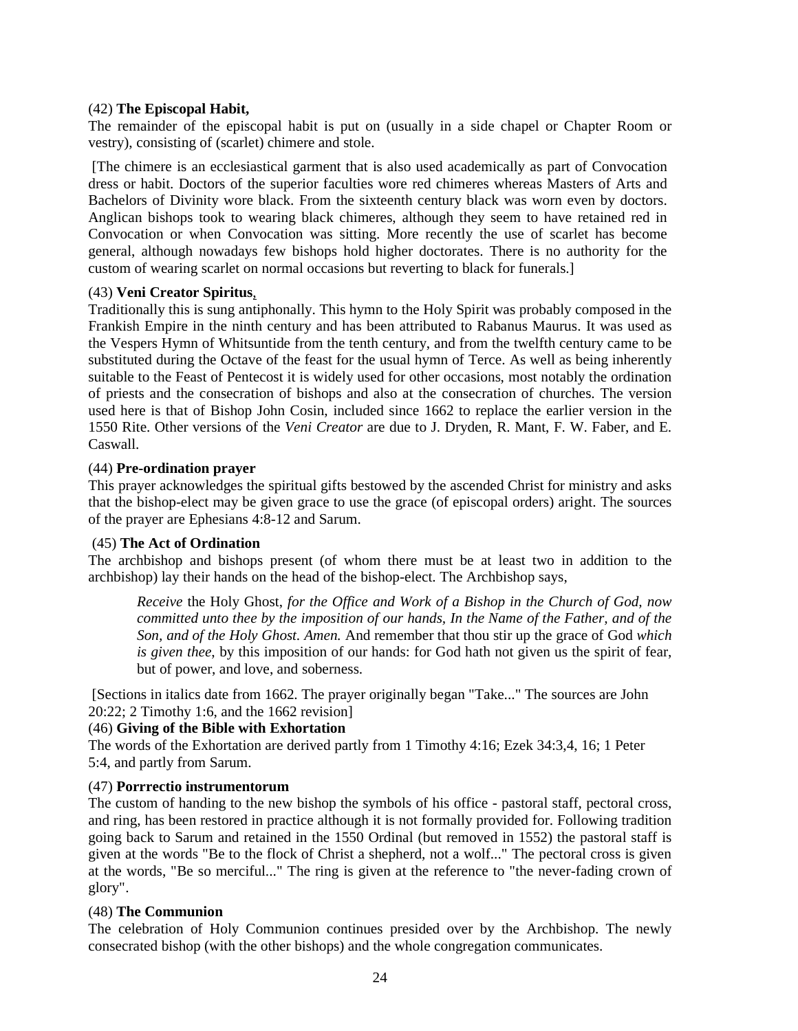(42) **The Episcopal Habit,**

The remainder of the episcopal habit is put on (usually in a side chapel or Chapter Room or vestry), consisting of (scarlet) chimere and stole.

[The chimere is an ecclesiastical garment that is also used academically as part of Convocation dress or habit. Doctors of the superior faculties wore red chimeres whereas Masters of Arts and Bachelors of Divinity wore black. From the sixteenth century black was worn even by doctors. Anglican bishops took to wearing black chimeres, although they seem to have retained red in Convocation or when Convocation was sitting. More recently the use of scarlet has become general, although nowadays few bishops hold higher doctorates. There is no authority for the custom of wearing scarlet on normal occasions but reverting to black for funerals.]

(43) **Veni Creator Spiritus**,

Traditionally this is sung antiphonally. This hymn to the Holy Spirit was probably composed in the Frankish Empire in the ninth century and has been attributed to Rabanus Maurus. It was used as the Vespers Hymn of Whitsuntide from the tenth century, and from the twelfth century came to be substituted during the Octave of the feast for the usual hymn of Terce. As well as being inherently suitable to the Feast of Pentecost it is widely used for other occasions, most notably the ordination of priests and the consecration of bishops and also at the consecration of churches. The version used here is that of Bishop John Cosin, included since 1662 to replace the earlier version in the 1550 Rite. Other versions of the *Veni Creator* are due to J. Dryden, R. Mant, F. W. Faber, and E. Caswall.

(44) **Pre-ordination prayer**

This prayer acknowledges the spiritual gifts bestowed by the ascended Christ for ministry and asks that the bishop-elect may be given grace to use the grace (of episcopal orders) aright. The sources of the prayer are Ephesians 4:8-12 and Sarum.

(45) **The Act of Ordination**

The archbishop and bishops present (of whom there must be at least two in addition to the archbishop) lay their hands on the head of the bishop-elect. The Archbishop says,

> *Receive* the Holy Ghost, *for the Office and Work of a Bishop in the Church of God, now committed unto thee by the imposition of our hands, In the Name of the Father, and of the Son, and of the Holy Ghost. Amen.* And remember that thou stir up the grace of God *which is given thee*, by this imposition of our hands: for God hath not given us the spirit of fear, but of power, and love, and soberness.

[Sections in italics date from 1662. The prayer originally began "Take..." The sources are John 20:22; 2 Timothy 1:6, and the 1662 revision]

(46) **Giving of the Bible with Exhortation**

The words of the Exhortation are derived partly from 1 Timothy 4:16; Ezek 34:3,4, 16; 1 Peter 5:4, and partly from Sarum.

(47) **Porrrectio instrumentorum**

The custom of handing to the new bishop the symbols of his office - pastoral staff, pectoral cross, and ring, has been restored in practice although it is not formally provided for. Following tradition going back to Sarum and retained in the 1550 Ordinal (but removed in 1552) the pastoral staff is given at the words "Be to the flock of Christ a shepherd, not a wolf..." The pectoral cross is given at the words, "Be so merciful..." The ring is given at the reference to "the never-fading crown of glory".

(48) **The Communion**

The celebration of Holy Communion continues presided over by the Archbishop. The newly consecrated bishop (with the other bishops) and the whole congregation communicates.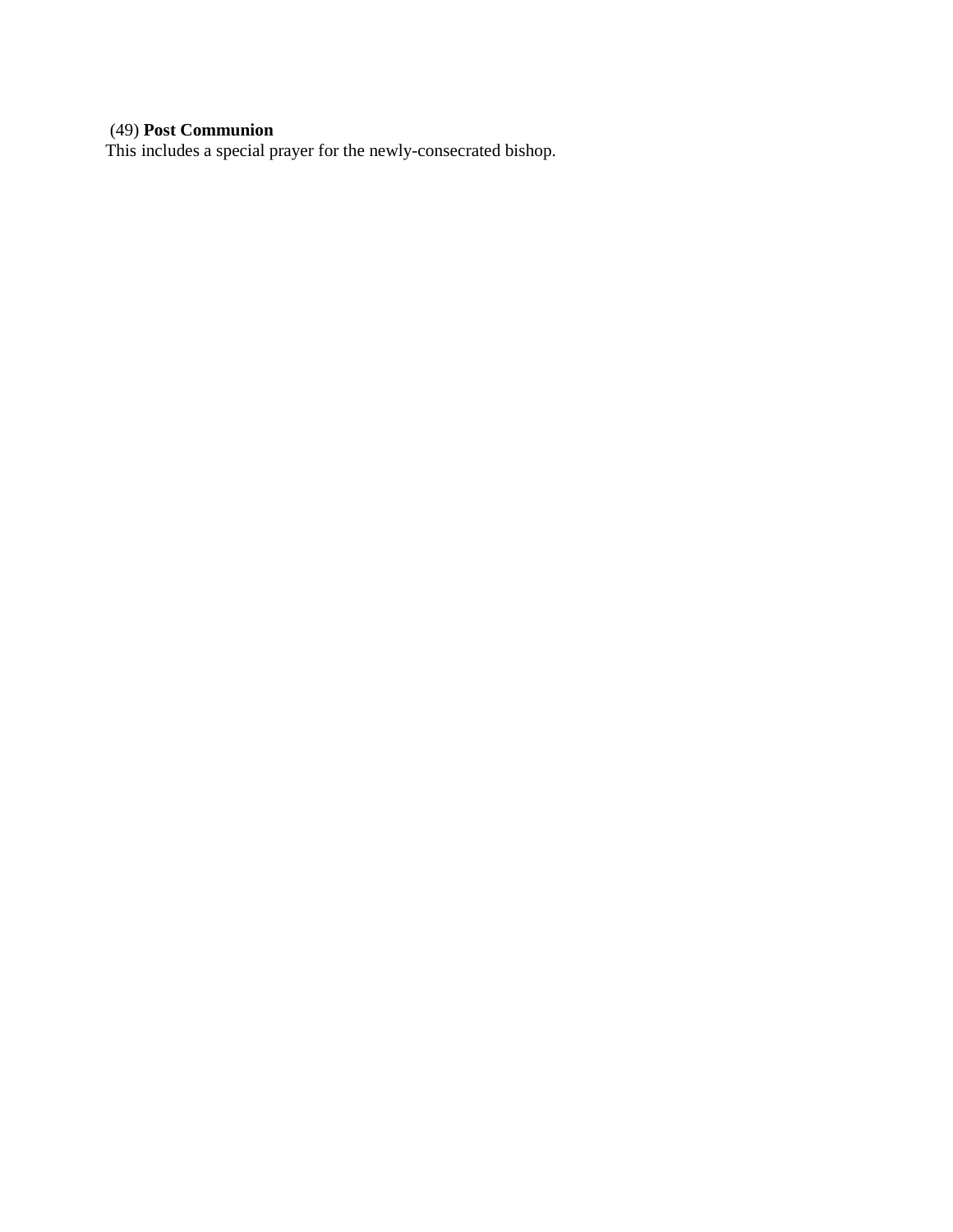(49) **Post Communion**

This includes a special prayer for the newly-consecrated bishop.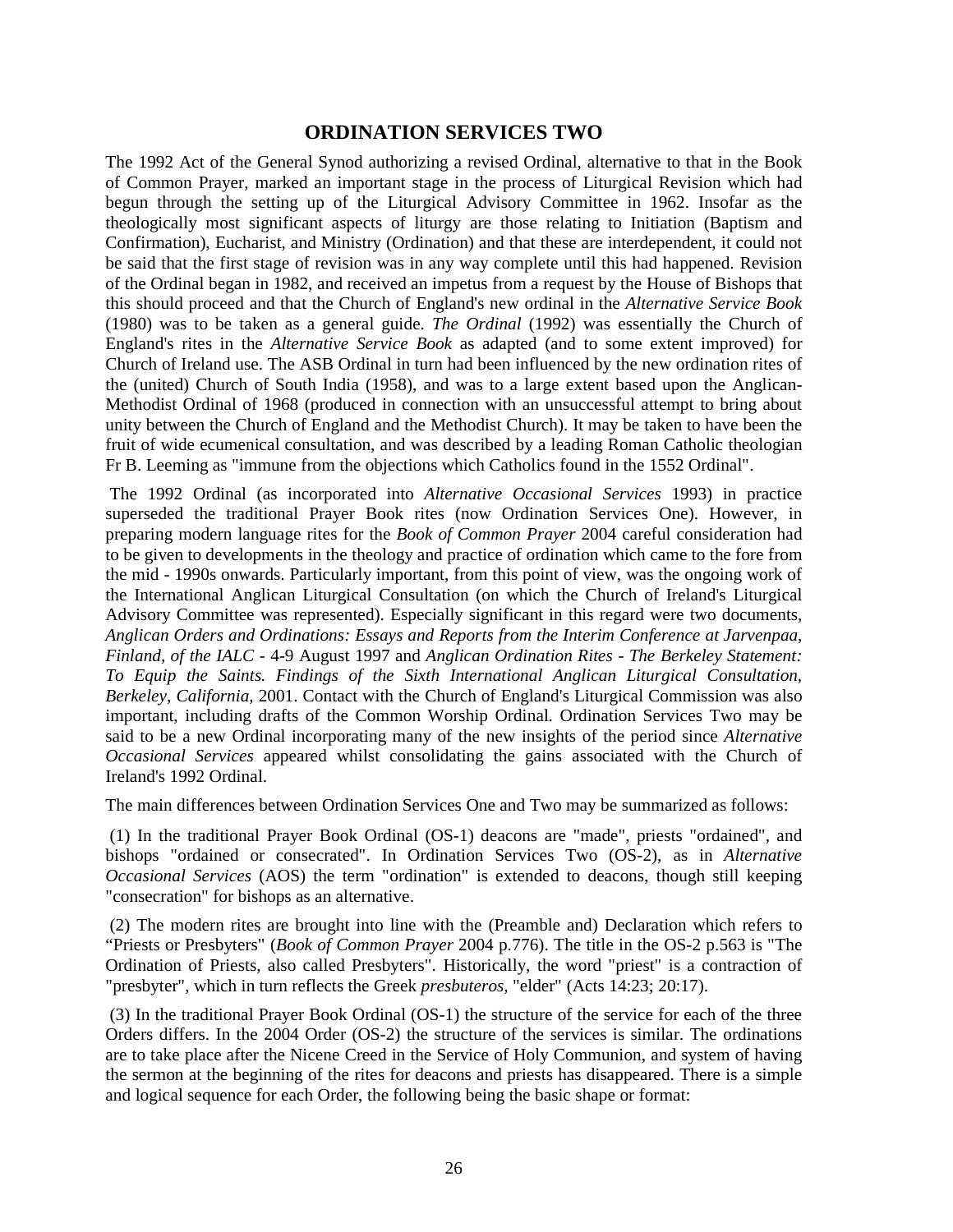## ORDINATION SERVICES TWO

The 1992 Act of the General Synod authorizing a revised Ordinal, alternative to that in the Book of Common Prayer, marked an important stage in the process of Liturgical Revision which had begun through the setting up of the Liturgical Advisory Committee in 1962. Insofar as the theologically most significant aspects of liturgy are those relating to Initiation (Baptism and Confirmation), Eucharist, and Ministry (Ordination) and that these are interdependent, it could not be said that the first stage of revision was in any way complete until this had happened. Revision of the Ordinal began in 1982, and received an impetus from a request by the House of Bishops that this should proceed and that the Church of England's new ordinal in the *Alternative Service Book* (1980) was to be taken as a general guide. *The Ordinal* (1992) was essentially the Church of England's rites in the *Alternative Service Book* as adapted (and to some extent improved) for Church of Ireland use. The ASB Ordinal in turn had been influenced by the new ordination rites of the (united) Church of South India (1958), and was to a large extent based upon the Anglican-Methodist Ordinal of 1968 (produced in connection with an unsuccessful attempt to bring about unity between the Church of England and the Methodist Church). It may be taken to have been the fruit of wide ecumenical consultation, and was described by a leading Roman Catholic theologian Fr B. Leeming as "immune from the objections which Catholics found in the 1552 Ordinal".

The 1992 Ordinal (as incorporated into *Alternative Occasional Services* 1993) in practice superseded the traditional Prayer Book rites (now Ordination Services One). However, in preparing modern language rites for the *Book of Common Prayer* 2004 careful consideration had to be given to developments in the theology and practice of ordination which came to the fore from the mid - 1990s onwards. Particularly important, from this point of view, was the ongoing work of the International Anglican Liturgical Consultation (on which the Church of Ireland's Liturgical Advisory Committee was represented). Especially significant in this regard were two documents, *Anglican Orders and Ordinations: Essays and Reports from the Interim Conference at Jarvenpaa, Finland, of the IALC* - 4-9 August 1997 and *Anglican Ordination Rites - The Berkeley Statement: To Equip the Saints. Findings of the Sixth International Anglican Liturgical Consultation, Berkeley, California*, 2001. Contact with the Church of England's Liturgical Commission was also important, including drafts of the Common Worship Ordinal. Ordination Services Two may be said to be a new Ordinal incorporating many of the new insights of the period since *Alternative Occasional Services* appeared whilst consolidating the gains associated with the Church of Ireland's 1992 Ordinal.

The main differences between Ordination Services One and Two may be summarized as follows:

(1) In the traditional Prayer Book Ordinal (OS-1) deacons are "made", priests "ordained", and bishops "ordained or consecrated". In Ordination Services Two (OS-2), as in *Alternative Occasional Services* (AOS) the term "ordination" is extended to deacons, though still keeping "consecration" for bishops as an alternative.

(2) The modern rites are brought into line with the (Preamble and) Declaration which refers to "Priests or Presbyters" (*Book of Common Prayer* 2004 p.776). The title in the OS-2 p.563 is "The Ordination of Priests, also called Presbyters". Historically, the word "priest" is a contraction of "presbyter", which in turn reflects the Greek *presbuteros,* "elder" (Acts 14:23; 20:17).

(3) In the traditional Prayer Book Ordinal (OS-1) the structure of the service for each of the three Orders differs. In the 2004 Order (OS-2) the structure of the services is similar. The ordinations are to take place after the Nicene Creed in the Service of Holy Communion, and system of having the sermon at the beginning of the rites for deacons and priests has disappeared. There is a simple and logical sequence for each Order, the following being the basic shape or format: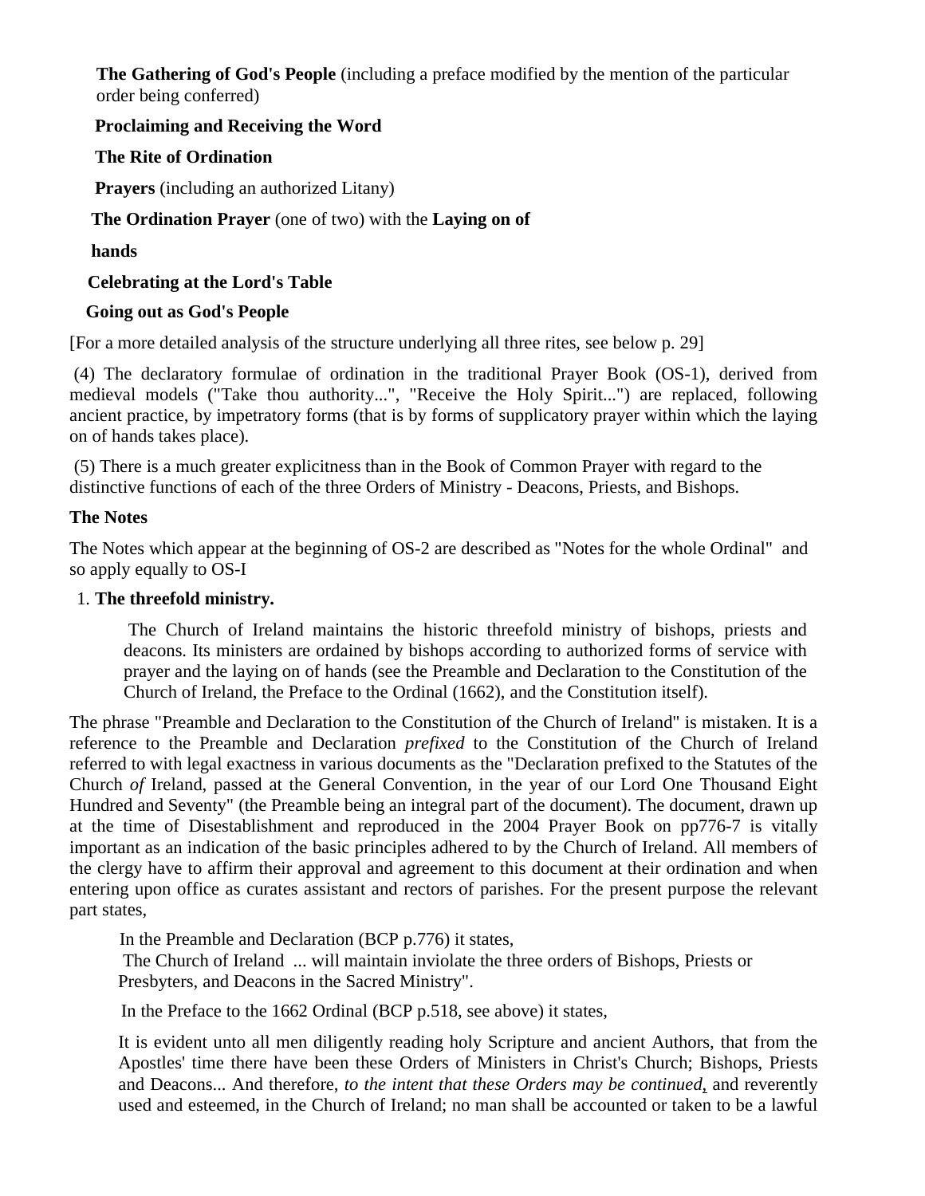**The Gathering of God's People** (including a preface modified by the mention of the particular order being conferred)

**Proclaiming and Receiving the Word**

**The Rite of Ordination**

**Prayers** (including an authorized Litany)

**The Ordination Prayer** (one of two) with the **Laying on of hands**

**Celebrating at the Lord's Table**

**Going out as God's People**

[For a more detailed analysis of the structure underlying all three rites, see below p. 29]

(4) The declaratory formulae of ordination in the traditional Prayer Book (OS-1), derived from medieval models ("Take thou authority...", "Receive the Holy Spirit...") are replaced, following ancient practice, by impetratory forms (that is by forms of supplicatory prayer within which the laying on of hands takes place).

(5) There is a much greater explicitness than in the Book of Common Prayer with regard to the distinctive functions of each of the three Orders of Ministry - Deacons, Priests, and Bishops.

**The Notes**

The Notes which appear at the beginning of OS-2 are described as "Notes for the whole Ordinal" and so apply equally to OS-I

1. **The threefold ministry.**

> The Church of Ireland maintains the historic threefold ministry of bishops, priests and deacons. Its ministers are ordained by bishops according to authorized forms of service with prayer and the laying on of hands (see the Preamble and Declaration to the Constitution of the Church of Ireland, the Preface to the Ordinal (1662), and the Constitution itself).

The phrase "Preamble and Declaration to the Constitution of the Church of Ireland" is mistaken. It is a reference to the Preamble and Declaration *prefixed* to the Constitution of the Church of Ireland referred to with legal exactness in various documents as the "Declaration prefixed to the Statutes of the Church *of* Ireland, passed at the General Convention, in the year of our Lord One Thousand Eight Hundred and Seventy" (the Preamble being an integral part of the document). The document, drawn up at the time of Disestablishment and reproduced in the 2004 Prayer Book on pp776-7 is vitally important as an indication of the basic principles adhered to by the Church of Ireland. All members of the clergy have to affirm their approval and agreement to this document at their ordination and when entering upon office as curates assistant and rectors of parishes. For the present purpose the relevant part states,

> In the Preamble and Declaration (BCP p.776) it states,
> The Church of Ireland ... will maintain inviolate the three orders of Bishops, Priests or Presbyters, and Deacons in the Sacred Ministry".
>
> In the Preface to the 1662 Ordinal (BCP p.518, see above) it states,
>
> It is evident unto all men diligently reading holy Scripture and ancient Authors, that from the Apostles' time there have been these Orders of Ministers in Christ's Church; Bishops, Priests and Deacons... And therefore, *to the intent that these Orders may be continued*, and reverently used and esteemed, in the Church of Ireland; no man shall be accounted or taken to be a lawful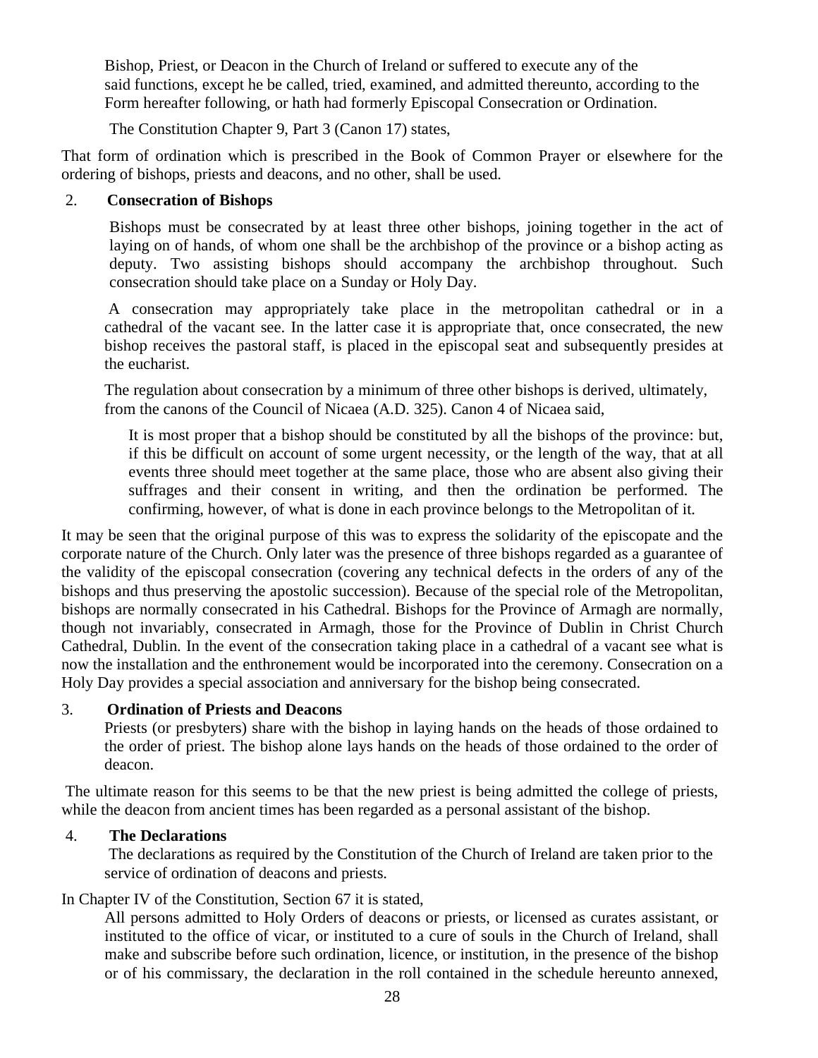Bishop, Priest, or Deacon in the Church of Ireland or suffered to execute any of the said functions, except he be called, tried, examined, and admitted thereunto, according to the Form hereafter following, or hath had formerly Episcopal Consecration or Ordination.

The Constitution Chapter 9, Part 3 (Canon 17) states,

That form of ordination which is prescribed in the Book of Common Prayer or elsewhere for the ordering of bishops, priests and deacons, and no other, shall be used.

2. **Consecration of Bishops**

Bishops must be consecrated by at least three other bishops, joining together in the act of laying on of hands, of whom one shall be the archbishop of the province or a bishop acting as deputy. Two assisting bishops should accompany the archbishop throughout. Such consecration should take place on a Sunday or Holy Day.

A consecration may appropriately take place in the metropolitan cathedral or in a cathedral of the vacant see. In the latter case it is appropriate that, once consecrated, the new bishop receives the pastoral staff, is placed in the episcopal seat and subsequently presides at the eucharist.

The regulation about consecration by a minimum of three other bishops is derived, ultimately, from the canons of the Council of Nicaea (A.D. 325). Canon 4 of Nicaea said,

> It is most proper that a bishop should be constituted by all the bishops of the province: but, if this be difficult on account of some urgent necessity, or the length of the way, that at all events three should meet together at the same place, those who are absent also giving their suffrages and their consent in writing, and then the ordination be performed. The confirming, however, of what is done in each province belongs to the Metropolitan of it.

It may be seen that the original purpose of this was to express the solidarity of the episcopate and the corporate nature of the Church. Only later was the presence of three bishops regarded as a guarantee of the validity of the episcopal consecration (covering any technical defects in the orders of any of the bishops and thus preserving the apostolic succession). Because of the special role of the Metropolitan, bishops are normally consecrated in his Cathedral. Bishops for the Province of Armagh are normally, though not invariably, consecrated in Armagh, those for the Province of Dublin in Christ Church Cathedral, Dublin. In the event of the consecration taking place in a cathedral of a vacant see what is now the installation and the enthronement would be incorporated into the ceremony. Consecration on a Holy Day provides a special association and anniversary for the bishop being consecrated.

3. **Ordination of Priests and Deacons**

Priests (or presbyters) share with the bishop in laying hands on the heads of those ordained to the order of priest. The bishop alone lays hands on the heads of those ordained to the order of deacon.

The ultimate reason for this seems to be that the new priest is being admitted the college of priests, while the deacon from ancient times has been regarded as a personal assistant of the bishop.

4. **The Declarations**

The declarations as required by the Constitution of the Church of Ireland are taken prior to the service of ordination of deacons and priests.

In Chapter IV of the Constitution, Section 67 it is stated,

> All persons admitted to Holy Orders of deacons or priests, or licensed as curates assistant, or instituted to the office of vicar, or instituted to a cure of souls in the Church of Ireland, shall make and subscribe before such ordination, licence, or institution, in the presence of the bishop or of his commissary, the declaration in the roll contained in the schedule hereunto annexed,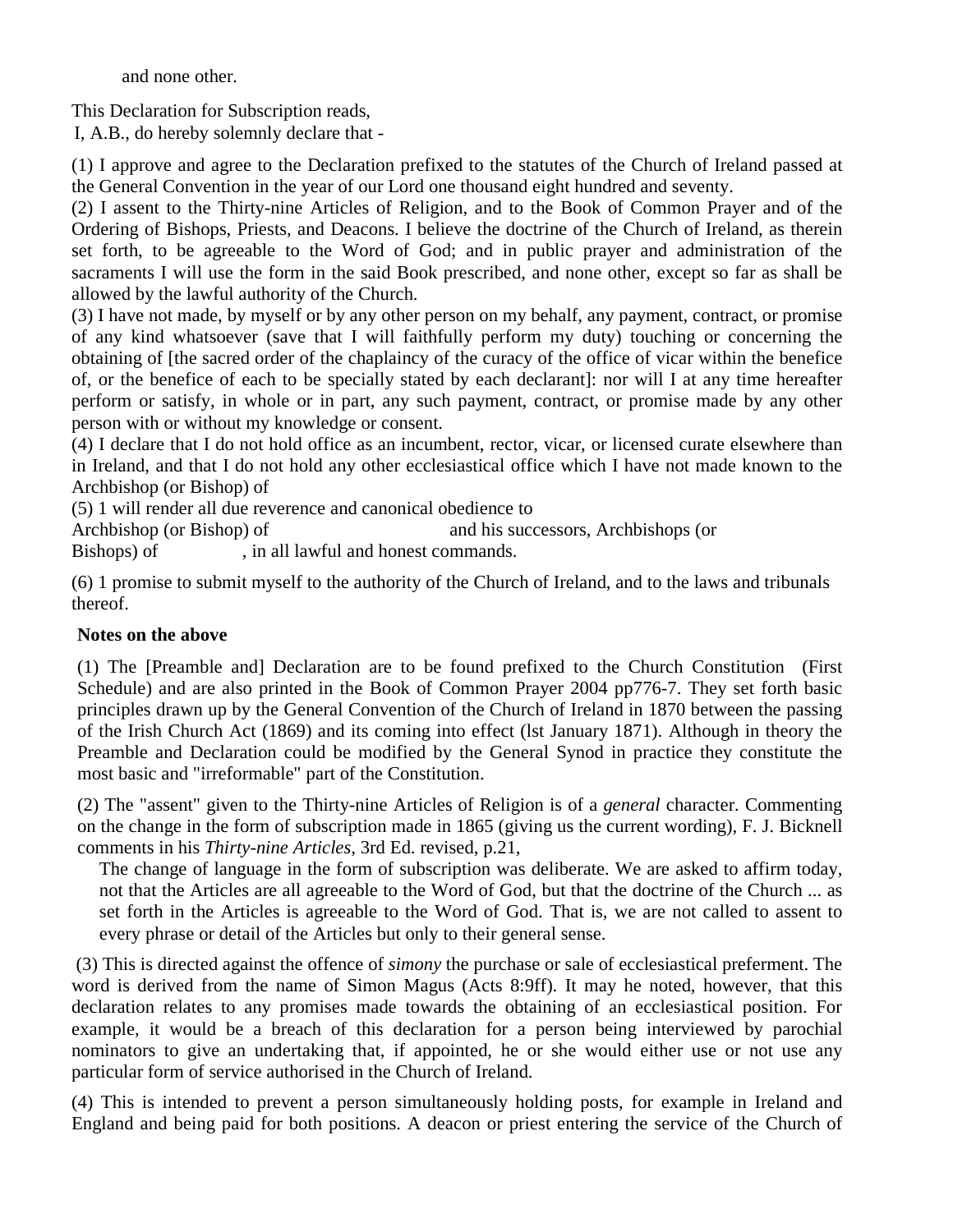and none other.

This Declaration for Subscription reads,
I, A.B., do hereby solemnly declare that -

(1) I approve and agree to the Declaration prefixed to the statutes of the Church of Ireland passed at the General Convention in the year of our Lord one thousand eight hundred and seventy.
(2) I assent to the Thirty-nine Articles of Religion, and to the Book of Common Prayer and of the Ordering of Bishops, Priests, and Deacons. I believe the doctrine of the Church of Ireland, as therein set forth, to be agreeable to the Word of God; and in public prayer and administration of the sacraments I will use the form in the said Book prescribed, and none other, except so far as shall be allowed by the lawful authority of the Church.
(3) I have not made, by myself or by any other person on my behalf, any payment, contract, or promise of any kind whatsoever (save that I will faithfully perform my duty) touching or concerning the obtaining of [the sacred order of the chaplaincy of the curacy of the office of vicar within the benefice of, or the benefice of each to be specially stated by each declarant]: nor will I at any time hereafter perform or satisfy, in whole or in part, any such payment, contract, or promise made by any other person with or without my knowledge or consent.
(4) I declare that I do not hold office as an incumbent, rector, vicar, or licensed curate elsewhere than in Ireland, and that I do not hold any other ecclesiastical office which I have not made known to the Archbishop (or Bishop) of
(5) 1 will render all due reverence and canonical obedience to
Archbishop (or Bishop) of and his successors, Archbishops (or Bishops) of , in all lawful and honest commands.

(6) 1 promise to submit myself to the authority of the Church of Ireland, and to the laws and tribunals thereof.

**Notes on the above**

(1) The [Preamble and] Declaration are to be found prefixed to the Church Constitution (First Schedule) and are also printed in the Book of Common Prayer 2004 pp776-7. They set forth basic principles drawn up by the General Convention of the Church of Ireland in 1870 between the passing of the Irish Church Act (1869) and its coming into effect (lst January 1871). Although in theory the Preamble and Declaration could be modified by the General Synod in practice they constitute the most basic and "irreformable" part of the Constitution.

(2) The "assent" given to the Thirty-nine Articles of Religion is of a *general* character. Commenting on the change in the form of subscription made in 1865 (giving us the current wording), F. J. Bicknell comments in his *Thirty-nine Articles,* 3rd Ed. revised, p.21,

> The change of language in the form of subscription was deliberate. We are asked to affirm today, not that the Articles are all agreeable to the Word of God, but that the doctrine of the Church ... as set forth in the Articles is agreeable to the Word of God. That is, we are not called to assent to every phrase or detail of the Articles but only to their general sense.

(3) This is directed against the offence of *simony* the purchase or sale of ecclesiastical preferment. The word is derived from the name of Simon Magus (Acts 8:9ff). It may he noted, however, that this declaration relates to any promises made towards the obtaining of an ecclesiastical position. For example, it would be a breach of this declaration for a person being interviewed by parochial nominators to give an undertaking that, if appointed, he or she would either use or not use any particular form of service authorised in the Church of Ireland.

(4) This is intended to prevent a person simultaneously holding posts, for example in Ireland and England and being paid for both positions. A deacon or priest entering the service of the Church of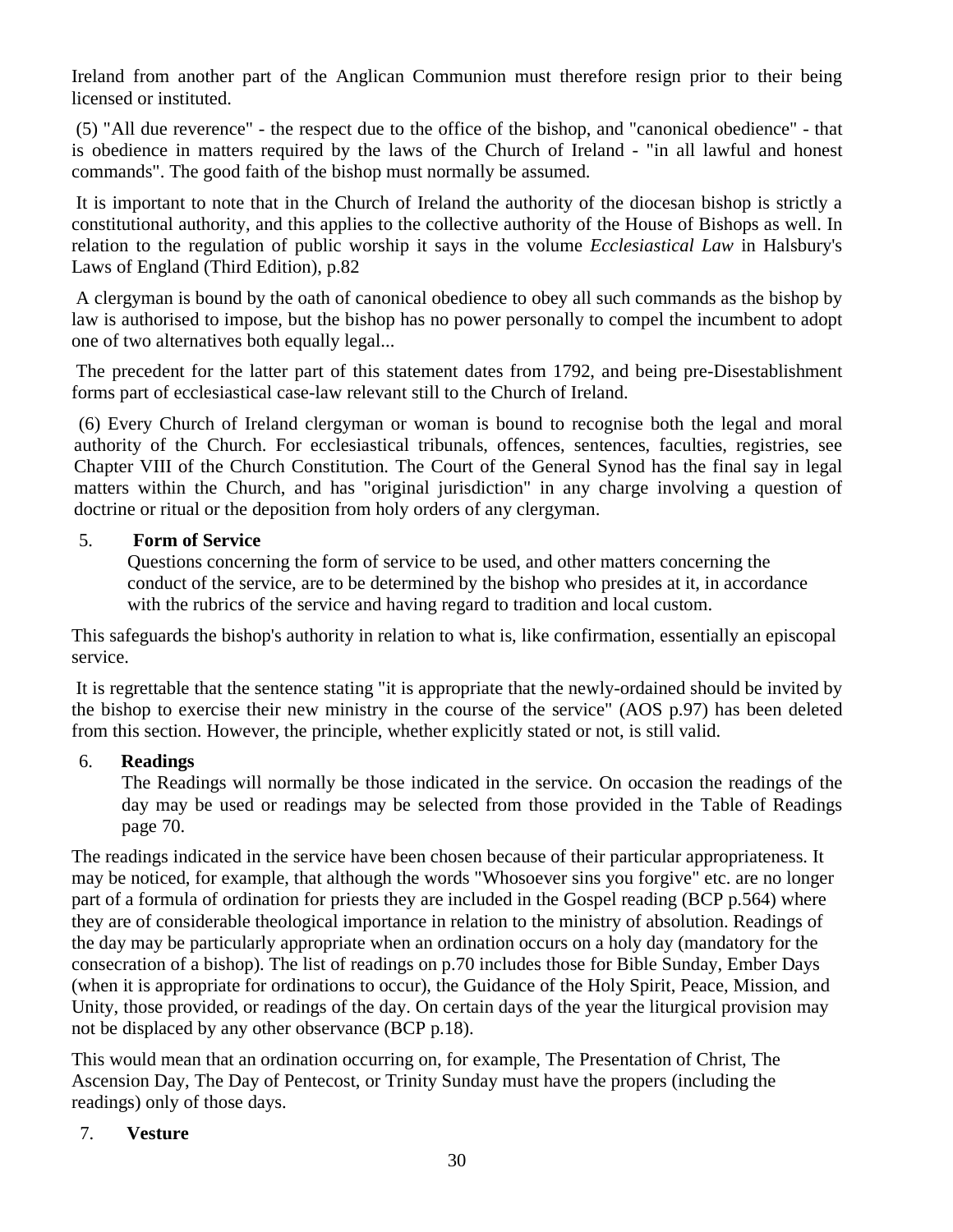Ireland from another part of the Anglican Communion must therefore resign prior to their being licensed or instituted.

(5) "All due reverence" - the respect due to the office of the bishop, and "canonical obedience" - that is obedience in matters required by the laws of the Church of Ireland - "in all lawful and honest commands". The good faith of the bishop must normally be assumed.

It is important to note that in the Church of Ireland the authority of the diocesan bishop is strictly a constitutional authority, and this applies to the collective authority of the House of Bishops as well. In relation to the regulation of public worship it says in the volume *Ecclesiastical Law* in Halsbury's Laws of England (Third Edition), p.82

A clergyman is bound by the oath of canonical obedience to obey all such commands as the bishop by law is authorised to impose, but the bishop has no power personally to compel the incumbent to adopt one of two alternatives both equally legal...

The precedent for the latter part of this statement dates from 1792, and being pre-Disestablishment forms part of ecclesiastical case-law relevant still to the Church of Ireland.

(6) Every Church of Ireland clergyman or woman is bound to recognise both the legal and moral authority of the Church. For ecclesiastical tribunals, offences, sentences, faculties, registries, see Chapter VIII of the Church Constitution. The Court of the General Synod has the final say in legal matters within the Church, and has "original jurisdiction" in any charge involving a question of doctrine or ritual or the deposition from holy orders of any clergyman.

5. **Form of Service**

   Questions concerning the form of service to be used, and other matters concerning the conduct of the service, are to be determined by the bishop who presides at it, in accordance with the rubrics of the service and having regard to tradition and local custom.

This safeguards the bishop's authority in relation to what is, like confirmation, essentially an episcopal service.

It is regrettable that the sentence stating "it is appropriate that the newly-ordained should be invited by the bishop to exercise their new ministry in the course of the service" (AOS p.97) has been deleted from this section. However, the principle, whether explicitly stated or not, is still valid.

6. **Readings**

   The Readings will normally be those indicated in the service. On occasion the readings of the day may be used or readings may be selected from those provided in the Table of Readings page 70.

The readings indicated in the service have been chosen because of their particular appropriateness. It may be noticed, for example, that although the words "Whosoever sins you forgive" etc. are no longer part of a formula of ordination for priests they are included in the Gospel reading (BCP p.564) where they are of considerable theological importance in relation to the ministry of absolution. Readings of the day may be particularly appropriate when an ordination occurs on a holy day (mandatory for the consecration of a bishop). The list of readings on p.70 includes those for Bible Sunday, Ember Days (when it is appropriate for ordinations to occur), the Guidance of the Holy Spirit, Peace, Mission, and Unity, those provided, or readings of the day. On certain days of the year the liturgical provision may not be displaced by any other observance (BCP p.18).

This would mean that an ordination occurring on, for example, The Presentation of Christ, The Ascension Day, The Day of Pentecost, or Trinity Sunday must have the propers (including the readings) only of those days.

7. **Vesture**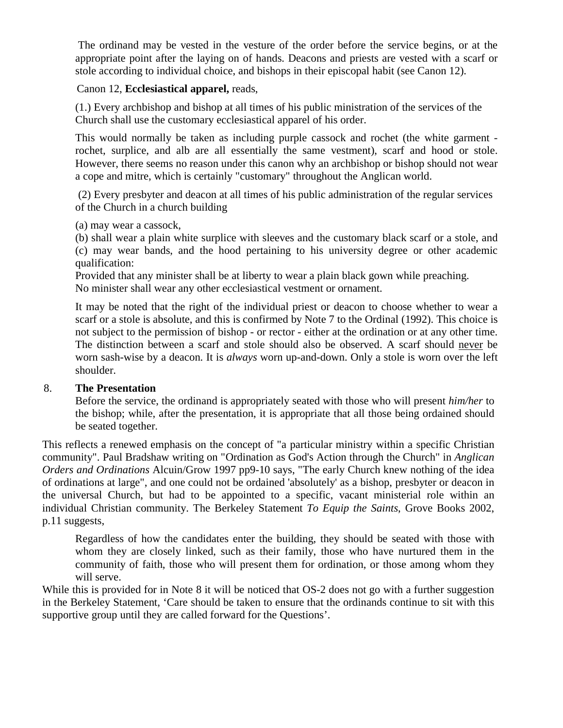The ordinand may be vested in the vesture of the order before the service begins, or at the appropriate point after the laying on of hands. Deacons and priests are vested with a scarf or stole according to individual choice, and bishops in their episcopal habit (see Canon 12).

Canon 12, **Ecclesiastical apparel,** reads,

(1.) Every archbishop and bishop at all times of his public ministration of the services of the Church shall use the customary ecclesiastical apparel of his order.

This would normally be taken as including purple cassock and rochet (the white garment - rochet, surplice, and alb are all essentially the same vestment), scarf and hood or stole. However, there seems no reason under this canon why an archbishop or bishop should not wear a cope and mitre, which is certainly "customary" throughout the Anglican world.

(2) Every presbyter and deacon at all times of his public administration of the regular services of the Church in a church building

(a) may wear a cassock,
(b) shall wear a plain white surplice with sleeves and the customary black scarf or a stole, and
(c) may wear bands, and the hood pertaining to his university degree or other academic qualification:
Provided that any minister shall be at liberty to wear a plain black gown while preaching.
No minister shall wear any other ecclesiastical vestment or ornament.

It may be noted that the right of the individual priest or deacon to choose whether to wear a scarf or a stole is absolute, and this is confirmed by Note 7 to the Ordinal (1992). This choice is not subject to the permission of bishop - or rector - either at the ordination or at any other time. The distinction between a scarf and stole should also be observed. A scarf should <u>never</u> be worn sash-wise by a deacon. It is *always* worn up-and-down. Only a stole is worn over the left shoulder.

8. **The Presentation**

Before the service, the ordinand is appropriately seated with those who will present *him/her* to the bishop; while, after the presentation, it is appropriate that all those being ordained should be seated together.

This reflects a renewed emphasis on the concept of "a particular ministry within a specific Christian community". Paul Bradshaw writing on "Ordination as God's Action through the Church" in *Anglican Orders and Ordinations* Alcuin/Grow 1997 pp9-10 says, "The early Church knew nothing of the idea of ordinations at large", and one could not be ordained 'absolutely' as a bishop, presbyter or deacon in the universal Church, but had to be appointed to a specific, vacant ministerial role within an individual Christian community. The Berkeley Statement *To Equip the Saints*, Grove Books 2002, p.11 suggests,

> Regardless of how the candidates enter the building, they should be seated with those with whom they are closely linked, such as their family, those who have nurtured them in the community of faith, those who will present them for ordination, or those among whom they will serve.

While this is provided for in Note 8 it will be noticed that OS-2 does not go with a further suggestion in the Berkeley Statement, 'Care should be taken to ensure that the ordinands continue to sit with this supportive group until they are called forward for the Questions'.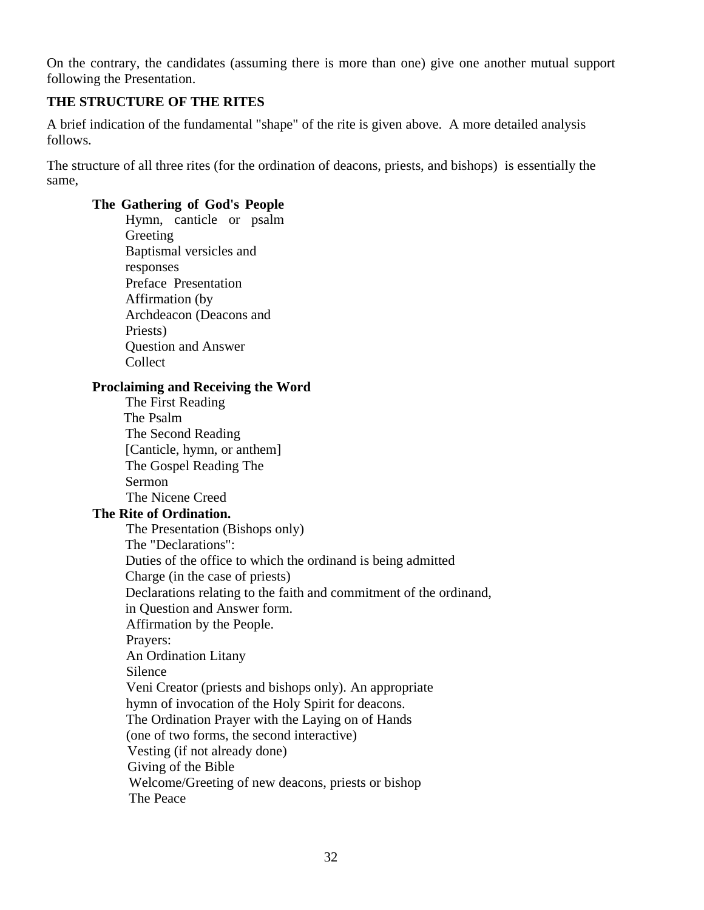On the contrary, the candidates (assuming there is more than one) give one another mutual support following the Presentation.

## THE STRUCTURE OF THE RITES

A brief indication of the fundamental "shape" of the rite is given above. A more detailed analysis follows.

The structure of all three rites (for the ordination of deacons, priests, and bishops) is essentially the same,

**The Gathering of God's People**

- Hymn, canticle or psalm
- Greeting
- Baptismal versicles and responses
- Preface Presentation
- Affirmation (by Archdeacon (Deacons and Priests)
- Question and Answer
- Collect

**Proclaiming and Receiving the Word**

- The First Reading
- The Psalm
- The Second Reading
- [Canticle, hymn, or anthem]
- The Gospel Reading The Sermon
- The Nicene Creed

**The Rite of Ordination.**

- The Presentation (Bishops only)
- The "Declarations":
- Duties of the office to which the ordinand is being admitted
- Charge (in the case of priests)
- Declarations relating to the faith and commitment of the ordinand, in Question and Answer form.
- Affirmation by the People.
- Prayers:
- An Ordination Litany
- Silence
- Veni Creator (priests and bishops only). An appropriate hymn of invocation of the Holy Spirit for deacons.
- The Ordination Prayer with the Laying on of Hands (one of two forms, the second interactive)
- Vesting (if not already done)
- Giving of the Bible
- Welcome/Greeting of new deacons, priests or bishop
- The Peace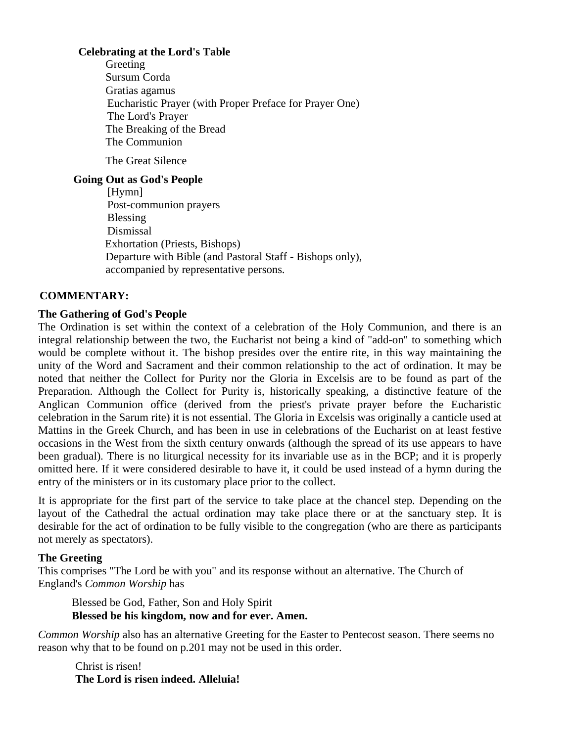**Celebrating at the Lord's Table**

Greeting
Sursum Corda
Gratias agamus
Eucharistic Prayer (with Proper Preface for Prayer One)
The Lord's Prayer
The Breaking of the Bread
The Communion

The Great Silence

**Going Out as God's People**

[Hymn]
Post-communion prayers
Blessing
Dismissal
Exhortation (Priests, Bishops)
Departure with Bible (and Pastoral Staff - Bishops only), accompanied by representative persons.

**COMMENTARY:**

**The Gathering of God's People**

The Ordination is set within the context of a celebration of the Holy Communion, and there is an integral relationship between the two, the Eucharist not being a kind of "add-on" to something which would be complete without it. The bishop presides over the entire rite, in this way maintaining the unity of the Word and Sacrament and their common relationship to the act of ordination. It may be noted that neither the Collect for Purity nor the Gloria in Excelsis are to be found as part of the Preparation. Although the Collect for Purity is, historically speaking, a distinctive feature of the Anglican Communion office (derived from the priest's private prayer before the Eucharistic celebration in the Sarum rite) it is not essential. The Gloria in Excelsis was originally a canticle used at Mattins in the Greek Church, and has been in use in celebrations of the Eucharist on at least festive occasions in the West from the sixth century onwards (although the spread of its use appears to have been gradual). There is no liturgical necessity for its invariable use as in the BCP; and it is properly omitted here. If it were considered desirable to have it, it could be used instead of a hymn during the entry of the ministers or in its customary place prior to the collect.

It is appropriate for the first part of the service to take place at the chancel step. Depending on the layout of the Cathedral the actual ordination may take place there or at the sanctuary step. It is desirable for the act of ordination to be fully visible to the congregation (who are there as participants not merely as spectators).

**The Greeting**

This comprises "The Lord be with you" and its response without an alternative. The Church of England's *Common Worship* has

> Blessed be God, Father, Son and Holy Spirit
> **Blessed be his kingdom, now and for ever. Amen.**

*Common Worship* also has an alternative Greeting for the Easter to Pentecost season. There seems no reason why that to be found on p.201 may not be used in this order.

> Christ is risen!
> **The Lord is risen indeed. Alleluia!**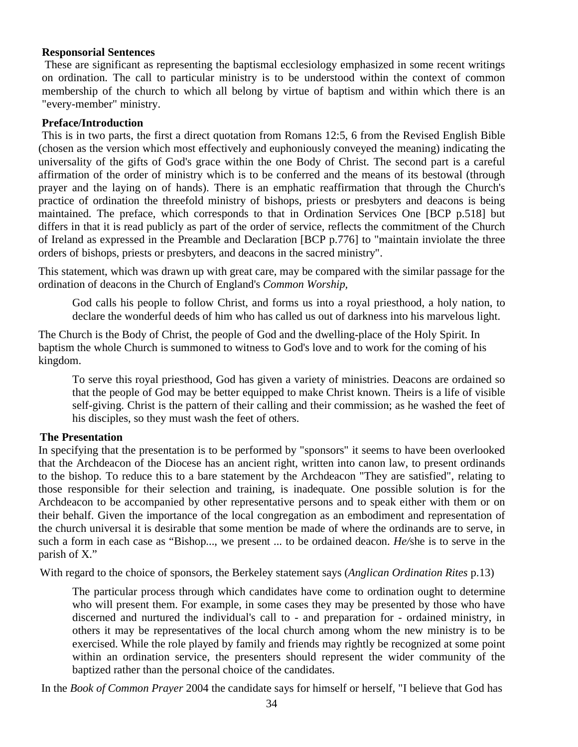**Responsorial Sentences**

These are significant as representing the baptismal ecclesiology emphasized in some recent writings on ordination. The call to particular ministry is to be understood within the context of common membership of the church to which all belong by virtue of baptism and within which there is an "every-member" ministry.

**Preface/Introduction**

This is in two parts, the first a direct quotation from Romans 12:5, 6 from the Revised English Bible (chosen as the version which most effectively and euphoniously conveyed the meaning) indicating the universality of the gifts of God's grace within the one Body of Christ. The second part is a careful affirmation of the order of ministry which is to be conferred and the means of its bestowal (through prayer and the laying on of hands). There is an emphatic reaffirmation that through the Church's practice of ordination the threefold ministry of bishops, priests or presbyters and deacons is being maintained. The preface, which corresponds to that in Ordination Services One [BCP p.518] but differs in that it is read publicly as part of the order of service, reflects the commitment of the Church of Ireland as expressed in the Preamble and Declaration [BCP p.776] to "maintain inviolate the three orders of bishops, priests or presbyters, and deacons in the sacred ministry".

This statement, which was drawn up with great care, may be compared with the similar passage for the ordination of deacons in the Church of England's *Common Worship,*

> God calls his people to follow Christ, and forms us into a royal priesthood, a holy nation, to declare the wonderful deeds of him who has called us out of darkness into his marvelous light.

The Church is the Body of Christ, the people of God and the dwelling-place of the Holy Spirit. In baptism the whole Church is summoned to witness to God's love and to work for the coming of his kingdom.

> To serve this royal priesthood, God has given a variety of ministries. Deacons are ordained so that the people of God may be better equipped to make Christ known. Theirs is a life of visible self-giving. Christ is the pattern of their calling and their commission; as he washed the feet of his disciples, so they must wash the feet of others.

**The Presentation**

In specifying that the presentation is to be performed by "sponsors" it seems to have been overlooked that the Archdeacon of the Diocese has an ancient right, written into canon law, to present ordinands to the bishop. To reduce this to a bare statement by the Archdeacon "They are satisfied", relating to those responsible for their selection and training, is inadequate. One possible solution is for the Archdeacon to be accompanied by other representative persons and to speak either with them or on their behalf. Given the importance of the local congregation as an embodiment and representation of the church universal it is desirable that some mention be made of where the ordinands are to serve, in such a form in each case as "Bishop..., we present ... to be ordained deacon. *He/*she is to serve in the parish of X."

With regard to the choice of sponsors, the Berkeley statement says (*Anglican Ordination Rites* p.13)

> The particular process through which candidates have come to ordination ought to determine who will present them. For example, in some cases they may be presented by those who have discerned and nurtured the individual's call to - and preparation for - ordained ministry, in others it may be representatives of the local church among whom the new ministry is to be exercised. While the role played by family and friends may rightly be recognized at some point within an ordination service, the presenters should represent the wider community of the baptized rather than the personal choice of the candidates.

In the *Book of Common Prayer* 2004 the candidate says for himself or herself, "I believe that God has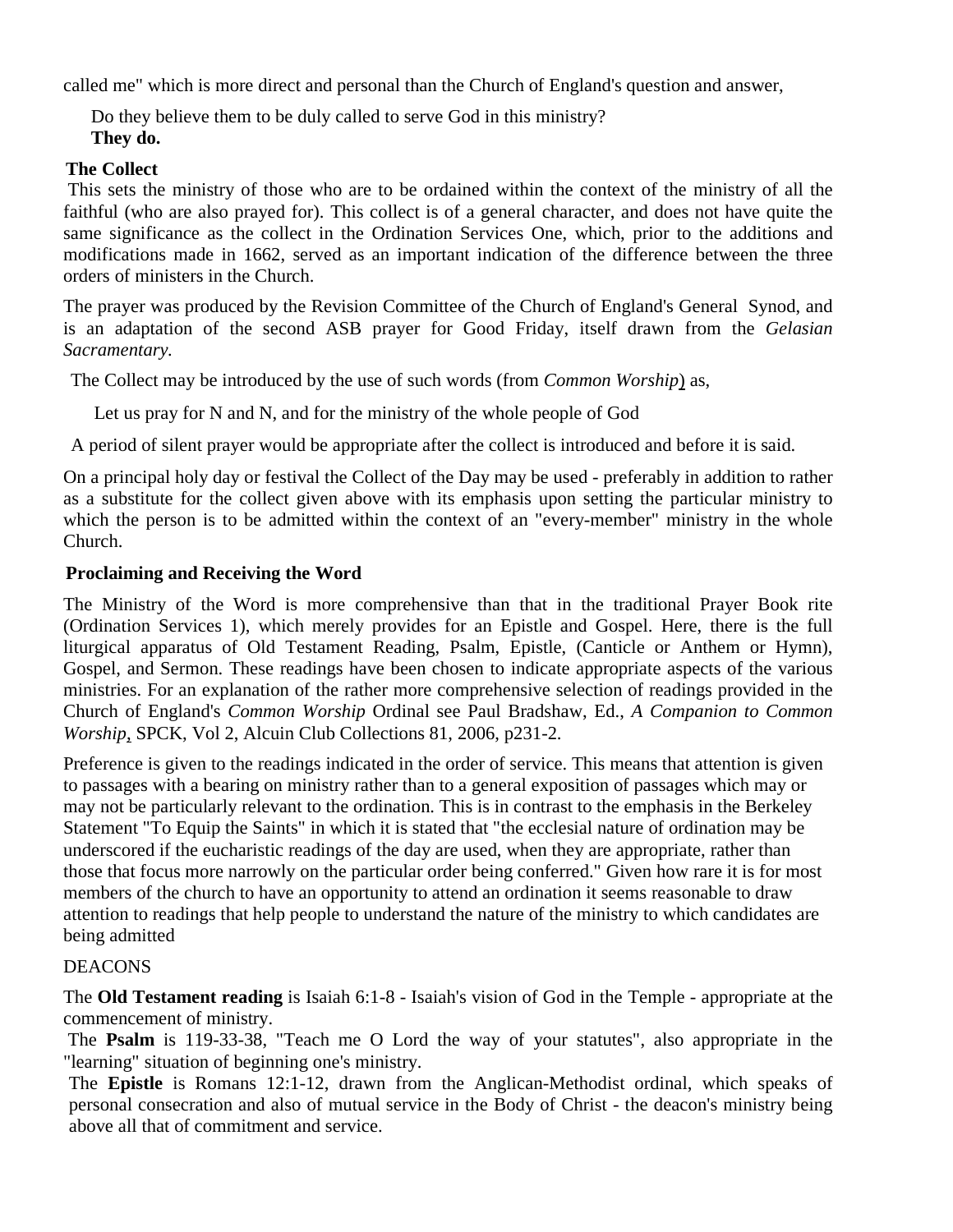called me" which is more direct and personal than the Church of England's question and answer,

> Do they believe them to be duly called to serve God in this ministry?
> **They do.**

**The Collect**

This sets the ministry of those who are to be ordained within the context of the ministry of all the faithful (who are also prayed for). This collect is of a general character, and does not have quite the same significance as the collect in the Ordination Services One, which, prior to the additions and modifications made in 1662, served as an important indication of the difference between the three orders of ministers in the Church.

The prayer was produced by the Revision Committee of the Church of England's General Synod, and is an adaptation of the second ASB prayer for Good Friday, itself drawn from the *Gelasian Sacramentary*.

The Collect may be introduced by the use of such words (from *Common Worship*) as,

> Let us pray for N and N, and for the ministry of the whole people of God

A period of silent prayer would be appropriate after the collect is introduced and before it is said.

On a principal holy day or festival the Collect of the Day may be used - preferably in addition to rather as a substitute for the collect given above with its emphasis upon setting the particular ministry to which the person is to be admitted within the context of an "every-member" ministry in the whole Church.

**Proclaiming and Receiving the Word**

The Ministry of the Word is more comprehensive than that in the traditional Prayer Book rite (Ordination Services 1), which merely provides for an Epistle and Gospel. Here, there is the full liturgical apparatus of Old Testament Reading, Psalm, Epistle, (Canticle or Anthem or Hymn), Gospel, and Sermon. These readings have been chosen to indicate appropriate aspects of the various ministries. For an explanation of the rather more comprehensive selection of readings provided in the Church of England's *Common Worship* Ordinal see Paul Bradshaw, Ed., *A Companion to Common Worship*, SPCK, Vol 2, Alcuin Club Collections 81, 2006, p231-2.

Preference is given to the readings indicated in the order of service. This means that attention is given to passages with a bearing on ministry rather than to a general exposition of passages which may or may not be particularly relevant to the ordination. This is in contrast to the emphasis in the Berkeley Statement "To Equip the Saints" in which it is stated that "the ecclesial nature of ordination may be underscored if the eucharistic readings of the day are used, when they are appropriate, rather than those that focus more narrowly on the particular order being conferred." Given how rare it is for most members of the church to have an opportunity to attend an ordination it seems reasonable to draw attention to readings that help people to understand the nature of the ministry to which candidates are being admitted

DEACONS

The **Old Testament reading** is Isaiah 6:1-8 - Isaiah's vision of God in the Temple - appropriate at the commencement of ministry.

The **Psalm** is 119-33-38, "Teach me O Lord the way of your statutes", also appropriate in the "learning" situation of beginning one's ministry.

The **Epistle** is Romans 12:1-12, drawn from the Anglican-Methodist ordinal, which speaks of personal consecration and also of mutual service in the Body of Christ - the deacon's ministry being above all that of commitment and service.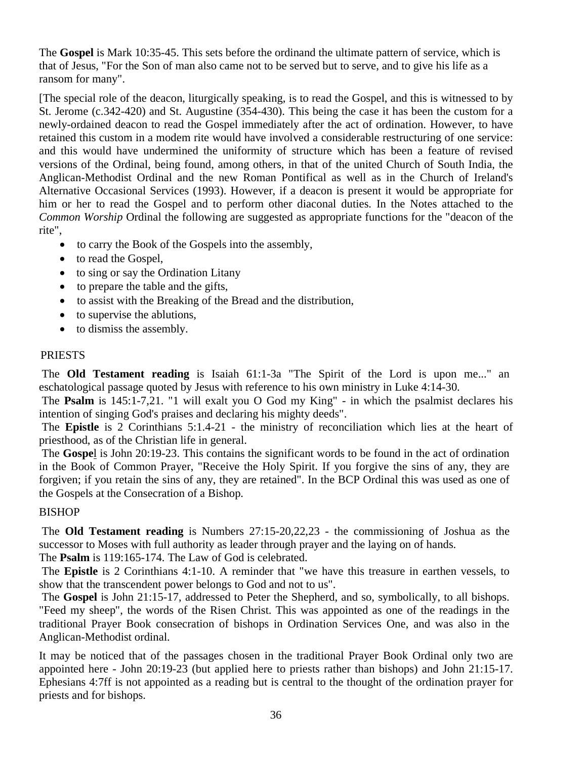The **Gospel** is Mark 10:35-45. This sets before the ordinand the ultimate pattern of service, which is that of Jesus, "For the Son of man also came not to be served but to serve, and to give his life as a ransom for many".

[The special role of the deacon, liturgically speaking, is to read the Gospel, and this is witnessed to by St. Jerome (c.342-420) and St. Augustine (354-430). This being the case it has been the custom for a newly-ordained deacon to read the Gospel immediately after the act of ordination. However, to have retained this custom in a modem rite would have involved a considerable restructuring of one service: and this would have undermined the uniformity of structure which has been a feature of revised versions of the Ordinal, being found, among others, in that of the united Church of South India, the Anglican-Methodist Ordinal and the new Roman Pontifical as well as in the Church of Ireland's Alternative Occasional Services (1993). However, if a deacon is present it would be appropriate for him or her to read the Gospel and to perform other diaconal duties. In the Notes attached to the *Common Worship* Ordinal the following are suggested as appropriate functions for the "deacon of the rite",

- to carry the Book of the Gospels into the assembly,
- to read the Gospel,
- to sing or say the Ordination Litany
- to prepare the table and the gifts,
- to assist with the Breaking of the Bread and the distribution,
- to supervise the ablutions,
- to dismiss the assembly.

PRIESTS

The **Old Testament reading** is Isaiah 61:1-3a "The Spirit of the Lord is upon me..." an eschatological passage quoted by Jesus with reference to his own ministry in Luke 4:14-30.

The **Psalm** is 145:1-7,21. "1 will exalt you O God my King" - in which the psalmist declares his intention of singing God's praises and declaring his mighty deeds".

The **Epistle** is 2 Corinthians 5:1.4-21 - the ministry of reconciliation which lies at the heart of priesthood, as of the Christian life in general.

The **Gospel** is John 20:19-23. This contains the significant words to be found in the act of ordination in the Book of Common Prayer, "Receive the Holy Spirit. If you forgive the sins of any, they are forgiven; if you retain the sins of any, they are retained". In the BCP Ordinal this was used as one of the Gospels at the Consecration of a Bishop.

BISHOP

The **Old Testament reading** is Numbers 27:15-20,22,23 - the commissioning of Joshua as the successor to Moses with full authority as leader through prayer and the laying on of hands.

The **Psalm** is 119:165-174. The Law of God is celebrated.

The **Epistle** is 2 Corinthians 4:1-10. A reminder that "we have this treasure in earthen vessels, to show that the transcendent power belongs to God and not to us".

The **Gospel** is John 21:15-17, addressed to Peter the Shepherd, and so, symbolically, to all bishops. "Feed my sheep", the words of the Risen Christ. This was appointed as one of the readings in the traditional Prayer Book consecration of bishops in Ordination Services One, and was also in the Anglican-Methodist ordinal.

It may be noticed that of the passages chosen in the traditional Prayer Book Ordinal only two are appointed here - John 20:19-23 (but applied here to priests rather than bishops) and John 21:15-17. Ephesians 4:7ff is not appointed as a reading but is central to the thought of the ordination prayer for priests and for bishops.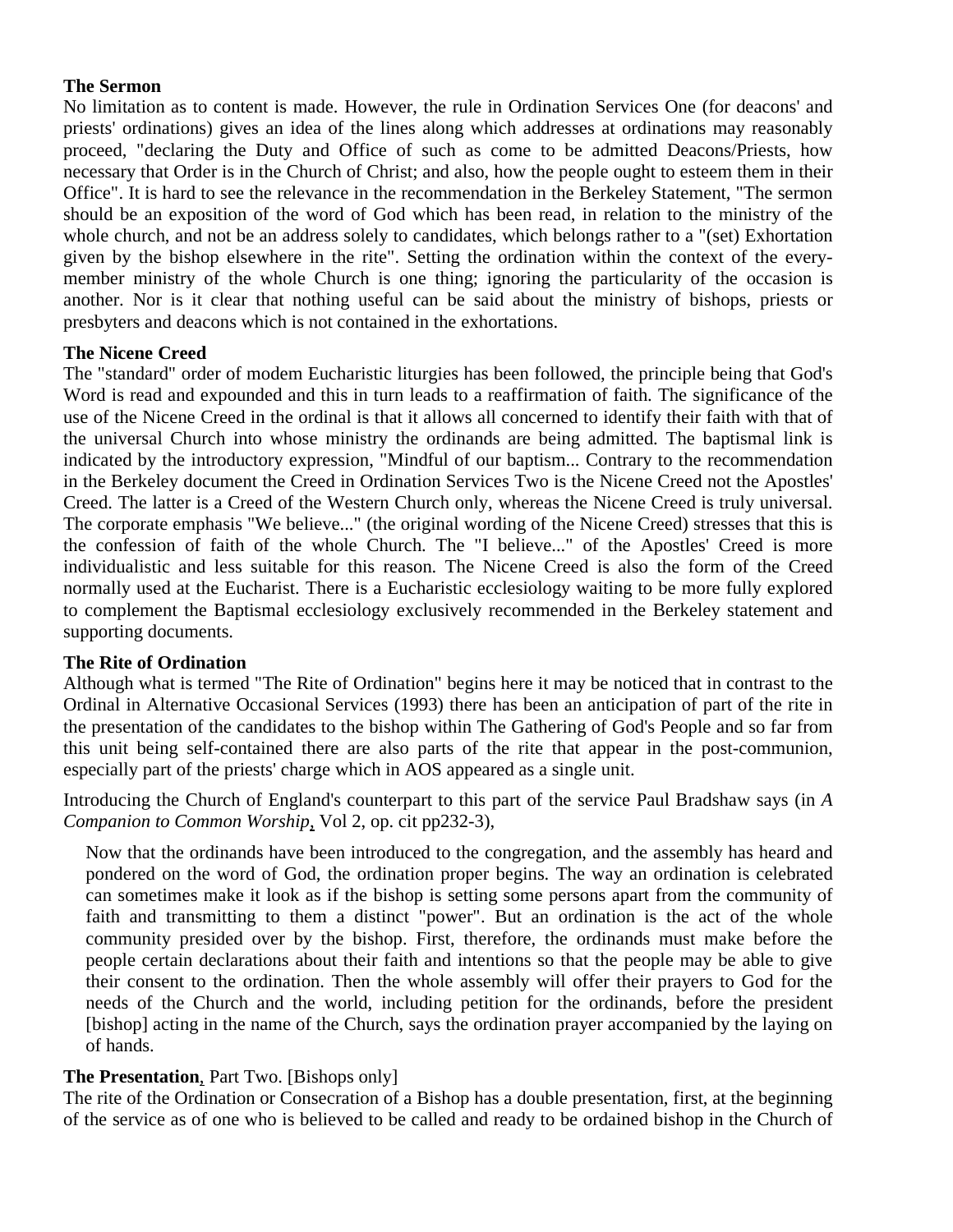**The Sermon**

No limitation as to content is made. However, the rule in Ordination Services One (for deacons' and priests' ordinations) gives an idea of the lines along which addresses at ordinations may reasonably proceed, "declaring the Duty and Office of such as come to be admitted Deacons/Priests, how necessary that Order is in the Church of Christ; and also, how the people ought to esteem them in their Office". It is hard to see the relevance in the recommendation in the Berkeley Statement, "The sermon should be an exposition of the word of God which has been read, in relation to the ministry of the whole church, and not be an address solely to candidates, which belongs rather to a "(set) Exhortation given by the bishop elsewhere in the rite". Setting the ordination within the context of the every-member ministry of the whole Church is one thing; ignoring the particularity of the occasion is another. Nor is it clear that nothing useful can be said about the ministry of bishops, priests or presbyters and deacons which is not contained in the exhortations.

**The Nicene Creed**

The "standard" order of modem Eucharistic liturgies has been followed, the principle being that God's Word is read and expounded and this in turn leads to a reaffirmation of faith. The significance of the use of the Nicene Creed in the ordinal is that it allows all concerned to identify their faith with that of the universal Church into whose ministry the ordinands are being admitted. The baptismal link is indicated by the introductory expression, "Mindful of our baptism... Contrary to the recommendation in the Berkeley document the Creed in Ordination Services Two is the Nicene Creed not the Apostles' Creed. The latter is a Creed of the Western Church only, whereas the Nicene Creed is truly universal. The corporate emphasis "We believe..." (the original wording of the Nicene Creed) stresses that this is the confession of faith of the whole Church. The "I believe..." of the Apostles' Creed is more individualistic and less suitable for this reason. The Nicene Creed is also the form of the Creed normally used at the Eucharist. There is a Eucharistic ecclesiology waiting to be more fully explored to complement the Baptismal ecclesiology exclusively recommended in the Berkeley statement and supporting documents.

**The Rite of Ordination**

Although what is termed "The Rite of Ordination" begins here it may be noticed that in contrast to the Ordinal in Alternative Occasional Services (1993) there has been an anticipation of part of the rite in the presentation of the candidates to the bishop within The Gathering of God's People and so far from this unit being self-contained there are also parts of the rite that appear in the post-communion, especially part of the priests' charge which in AOS appeared as a single unit.

Introducing the Church of England's counterpart to this part of the service Paul Bradshaw says (in *A Companion to Common Worship*, Vol 2, op. cit pp232-3),

> Now that the ordinands have been introduced to the congregation, and the assembly has heard and pondered on the word of God, the ordination proper begins. The way an ordination is celebrated can sometimes make it look as if the bishop is setting some persons apart from the community of faith and transmitting to them a distinct "power". But an ordination is the act of the whole community presided over by the bishop. First, therefore, the ordinands must make before the people certain declarations about their faith and intentions so that the people may be able to give their consent to the ordination. Then the whole assembly will offer their prayers to God for the needs of the Church and the world, including petition for the ordinands, before the president [bishop] acting in the name of the Church, says the ordination prayer accompanied by the laying on of hands.

**The Presentation**, Part Two. [Bishops only]

The rite of the Ordination or Consecration of a Bishop has a double presentation, first, at the beginning of the service as of one who is believed to be called and ready to be ordained bishop in the Church of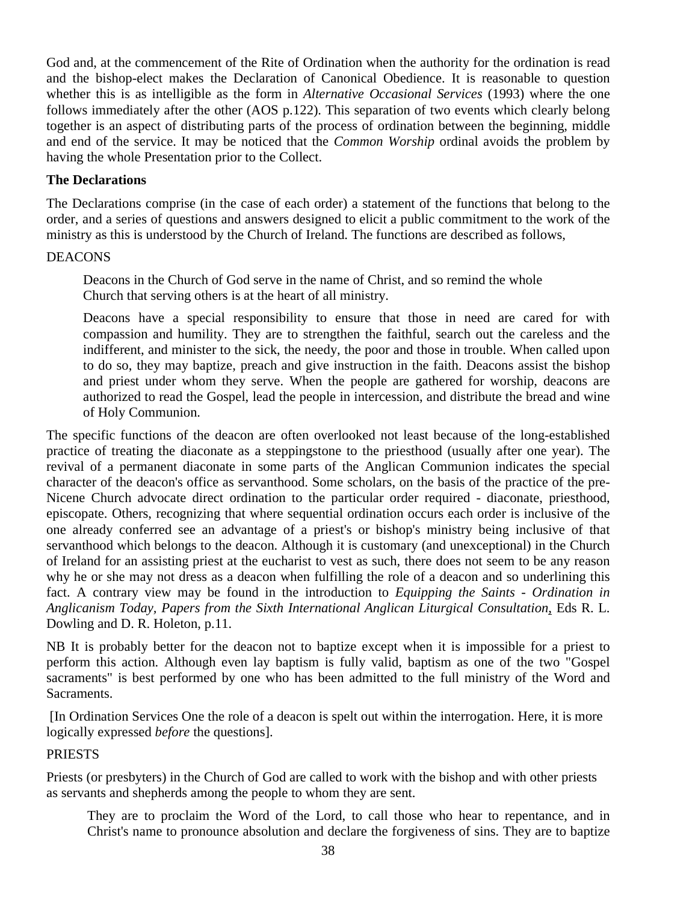God and, at the commencement of the Rite of Ordination when the authority for the ordination is read and the bishop-elect makes the Declaration of Canonical Obedience. It is reasonable to question whether this is as intelligible as the form in *Alternative Occasional Services* (1993) where the one follows immediately after the other (AOS p.122). This separation of two events which clearly belong together is an aspect of distributing parts of the process of ordination between the beginning, middle and end of the service. It may be noticed that the *Common Worship* ordinal avoids the problem by having the whole Presentation prior to the Collect.

**The Declarations**

The Declarations comprise (in the case of each order) a statement of the functions that belong to the order, and a series of questions and answers designed to elicit a public commitment to the work of the ministry as this is understood by the Church of Ireland. The functions are described as follows,

DEACONS

> Deacons in the Church of God serve in the name of Christ, and so remind the whole Church that serving others is at the heart of all ministry.
>
> Deacons have a special responsibility to ensure that those in need are cared for with compassion and humility. They are to strengthen the faithful, search out the careless and the indifferent, and minister to the sick, the needy, the poor and those in trouble. When called upon to do so, they may baptize, preach and give instruction in the faith. Deacons assist the bishop and priest under whom they serve. When the people are gathered for worship, deacons are authorized to read the Gospel, lead the people in intercession, and distribute the bread and wine of Holy Communion.

The specific functions of the deacon are often overlooked not least because of the long-established practice of treating the diaconate as a steppingstone to the priesthood (usually after one year). The revival of a permanent diaconate in some parts of the Anglican Communion indicates the special character of the deacon's office as servanthood. Some scholars, on the basis of the practice of the pre-Nicene Church advocate direct ordination to the particular order required - diaconate, priesthood, episcopate. Others, recognizing that where sequential ordination occurs each order is inclusive of the one already conferred see an advantage of a priest's or bishop's ministry being inclusive of that servanthood which belongs to the deacon. Although it is customary (and unexceptional) in the Church of Ireland for an assisting priest at the eucharist to vest as such, there does not seem to be any reason why he or she may not dress as a deacon when fulfilling the role of a deacon and so underlining this fact. A contrary view may be found in the introduction to *Equipping the Saints - Ordination in Anglicanism Today, Papers from the Sixth International Anglican Liturgical Consultation*, Eds R. L. Dowling and D. R. Holeton, p.11.

NB It is probably better for the deacon not to baptize except when it is impossible for a priest to perform this action. Although even lay baptism is fully valid, baptism as one of the two "Gospel sacraments" is best performed by one who has been admitted to the full ministry of the Word and Sacraments.

[In Ordination Services One the role of a deacon is spelt out within the interrogation. Here, it is more logically expressed *before* the questions].

PRIESTS

Priests (or presbyters) in the Church of God are called to work with the bishop and with other priests as servants and shepherds among the people to whom they are sent.

> They are to proclaim the Word of the Lord, to call those who hear to repentance, and in Christ's name to pronounce absolution and declare the forgiveness of sins. They are to baptize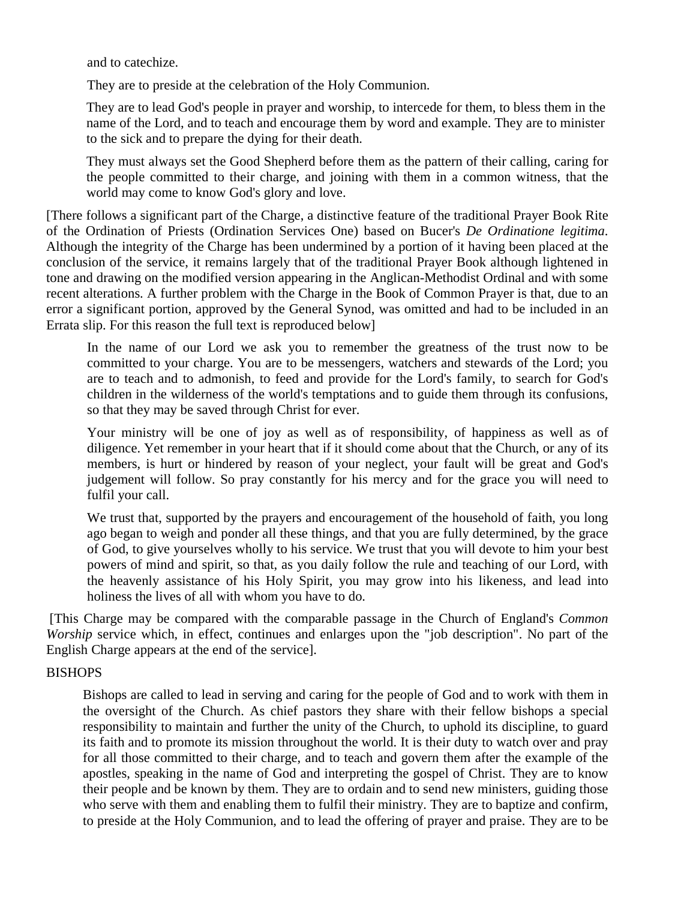and to catechize.

They are to preside at the celebration of the Holy Communion.

They are to lead God's people in prayer and worship, to intercede for them, to bless them in the name of the Lord, and to teach and encourage them by word and example. They are to minister to the sick and to prepare the dying for their death.

They must always set the Good Shepherd before them as the pattern of their calling, caring for the people committed to their charge, and joining with them in a common witness, that the world may come to know God's glory and love.

[There follows a significant part of the Charge, a distinctive feature of the traditional Prayer Book Rite of the Ordination of Priests (Ordination Services One) based on Bucer's *De Ordinatione legitima*. Although the integrity of the Charge has been undermined by a portion of it having been placed at the conclusion of the service, it remains largely that of the traditional Prayer Book although lightened in tone and drawing on the modified version appearing in the Anglican-Methodist Ordinal and with some recent alterations. A further problem with the Charge in the Book of Common Prayer is that, due to an error a significant portion, approved by the General Synod, was omitted and had to be included in an Errata slip. For this reason the full text is reproduced below]

In the name of our Lord we ask you to remember the greatness of the trust now to be committed to your charge. You are to be messengers, watchers and stewards of the Lord; you are to teach and to admonish, to feed and provide for the Lord's family, to search for God's children in the wilderness of the world's temptations and to guide them through its confusions, so that they may be saved through Christ for ever.

Your ministry will be one of joy as well as of responsibility, of happiness as well as of diligence. Yet remember in your heart that if it should come about that the Church, or any of its members, is hurt or hindered by reason of your neglect, your fault will be great and God's judgement will follow. So pray constantly for his mercy and for the grace you will need to fulfil your call.

We trust that, supported by the prayers and encouragement of the household of faith, you long ago began to weigh and ponder all these things, and that you are fully determined, by the grace of God, to give yourselves wholly to his service. We trust that you will devote to him your best powers of mind and spirit, so that, as you daily follow the rule and teaching of our Lord, with the heavenly assistance of his Holy Spirit, you may grow into his likeness, and lead into holiness the lives of all with whom you have to do.

[This Charge may be compared with the comparable passage in the Church of England's *Common Worship* service which, in effect, continues and enlarges upon the "job description". No part of the English Charge appears at the end of the service].

BISHOPS

Bishops are called to lead in serving and caring for the people of God and to work with them in the oversight of the Church. As chief pastors they share with their fellow bishops a special responsibility to maintain and further the unity of the Church, to uphold its discipline, to guard its faith and to promote its mission throughout the world. It is their duty to watch over and pray for all those committed to their charge, and to teach and govern them after the example of the apostles, speaking in the name of God and interpreting the gospel of Christ. They are to know their people and be known by them. They are to ordain and to send new ministers, guiding those who serve with them and enabling them to fulfil their ministry. They are to baptize and confirm, to preside at the Holy Communion, and to lead the offering of prayer and praise. They are to be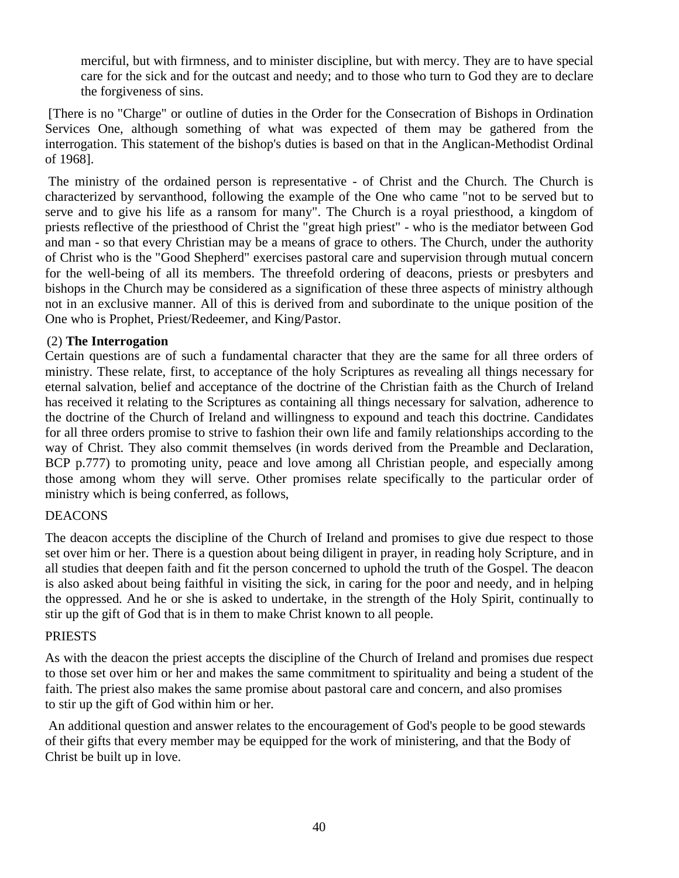> merciful, but with firmness, and to minister discipline, but with mercy. They are to have special care for the sick and for the outcast and needy; and to those who turn to God they are to declare the forgiveness of sins.

[There is no "Charge" or outline of duties in the Order for the Consecration of Bishops in Ordination Services One, although something of what was expected of them may be gathered from the interrogation. This statement of the bishop's duties is based on that in the Anglican-Methodist Ordinal of 1968].

The ministry of the ordained person is representative - of Christ and the Church. The Church is characterized by servanthood, following the example of the One who came "not to be served but to serve and to give his life as a ransom for many". The Church is a royal priesthood, a kingdom of priests reflective of the priesthood of Christ the "great high priest" - who is the mediator between God and man - so that every Christian may be a means of grace to others. The Church, under the authority of Christ who is the "Good Shepherd" exercises pastoral care and supervision through mutual concern for the well-being of all its members. The threefold ordering of deacons, priests or presbyters and bishops in the Church may be considered as a signification of these three aspects of ministry although not in an exclusive manner. All of this is derived from and subordinate to the unique position of the One who is Prophet, Priest/Redeemer, and King/Pastor.

(2) **The Interrogation**

Certain questions are of such a fundamental character that they are the same for all three orders of ministry. These relate, first, to acceptance of the holy Scriptures as revealing all things necessary for eternal salvation, belief and acceptance of the doctrine of the Christian faith as the Church of Ireland has received it relating to the Scriptures as containing all things necessary for salvation, adherence to the doctrine of the Church of Ireland and willingness to expound and teach this doctrine. Candidates for all three orders promise to strive to fashion their own life and family relationships according to the way of Christ. They also commit themselves (in words derived from the Preamble and Declaration, BCP p.777) to promoting unity, peace and love among all Christian people, and especially among those among whom they will serve. Other promises relate specifically to the particular order of ministry which is being conferred, as follows,

DEACONS

The deacon accepts the discipline of the Church of Ireland and promises to give due respect to those set over him or her. There is a question about being diligent in prayer, in reading holy Scripture, and in all studies that deepen faith and fit the person concerned to uphold the truth of the Gospel. The deacon is also asked about being faithful in visiting the sick, in caring for the poor and needy, and in helping the oppressed. And he or she is asked to undertake, in the strength of the Holy Spirit, continually to stir up the gift of God that is in them to make Christ known to all people.

PRIESTS

As with the deacon the priest accepts the discipline of the Church of Ireland and promises due respect to those set over him or her and makes the same commitment to spirituality and being a student of the faith. The priest also makes the same promise about pastoral care and concern, and also promises to stir up the gift of God within him or her.

An additional question and answer relates to the encouragement of God's people to be good stewards of their gifts that every member may be equipped for the work of ministering, and that the Body of Christ be built up in love.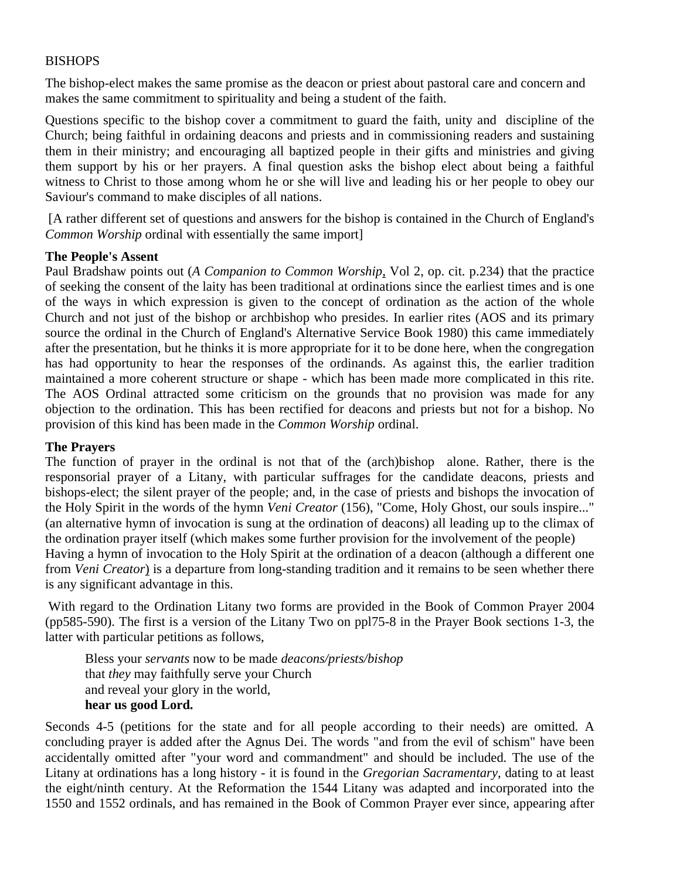BISHOPS

The bishop-elect makes the same promise as the deacon or priest about pastoral care and concern and makes the same commitment to spirituality and being a student of the faith.

Questions specific to the bishop cover a commitment to guard the faith, unity and discipline of the Church; being faithful in ordaining deacons and priests and in commissioning readers and sustaining them in their ministry; and encouraging all baptized people in their gifts and ministries and giving them support by his or her prayers. A final question asks the bishop elect about being a faithful witness to Christ to those among whom he or she will live and leading his or her people to obey our Saviour's command to make disciples of all nations.

[A rather different set of questions and answers for the bishop is contained in the Church of England's *Common Worship* ordinal with essentially the same import]

**The People's Assent**

Paul Bradshaw points out (*A Companion to Common Worship*, Vol 2, op. cit. p.234) that the practice of seeking the consent of the laity has been traditional at ordinations since the earliest times and is one of the ways in which expression is given to the concept of ordination as the action of the whole Church and not just of the bishop or archbishop who presides. In earlier rites (AOS and its primary source the ordinal in the Church of England's Alternative Service Book 1980) this came immediately after the presentation, but he thinks it is more appropriate for it to be done here, when the congregation has had opportunity to hear the responses of the ordinands. As against this, the earlier tradition maintained a more coherent structure or shape - which has been made more complicated in this rite. The AOS Ordinal attracted some criticism on the grounds that no provision was made for any objection to the ordination. This has been rectified for deacons and priests but not for a bishop. No provision of this kind has been made in the *Common Worship* ordinal.

**The Prayers**

The function of prayer in the ordinal is not that of the (arch)bishop alone. Rather, there is the responsorial prayer of a Litany, with particular suffrages for the candidate deacons, priests and bishops-elect; the silent prayer of the people; and, in the case of priests and bishops the invocation of the Holy Spirit in the words of the hymn *Veni Creator* (156), "Come, Holy Ghost, our souls inspire..." (an alternative hymn of invocation is sung at the ordination of deacons) all leading up to the climax of the ordination prayer itself (which makes some further provision for the involvement of the people)
Having a hymn of invocation to the Holy Spirit at the ordination of a deacon (although a different one from *Veni Creator*) is a departure from long-standing tradition and it remains to be seen whether there is any significant advantage in this.

With regard to the Ordination Litany two forms are provided in the Book of Common Prayer 2004 (pp585-590). The first is a version of the Litany Two on ppl75-8 in the Prayer Book sections 1-3, the latter with particular petitions as follows,

> Bless your *servants* now to be made *deacons/priests/bishop*
> that *they* may faithfully serve your Church
> and reveal your glory in the world,
> **hear us good Lord.**

Seconds 4-5 (petitions for the state and for all people according to their needs) are omitted. A concluding prayer is added after the Agnus Dei. The words "and from the evil of schism" have been accidentally omitted after "your word and commandment" and should be included. The use of the Litany at ordinations has a long history - it is found in the *Gregorian Sacramentary*, dating to at least the eight/ninth century. At the Reformation the 1544 Litany was adapted and incorporated into the 1550 and 1552 ordinals, and has remained in the Book of Common Prayer ever since, appearing after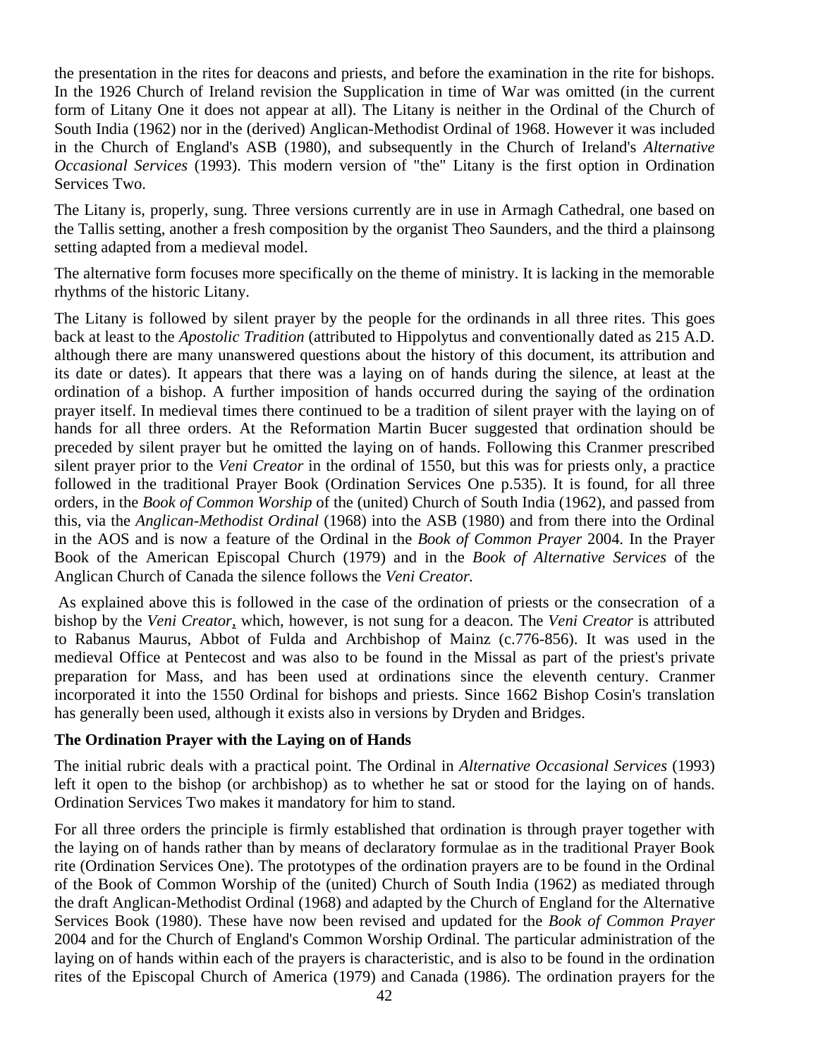the presentation in the rites for deacons and priests, and before the examination in the rite for bishops. In the 1926 Church of Ireland revision the Supplication in time of War was omitted (in the current form of Litany One it does not appear at all). The Litany is neither in the Ordinal of the Church of South India (1962) nor in the (derived) Anglican-Methodist Ordinal of 1968. However it was included in the Church of England's ASB (1980), and subsequently in the Church of Ireland's *Alternative Occasional Services* (1993). This modern version of "the" Litany is the first option in Ordination Services Two.

The Litany is, properly, sung. Three versions currently are in use in Armagh Cathedral, one based on the Tallis setting, another a fresh composition by the organist Theo Saunders, and the third a plainsong setting adapted from a medieval model.

The alternative form focuses more specifically on the theme of ministry. It is lacking in the memorable rhythms of the historic Litany.

The Litany is followed by silent prayer by the people for the ordinands in all three rites. This goes back at least to the *Apostolic Tradition* (attributed to Hippolytus and conventionally dated as 215 A.D. although there are many unanswered questions about the history of this document, its attribution and its date or dates). It appears that there was a laying on of hands during the silence, at least at the ordination of a bishop. A further imposition of hands occurred during the saying of the ordination prayer itself. In medieval times there continued to be a tradition of silent prayer with the laying on of hands for all three orders. At the Reformation Martin Bucer suggested that ordination should be preceded by silent prayer but he omitted the laying on of hands. Following this Cranmer prescribed silent prayer prior to the *Veni Creator* in the ordinal of 1550, but this was for priests only, a practice followed in the traditional Prayer Book (Ordination Services One p.535). It is found, for all three orders, in the *Book of Common Worship* of the (united) Church of South India (1962), and passed from this, via the *Anglican-Methodist Ordinal* (1968) into the ASB (1980) and from there into the Ordinal in the AOS and is now a feature of the Ordinal in the *Book of Common Prayer* 2004. In the Prayer Book of the American Episcopal Church (1979) and in the *Book of Alternative Services* of the Anglican Church of Canada the silence follows the *Veni Creator.*

As explained above this is followed in the case of the ordination of priests or the consecration of a bishop by the *Veni Creator*, which, however, is not sung for a deacon. The *Veni Creator* is attributed to Rabanus Maurus, Abbot of Fulda and Archbishop of Mainz (c.776-856). It was used in the medieval Office at Pentecost and was also to be found in the Missal as part of the priest's private preparation for Mass, and has been used at ordinations since the eleventh century. Cranmer incorporated it into the 1550 Ordinal for bishops and priests. Since 1662 Bishop Cosin's translation has generally been used, although it exists also in versions by Dryden and Bridges.

**The Ordination Prayer with the Laying on of Hands**

The initial rubric deals with a practical point. The Ordinal in *Alternative Occasional Services* (1993) left it open to the bishop (or archbishop) as to whether he sat or stood for the laying on of hands. Ordination Services Two makes it mandatory for him to stand.

For all three orders the principle is firmly established that ordination is through prayer together with the laying on of hands rather than by means of declaratory formulae as in the traditional Prayer Book rite (Ordination Services One). The prototypes of the ordination prayers are to be found in the Ordinal of the Book of Common Worship of the (united) Church of South India (1962) as mediated through the draft Anglican-Methodist Ordinal (1968) and adapted by the Church of England for the Alternative Services Book (1980). These have now been revised and updated for the *Book of Common Prayer* 2004 and for the Church of England's Common Worship Ordinal. The particular administration of the laying on of hands within each of the prayers is characteristic, and is also to be found in the ordination rites of the Episcopal Church of America (1979) and Canada (1986). The ordination prayers for the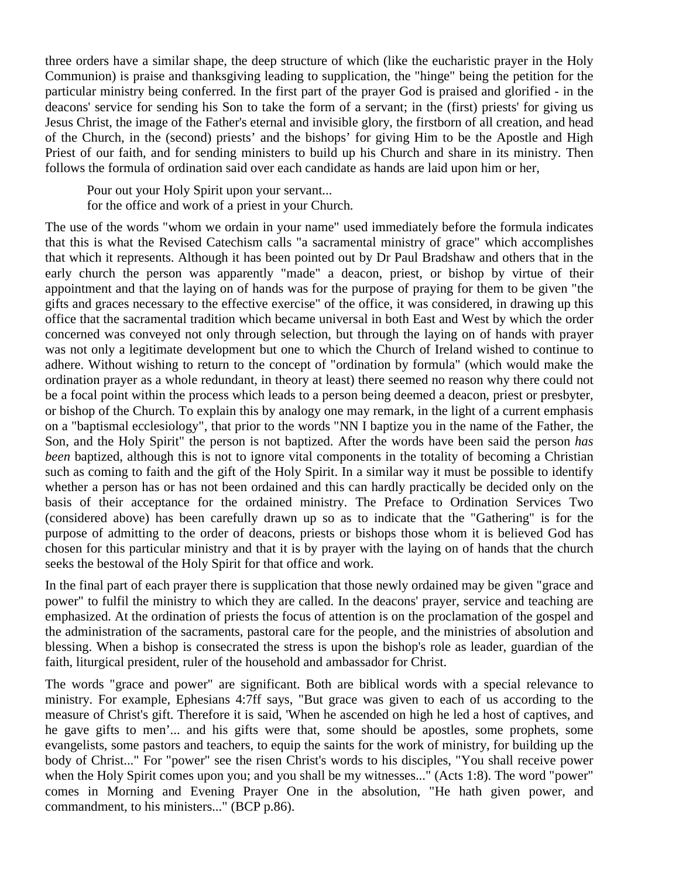three orders have a similar shape, the deep structure of which (like the eucharistic prayer in the Holy Communion) is praise and thanksgiving leading to supplication, the "hinge" being the petition for the particular ministry being conferred. In the first part of the prayer God is praised and glorified - in the deacons' service for sending his Son to take the form of a servant; in the (first) priests' for giving us Jesus Christ, the image of the Father's eternal and invisible glory, the firstborn of all creation, and head of the Church, in the (second) priests' and the bishops' for giving Him to be the Apostle and High Priest of our faith, and for sending ministers to build up his Church and share in its ministry. Then follows the formula of ordination said over each candidate as hands are laid upon him or her,

> Pour out your Holy Spirit upon your servant...
> for the office and work of a priest in your Church.

The use of the words "whom we ordain in your name" used immediately before the formula indicates that this is what the Revised Catechism calls "a sacramental ministry of grace" which accomplishes that which it represents. Although it has been pointed out by Dr Paul Bradshaw and others that in the early church the person was apparently "made" a deacon, priest, or bishop by virtue of their appointment and that the laying on of hands was for the purpose of praying for them to be given "the gifts and graces necessary to the effective exercise" of the office, it was considered, in drawing up this office that the sacramental tradition which became universal in both East and West by which the order concerned was conveyed not only through selection, but through the laying on of hands with prayer was not only a legitimate development but one to which the Church of Ireland wished to continue to adhere. Without wishing to return to the concept of "ordination by formula" (which would make the ordination prayer as a whole redundant, in theory at least) there seemed no reason why there could not be a focal point within the process which leads to a person being deemed a deacon, priest or presbyter, or bishop of the Church. To explain this by analogy one may remark, in the light of a current emphasis on a "baptismal ecclesiology", that prior to the words "NN I baptize you in the name of the Father, the Son, and the Holy Spirit" the person is not baptized. After the words have been said the person *has been* baptized, although this is not to ignore vital components in the totality of becoming a Christian such as coming to faith and the gift of the Holy Spirit. In a similar way it must be possible to identify whether a person has or has not been ordained and this can hardly practically be decided only on the basis of their acceptance for the ordained ministry. The Preface to Ordination Services Two (considered above) has been carefully drawn up so as to indicate that the "Gathering" is for the purpose of admitting to the order of deacons, priests or bishops those whom it is believed God has chosen for this particular ministry and that it is by prayer with the laying on of hands that the church seeks the bestowal of the Holy Spirit for that office and work.

In the final part of each prayer there is supplication that those newly ordained may be given "grace and power" to fulfil the ministry to which they are called. In the deacons' prayer, service and teaching are emphasized. At the ordination of priests the focus of attention is on the proclamation of the gospel and the administration of the sacraments, pastoral care for the people, and the ministries of absolution and blessing. When a bishop is consecrated the stress is upon the bishop's role as leader, guardian of the faith, liturgical president, ruler of the household and ambassador for Christ.

The words "grace and power" are significant. Both are biblical words with a special relevance to ministry. For example, Ephesians 4:7ff says, "But grace was given to each of us according to the measure of Christ's gift. Therefore it is said, 'When he ascended on high he led a host of captives, and he gave gifts to men'... and his gifts were that, some should be apostles, some prophets, some evangelists, some pastors and teachers, to equip the saints for the work of ministry, for building up the body of Christ..." For "power" see the risen Christ's words to his disciples, "You shall receive power when the Holy Spirit comes upon you; and you shall be my witnesses..." (Acts 1:8). The word "power" comes in Morning and Evening Prayer One in the absolution, "He hath given power, and commandment, to his ministers..." (BCP p.86).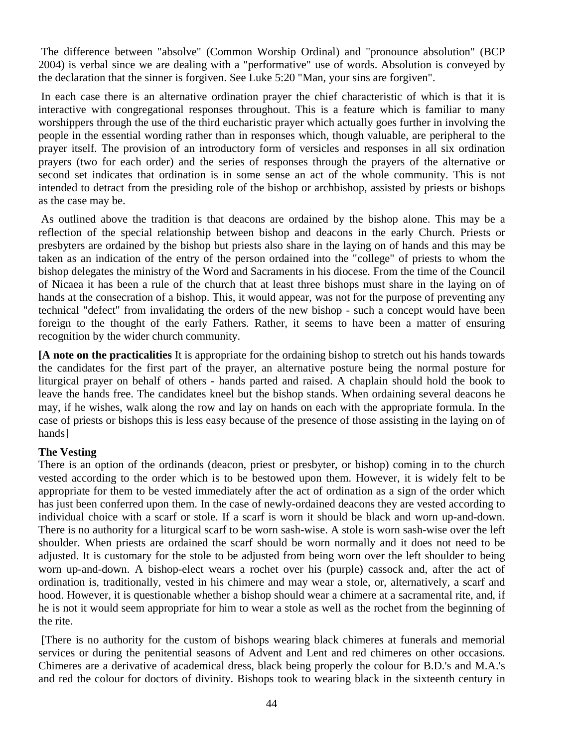The difference between "absolve" (Common Worship Ordinal) and "pronounce absolution" (BCP 2004) is verbal since we are dealing with a "performative" use of words. Absolution is conveyed by the declaration that the sinner is forgiven. See Luke 5:20 "Man, your sins are forgiven".

In each case there is an alternative ordination prayer the chief characteristic of which is that it is interactive with congregational responses throughout. This is a feature which is familiar to many worshippers through the use of the third eucharistic prayer which actually goes further in involving the people in the essential wording rather than in responses which, though valuable, are peripheral to the prayer itself. The provision of an introductory form of versicles and responses in all six ordination prayers (two for each order) and the series of responses through the prayers of the alternative or second set indicates that ordination is in some sense an act of the whole community. This is not intended to detract from the presiding role of the bishop or archbishop, assisted by priests or bishops as the case may be.

As outlined above the tradition is that deacons are ordained by the bishop alone. This may be a reflection of the special relationship between bishop and deacons in the early Church. Priests or presbyters are ordained by the bishop but priests also share in the laying on of hands and this may be taken as an indication of the entry of the person ordained into the "college" of priests to whom the bishop delegates the ministry of the Word and Sacraments in his diocese. From the time of the Council of Nicaea it has been a rule of the church that at least three bishops must share in the laying on of hands at the consecration of a bishop. This, it would appear, was not for the purpose of preventing any technical "defect" from invalidating the orders of the new bishop - such a concept would have been foreign to the thought of the early Fathers. Rather, it seems to have been a matter of ensuring recognition by the wider church community.

**[A note on the practicalities** It is appropriate for the ordaining bishop to stretch out his hands towards the candidates for the first part of the prayer, an alternative posture being the normal posture for liturgical prayer on behalf of others - hands parted and raised. A chaplain should hold the book to leave the hands free. The candidates kneel but the bishop stands. When ordaining several deacons he may, if he wishes, walk along the row and lay on hands on each with the appropriate formula. In the case of priests or bishops this is less easy because of the presence of those assisting in the laying on of hands]

**The Vesting**

There is an option of the ordinands (deacon, priest or presbyter, or bishop) coming in to the church vested according to the order which is to be bestowed upon them. However, it is widely felt to be appropriate for them to be vested immediately after the act of ordination as a sign of the order which has just been conferred upon them. In the case of newly-ordained deacons they are vested according to individual choice with a scarf or stole. If a scarf is worn it should be black and worn up-and-down. There is no authority for a liturgical scarf to be worn sash-wise. A stole is worn sash-wise over the left shoulder. When priests are ordained the scarf should be worn normally and it does not need to be adjusted. It is customary for the stole to be adjusted from being worn over the left shoulder to being worn up-and-down. A bishop-elect wears a rochet over his (purple) cassock and, after the act of ordination is, traditionally, vested in his chimere and may wear a stole, or, alternatively, a scarf and hood. However, it is questionable whether a bishop should wear a chimere at a sacramental rite, and, if he is not it would seem appropriate for him to wear a stole as well as the rochet from the beginning of the rite.

[There is no authority for the custom of bishops wearing black chimeres at funerals and memorial services or during the penitential seasons of Advent and Lent and red chimeres on other occasions. Chimeres are a derivative of academical dress, black being properly the colour for B.D.'s and M.A.'s and red the colour for doctors of divinity. Bishops took to wearing black in the sixteenth century in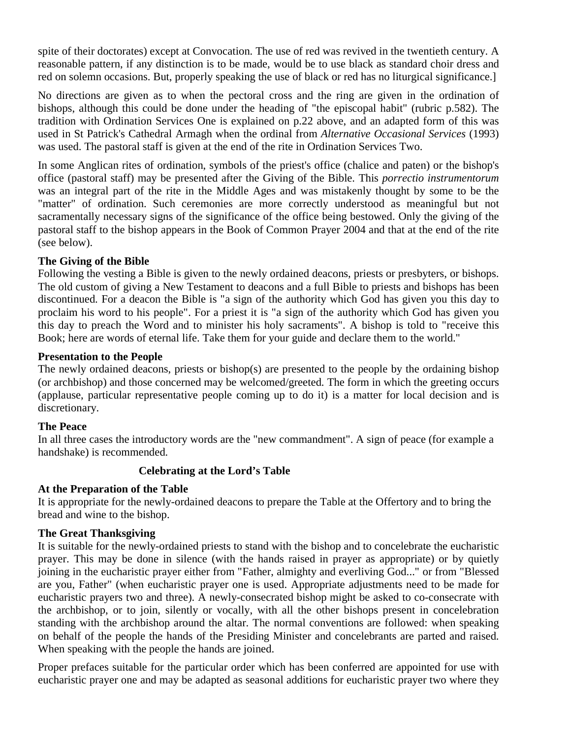spite of their doctorates) except at Convocation. The use of red was revived in the twentieth century. A reasonable pattern, if any distinction is to be made, would be to use black as standard choir dress and red on solemn occasions. But, properly speaking the use of black or red has no liturgical significance.]

No directions are given as to when the pectoral cross and the ring are given in the ordination of bishops, although this could be done under the heading of "the episcopal habit" (rubric p.582). The tradition with Ordination Services One is explained on p.22 above, and an adapted form of this was used in St Patrick's Cathedral Armagh when the ordinal from *Alternative Occasional Services* (1993) was used. The pastoral staff is given at the end of the rite in Ordination Services Two.

In some Anglican rites of ordination, symbols of the priest's office (chalice and paten) or the bishop's office (pastoral staff) may be presented after the Giving of the Bible. This *porrectio instrumentorum* was an integral part of the rite in the Middle Ages and was mistakenly thought by some to be the "matter" of ordination. Such ceremonies are more correctly understood as meaningful but not sacramentally necessary signs of the significance of the office being bestowed. Only the giving of the pastoral staff to the bishop appears in the Book of Common Prayer 2004 and that at the end of the rite (see below).

**The Giving of the Bible**

Following the vesting a Bible is given to the newly ordained deacons, priests or presbyters, or bishops. The old custom of giving a New Testament to deacons and a full Bible to priests and bishops has been discontinued. For a deacon the Bible is "a sign of the authority which God has given you this day to proclaim his word to his people". For a priest it is "a sign of the authority which God has given you this day to preach the Word and to minister his holy sacraments". A bishop is told to "receive this Book; here are words of eternal life. Take them for your guide and declare them to the world."

**Presentation to the People**

The newly ordained deacons, priests or bishop(s) are presented to the people by the ordaining bishop (or archbishop) and those concerned may be welcomed/greeted. The form in which the greeting occurs (applause, particular representative people coming up to do it) is a matter for local decision and is discretionary.

**The Peace**

In all three cases the introductory words are the "new commandment". A sign of peace (for example a handshake) is recommended.

## Celebrating at the Lord's Table

**At the Preparation of the Table**

It is appropriate for the newly-ordained deacons to prepare the Table at the Offertory and to bring the bread and wine to the bishop.

**The Great Thanksgiving**

It is suitable for the newly-ordained priests to stand with the bishop and to concelebrate the eucharistic prayer. This may be done in silence (with the hands raised in prayer as appropriate) or by quietly joining in the eucharistic prayer either from "Father, almighty and everliving God..." or from "Blessed are you, Father" (when eucharistic prayer one is used. Appropriate adjustments need to be made for eucharistic prayers two and three). A newly-consecrated bishop might be asked to co-consecrate with the archbishop, or to join, silently or vocally, with all the other bishops present in concelebration standing with the archbishop around the altar. The normal conventions are followed: when speaking on behalf of the people the hands of the Presiding Minister and concelebrants are parted and raised. When speaking with the people the hands are joined.

Proper prefaces suitable for the particular order which has been conferred are appointed for use with eucharistic prayer one and may be adapted as seasonal additions for eucharistic prayer two where they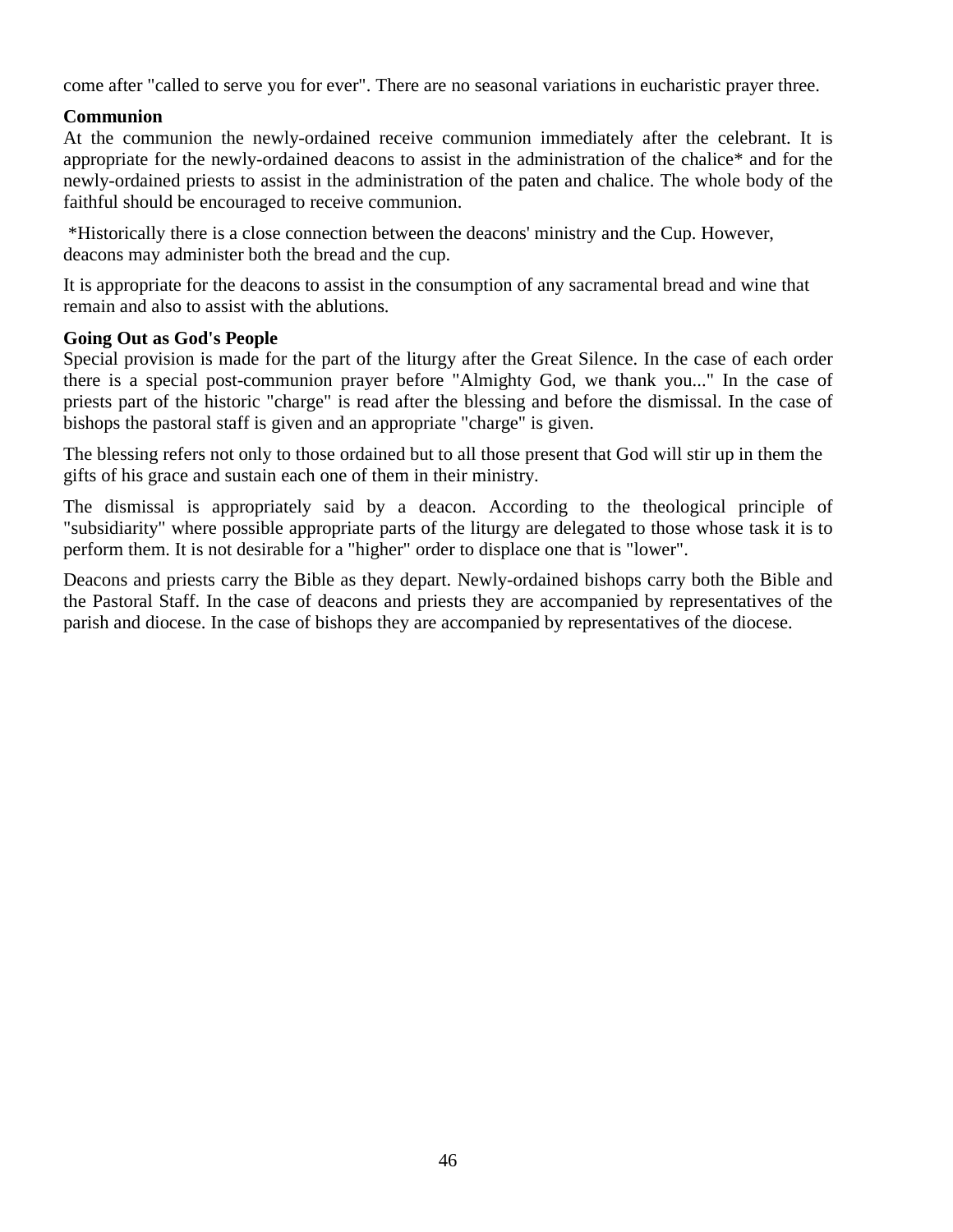come after "called to serve you for ever". There are no seasonal variations in eucharistic prayer three.

**Communion**

At the communion the newly-ordained receive communion immediately after the celebrant. It is appropriate for the newly-ordained deacons to assist in the administration of the chalice* and for the newly-ordained priests to assist in the administration of the paten and chalice. The whole body of the faithful should be encouraged to receive communion.

*Historically there is a close connection between the deacons' ministry and the Cup. However, deacons may administer both the bread and the cup.

It is appropriate for the deacons to assist in the consumption of any sacramental bread and wine that remain and also to assist with the ablutions.

**Going Out as God's People**

Special provision is made for the part of the liturgy after the Great Silence. In the case of each order there is a special post-communion prayer before "Almighty God, we thank you..." In the case of priests part of the historic "charge" is read after the blessing and before the dismissal. In the case of bishops the pastoral staff is given and an appropriate "charge" is given.

The blessing refers not only to those ordained but to all those present that God will stir up in them the gifts of his grace and sustain each one of them in their ministry.

The dismissal is appropriately said by a deacon. According to the theological principle of "subsidiarity" where possible appropriate parts of the liturgy are delegated to those whose task it is to perform them. It is not desirable for a "higher" order to displace one that is "lower".

Deacons and priests carry the Bible as they depart. Newly-ordained bishops carry both the Bible and the Pastoral Staff. In the case of deacons and priests they are accompanied by representatives of the parish and diocese. In the case of bishops they are accompanied by representatives of the diocese.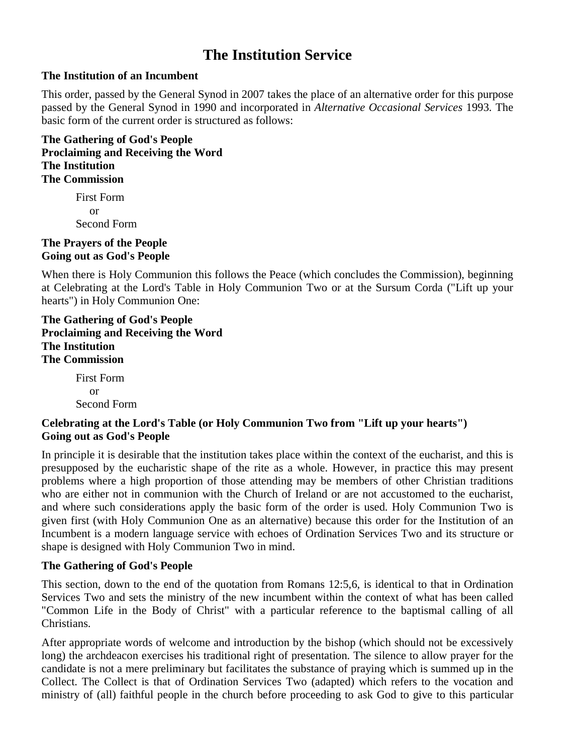# The Institution Service

**The Institution of an Incumbent**

This order, passed by the General Synod in 2007 takes the place of an alternative order for this purpose passed by the General Synod in 1990 and incorporated in *Alternative Occasional Services* 1993. The basic form of the current order is structured as follows:

**The Gathering of God's People**
**Proclaiming and Receiving the Word**
**The Institution**
**The Commission**

First Form
or
Second Form

**The Prayers of the People**
**Going out as God's People**

When there is Holy Communion this follows the Peace (which concludes the Commission), beginning at Celebrating at the Lord's Table in Holy Communion Two or at the Sursum Corda ("Lift up your hearts") in Holy Communion One:

**The Gathering of God's People**
**Proclaiming and Receiving the Word**
**The Institution**
**The Commission**

First Form
or
Second Form

**Celebrating at the Lord's Table (or Holy Communion Two from "Lift up your hearts")**
**Going out as God's People**

In principle it is desirable that the institution takes place within the context of the eucharist, and this is presupposed by the eucharistic shape of the rite as a whole. However, in practice this may present problems where a high proportion of those attending may be members of other Christian traditions who are either not in communion with the Church of Ireland or are not accustomed to the eucharist, and where such considerations apply the basic form of the order is used. Holy Communion Two is given first (with Holy Communion One as an alternative) because this order for the Institution of an Incumbent is a modern language service with echoes of Ordination Services Two and its structure or shape is designed with Holy Communion Two in mind.

**The Gathering of God's People**

This section, down to the end of the quotation from Romans 12:5,6, is identical to that in Ordination Services Two and sets the ministry of the new incumbent within the context of what has been called "Common Life in the Body of Christ" with a particular reference to the baptismal calling of all Christians.

After appropriate words of welcome and introduction by the bishop (which should not be excessively long) the archdeacon exercises his traditional right of presentation. The silence to allow prayer for the candidate is not a mere preliminary but facilitates the substance of praying which is summed up in the Collect. The Collect is that of Ordination Services Two (adapted) which refers to the vocation and ministry of (all) faithful people in the church before proceeding to ask God to give to this particular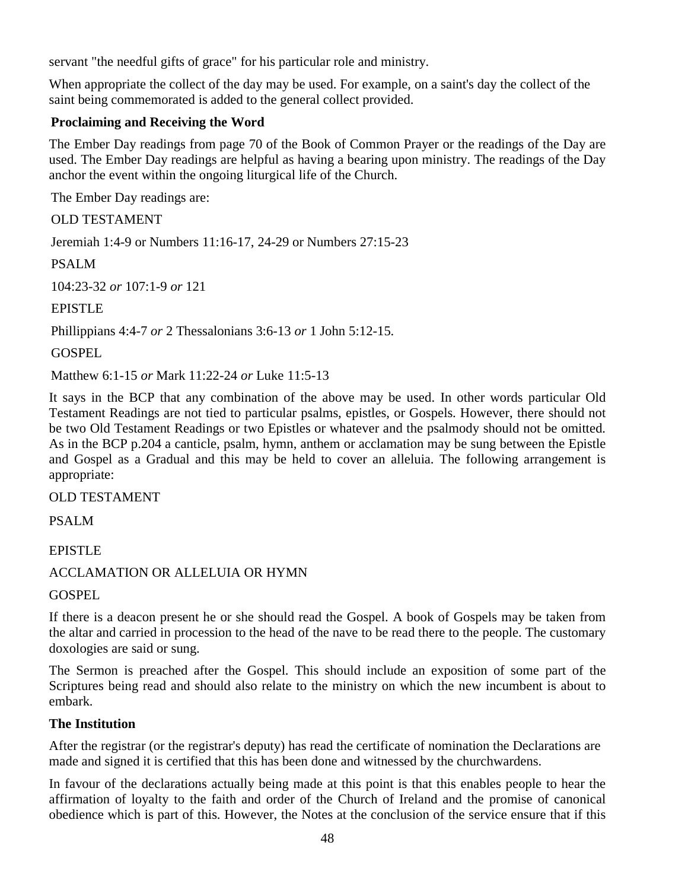servant "the needful gifts of grace" for his particular role and ministry.

When appropriate the collect of the day may be used. For example, on a saint's day the collect of the saint being commemorated is added to the general collect provided.

**Proclaiming and Receiving the Word**

The Ember Day readings from page 70 of the Book of Common Prayer or the readings of the Day are used. The Ember Day readings are helpful as having a bearing upon ministry. The readings of the Day anchor the event within the ongoing liturgical life of the Church.

The Ember Day readings are:

OLD TESTAMENT

Jeremiah 1:4-9 or Numbers 11:16-17, 24-29 or Numbers 27:15-23

PSALM

104:23-32 *or* 107:1-9 *or* 121

EPISTLE

Phillippians 4:4-7 *or* 2 Thessalonians 3:6-13 *or* 1 John 5:12-15.

GOSPEL

Matthew 6:1-15 *or* Mark 11:22-24 *or* Luke 11:5-13

It says in the BCP that any combination of the above may be used. In other words particular Old Testament Readings are not tied to particular psalms, epistles, or Gospels. However, there should not be two Old Testament Readings or two Epistles or whatever and the psalmody should not be omitted. As in the BCP p.204 a canticle, psalm, hymn, anthem or acclamation may be sung between the Epistle and Gospel as a Gradual and this may be held to cover an alleluia. The following arrangement is appropriate:

OLD TESTAMENT

PSALM

EPISTLE

ACCLAMATION OR ALLELUIA OR HYMN

GOSPEL

If there is a deacon present he or she should read the Gospel. A book of Gospels may be taken from the altar and carried in procession to the head of the nave to be read there to the people. The customary doxologies are said or sung.

The Sermon is preached after the Gospel. This should include an exposition of some part of the Scriptures being read and should also relate to the ministry on which the new incumbent is about to embark.

**The Institution**

After the registrar (or the registrar's deputy) has read the certificate of nomination the Declarations are made and signed it is certified that this has been done and witnessed by the churchwardens.

In favour of the declarations actually being made at this point is that this enables people to hear the affirmation of loyalty to the faith and order of the Church of Ireland and the promise of canonical obedience which is part of this. However, the Notes at the conclusion of the service ensure that if this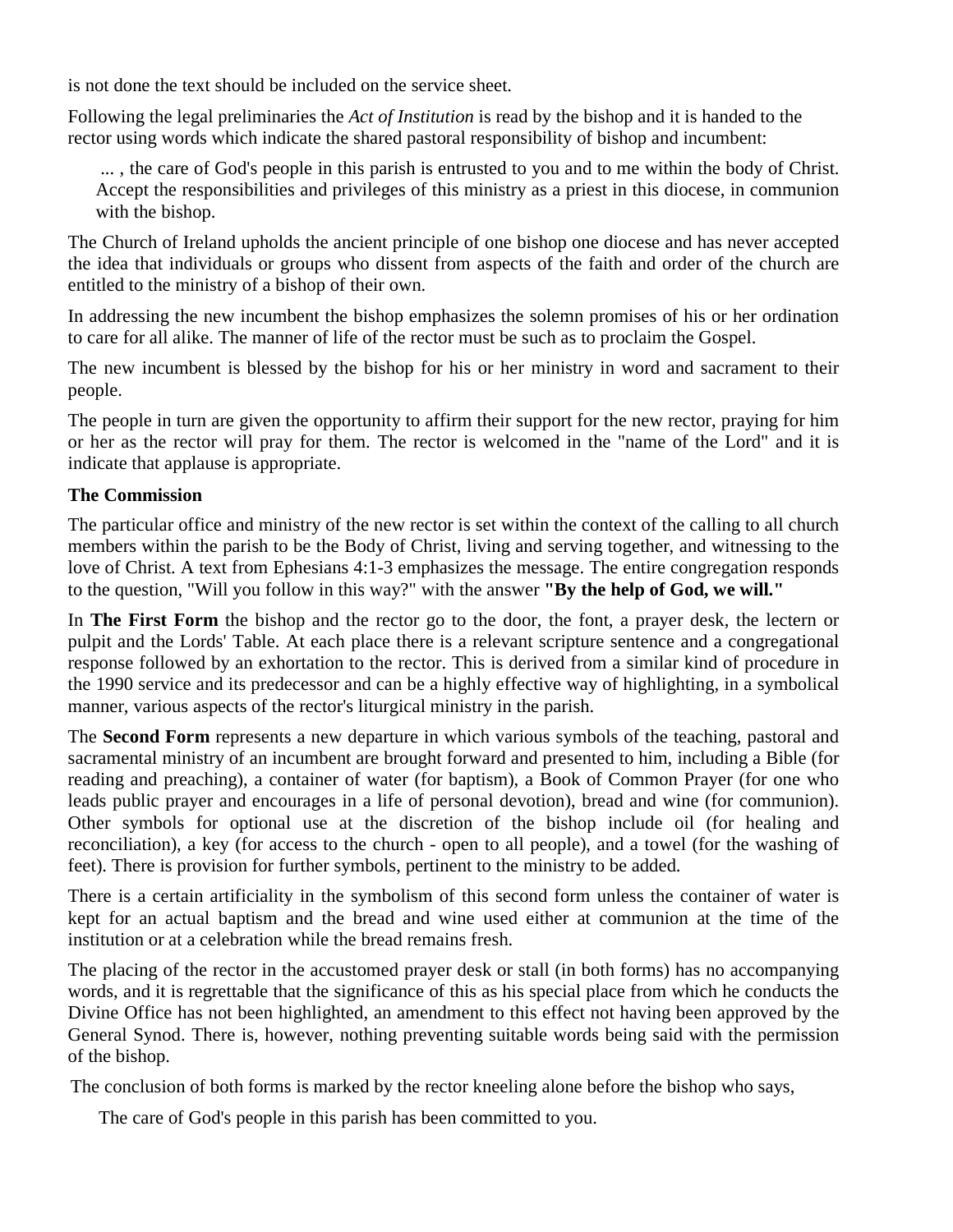is not done the text should be included on the service sheet.

Following the legal preliminaries the *Act of Institution* is read by the bishop and it is handed to the rector using words which indicate the shared pastoral responsibility of bishop and incumbent:

> ... , the care of God's people in this parish is entrusted to you and to me within the body of Christ. Accept the responsibilities and privileges of this ministry as a priest in this diocese, in communion with the bishop.

The Church of Ireland upholds the ancient principle of one bishop one diocese and has never accepted the idea that individuals or groups who dissent from aspects of the faith and order of the church are entitled to the ministry of a bishop of their own.

In addressing the new incumbent the bishop emphasizes the solemn promises of his or her ordination to care for all alike. The manner of life of the rector must be such as to proclaim the Gospel.

The new incumbent is blessed by the bishop for his or her ministry in word and sacrament to their people.

The people in turn are given the opportunity to affirm their support for the new rector, praying for him or her as the rector will pray for them. The rector is welcomed in the "name of the Lord" and it is indicate that applause is appropriate.

**The Commission**

The particular office and ministry of the new rector is set within the context of the calling to all church members within the parish to be the Body of Christ, living and serving together, and witnessing to the love of Christ. A text from Ephesians 4:1-3 emphasizes the message. The entire congregation responds to the question, "Will you follow in this way?" with the answer **"By the help of God, we will."**

In **The First Form** the bishop and the rector go to the door, the font, a prayer desk, the lectern or pulpit and the Lords' Table. At each place there is a relevant scripture sentence and a congregational response followed by an exhortation to the rector. This is derived from a similar kind of procedure in the 1990 service and its predecessor and can be a highly effective way of highlighting, in a symbolical manner, various aspects of the rector's liturgical ministry in the parish.

The **Second Form** represents a new departure in which various symbols of the teaching, pastoral and sacramental ministry of an incumbent are brought forward and presented to him, including a Bible (for reading and preaching), a container of water (for baptism), a Book of Common Prayer (for one who leads public prayer and encourages in a life of personal devotion), bread and wine (for communion). Other symbols for optional use at the discretion of the bishop include oil (for healing and reconciliation), a key (for access to the church - open to all people), and a towel (for the washing of feet). There is provision for further symbols, pertinent to the ministry to be added.

There is a certain artificiality in the symbolism of this second form unless the container of water is kept for an actual baptism and the bread and wine used either at communion at the time of the institution or at a celebration while the bread remains fresh.

The placing of the rector in the accustomed prayer desk or stall (in both forms) has no accompanying words, and it is regrettable that the significance of this as his special place from which he conducts the Divine Office has not been highlighted, an amendment to this effect not having been approved by the General Synod. There is, however, nothing preventing suitable words being said with the permission of the bishop.

The conclusion of both forms is marked by the rector kneeling alone before the bishop who says,

> The care of God's people in this parish has been committed to you.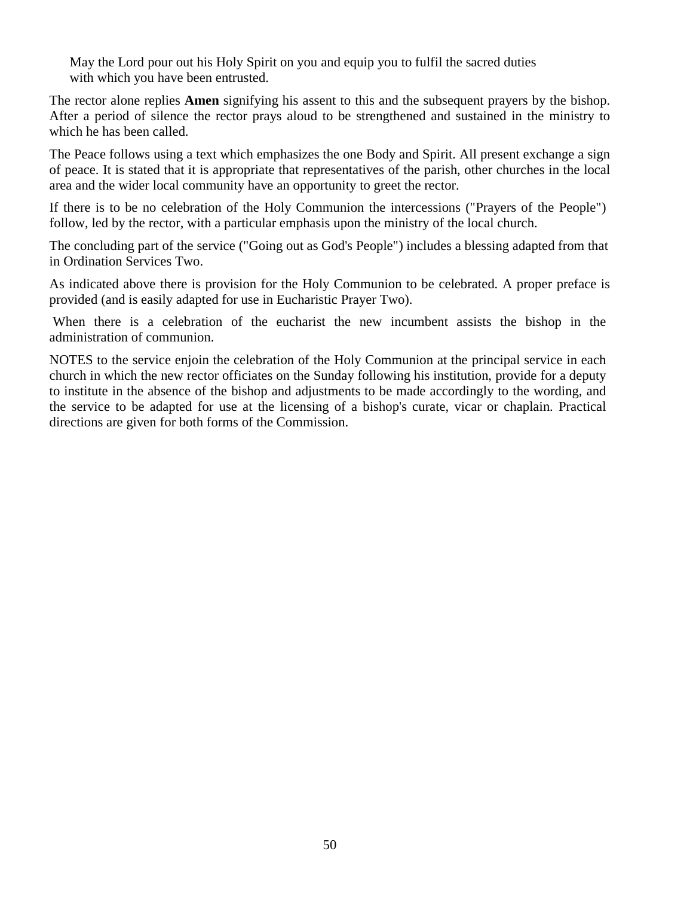> May the Lord pour out his Holy Spirit on you and equip you to fulfil the sacred duties
> with which you have been entrusted.

The rector alone replies **Amen** signifying his assent to this and the subsequent prayers by the bishop. After a period of silence the rector prays aloud to be strengthened and sustained in the ministry to which he has been called.

The Peace follows using a text which emphasizes the one Body and Spirit. All present exchange a sign of peace. It is stated that it is appropriate that representatives of the parish, other churches in the local area and the wider local community have an opportunity to greet the rector.

If there is to be no celebration of the Holy Communion the intercessions ("Prayers of the People") follow, led by the rector, with a particular emphasis upon the ministry of the local church.

The concluding part of the service ("Going out as God's People") includes a blessing adapted from that in Ordination Services Two.

As indicated above there is provision for the Holy Communion to be celebrated. A proper preface is provided (and is easily adapted for use in Eucharistic Prayer Two).

When there is a celebration of the eucharist the new incumbent assists the bishop in the administration of communion.

NOTES to the service enjoin the celebration of the Holy Communion at the principal service in each church in which the new rector officiates on the Sunday following his institution, provide for a deputy to institute in the absence of the bishop and adjustments to be made accordingly to the wording, and the service to be adapted for use at the licensing of a bishop's curate, vicar or chaplain. Practical directions are given for both forms of the Commission.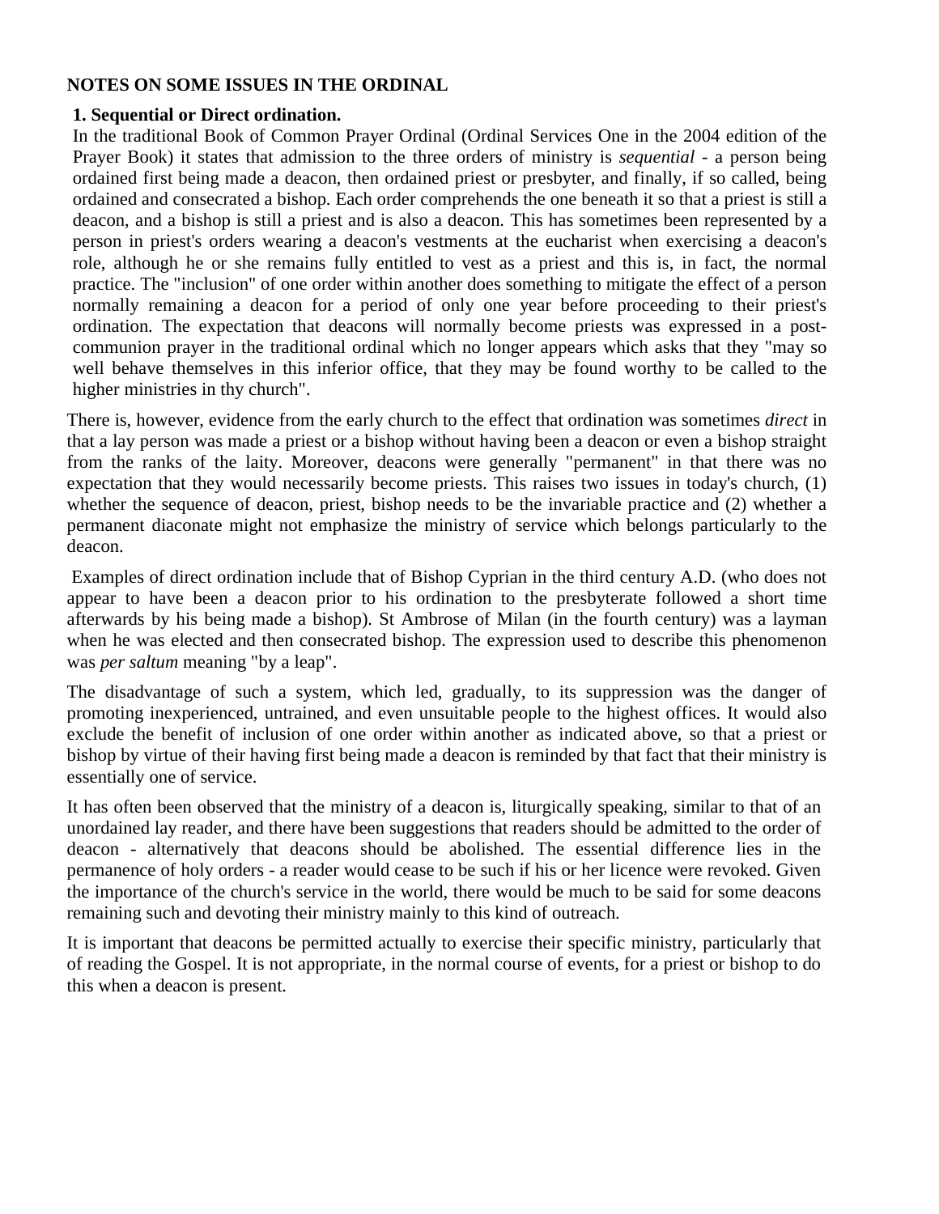**NOTES ON SOME ISSUES IN THE ORDINAL**

**1. Sequential or Direct ordination.**

In the traditional Book of Common Prayer Ordinal (Ordinal Services One in the 2004 edition of the Prayer Book) it states that admission to the three orders of ministry is *sequential* - a person being ordained first being made a deacon, then ordained priest or presbyter, and finally, if so called, being ordained and consecrated a bishop. Each order comprehends the one beneath it so that a priest is still a deacon, and a bishop is still a priest and is also a deacon. This has sometimes been represented by a person in priest's orders wearing a deacon's vestments at the eucharist when exercising a deacon's role, although he or she remains fully entitled to vest as a priest and this is, in fact, the normal practice. The "inclusion" of one order within another does something to mitigate the effect of a person normally remaining a deacon for a period of only one year before proceeding to their priest's ordination. The expectation that deacons will normally become priests was expressed in a post-communion prayer in the traditional ordinal which no longer appears which asks that they "may so well behave themselves in this inferior office, that they may be found worthy to be called to the higher ministries in thy church".

There is, however, evidence from the early church to the effect that ordination was sometimes *direct* in that a lay person was made a priest or a bishop without having been a deacon or even a bishop straight from the ranks of the laity. Moreover, deacons were generally "permanent" in that there was no expectation that they would necessarily become priests. This raises two issues in today's church, (1) whether the sequence of deacon, priest, bishop needs to be the invariable practice and (2) whether a permanent diaconate might not emphasize the ministry of service which belongs particularly to the deacon.

Examples of direct ordination include that of Bishop Cyprian in the third century A.D. (who does not appear to have been a deacon prior to his ordination to the presbyterate followed a short time afterwards by his being made a bishop). St Ambrose of Milan (in the fourth century) was a layman when he was elected and then consecrated bishop. The expression used to describe this phenomenon was *per saltum* meaning "by a leap".

The disadvantage of such a system, which led, gradually, to its suppression was the danger of promoting inexperienced, untrained, and even unsuitable people to the highest offices. It would also exclude the benefit of inclusion of one order within another as indicated above, so that a priest or bishop by virtue of their having first being made a deacon is reminded by that fact that their ministry is essentially one of service.

It has often been observed that the ministry of a deacon is, liturgically speaking, similar to that of an unordained lay reader, and there have been suggestions that readers should be admitted to the order of deacon - alternatively that deacons should be abolished. The essential difference lies in the permanence of holy orders - a reader would cease to be such if his or her licence were revoked. Given the importance of the church's service in the world, there would be much to be said for some deacons remaining such and devoting their ministry mainly to this kind of outreach.

It is important that deacons be permitted actually to exercise their specific ministry, particularly that of reading the Gospel. It is not appropriate, in the normal course of events, for a priest or bishop to do this when a deacon is present.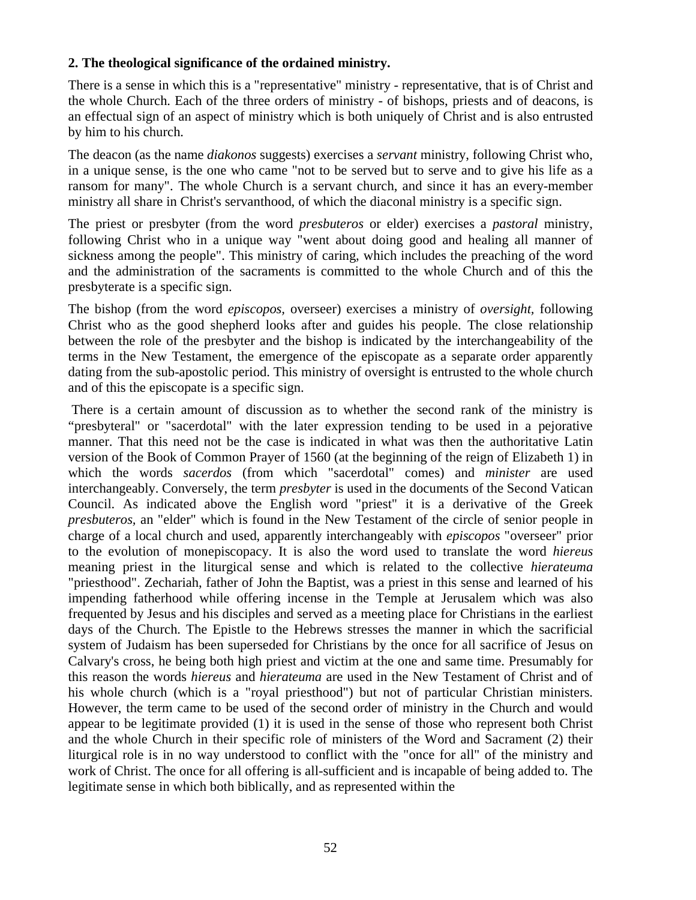**2. The theological significance of the ordained ministry.**

There is a sense in which this is a "representative" ministry - representative, that is of Christ and the whole Church. Each of the three orders of ministry - of bishops, priests and of deacons, is an effectual sign of an aspect of ministry which is both uniquely of Christ and is also entrusted by him to his church.

The deacon (as the name *diakonos* suggests) exercises a *servant* ministry, following Christ who, in a unique sense, is the one who came "not to be served but to serve and to give his life as a ransom for many". The whole Church is a servant church, and since it has an every-member ministry all share in Christ's servanthood, of which the diaconal ministry is a specific sign.

The priest or presbyter (from the word *presbuteros* or elder) exercises a *pastoral* ministry, following Christ who in a unique way "went about doing good and healing all manner of sickness among the people". This ministry of caring, which includes the preaching of the word and the administration of the sacraments is committed to the whole Church and of this the presbyterate is a specific sign.

The bishop (from the word *episcopos,* overseer) exercises a ministry of *oversight,* following Christ who as the good shepherd looks after and guides his people. The close relationship between the role of the presbyter and the bishop is indicated by the interchangeability of the terms in the New Testament, the emergence of the episcopate as a separate order apparently dating from the sub-apostolic period. This ministry of oversight is entrusted to the whole church and of this the episcopate is a specific sign.

There is a certain amount of discussion as to whether the second rank of the ministry is "presbyteral" or "sacerdotal" with the later expression tending to be used in a pejorative manner. That this need not be the case is indicated in what was then the authoritative Latin version of the Book of Common Prayer of 1560 (at the beginning of the reign of Elizabeth 1) in which the words *sacerdos* (from which "sacerdotal" comes) and *minister* are used interchangeably. Conversely, the term *presbyter* is used in the documents of the Second Vatican Council. As indicated above the English word "priest" it is a derivative of the Greek *presbuteros,* an "elder" which is found in the New Testament of the circle of senior people in charge of a local church and used, apparently interchangeably with *episcopos* "overseer" prior to the evolution of monepiscopacy. It is also the word used to translate the word *hiereus* meaning priest in the liturgical sense and which is related to the collective *hierateuma* "priesthood". Zechariah, father of John the Baptist, was a priest in this sense and learned of his impending fatherhood while offering incense in the Temple at Jerusalem which was also frequented by Jesus and his disciples and served as a meeting place for Christians in the earliest days of the Church. The Epistle to the Hebrews stresses the manner in which the sacrificial system of Judaism has been superseded for Christians by the once for all sacrifice of Jesus on Calvary's cross, he being both high priest and victim at the one and same time. Presumably for this reason the words *hiereus* and *hierateuma* are used in the New Testament of Christ and of his whole church (which is a "royal priesthood") but not of particular Christian ministers. However, the term came to be used of the second order of ministry in the Church and would appear to be legitimate provided (1) it is used in the sense of those who represent both Christ and the whole Church in their specific role of ministers of the Word and Sacrament (2) their liturgical role is in no way understood to conflict with the "once for all" of the ministry and work of Christ. The once for all offering is all-sufficient and is incapable of being added to. The legitimate sense in which both biblically, and as represented within the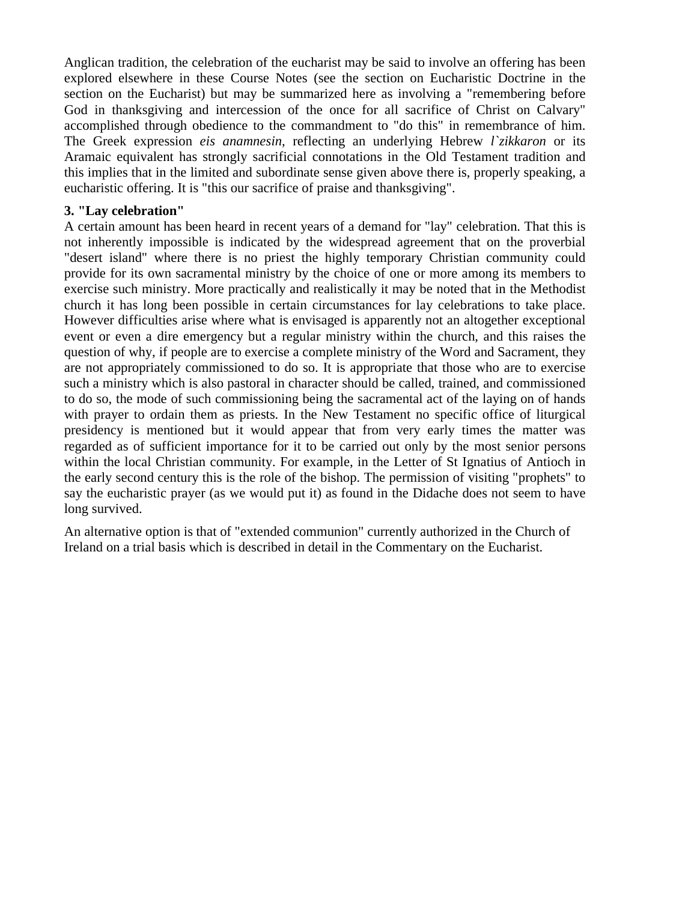Anglican tradition, the celebration of the eucharist may be said to involve an offering has been explored elsewhere in these Course Notes (see the section on Eucharistic Doctrine in the section on the Eucharist) but may be summarized here as involving a "remembering before God in thanksgiving and intercession of the once for all sacrifice of Christ on Calvary" accomplished through obedience to the commandment to "do this" in remembrance of him. The Greek expression *eis anamnesin,* reflecting an underlying Hebrew *l`zikkaron* or its Aramaic equivalent has strongly sacrificial connotations in the Old Testament tradition and this implies that in the limited and subordinate sense given above there is, properly speaking, a eucharistic offering. It is "this our sacrifice of praise and thanksgiving".

**3. "Lay celebration"**

A certain amount has been heard in recent years of a demand for "lay" celebration. That this is not inherently impossible is indicated by the widespread agreement that on the proverbial "desert island" where there is no priest the highly temporary Christian community could provide for its own sacramental ministry by the choice of one or more among its members to exercise such ministry. More practically and realistically it may be noted that in the Methodist church it has long been possible in certain circumstances for lay celebrations to take place. However difficulties arise where what is envisaged is apparently not an altogether exceptional event or even a dire emergency but a regular ministry within the church, and this raises the question of why, if people are to exercise a complete ministry of the Word and Sacrament, they are not appropriately commissioned to do so. It is appropriate that those who are to exercise such a ministry which is also pastoral in character should be called, trained, and commissioned to do so, the mode of such commissioning being the sacramental act of the laying on of hands with prayer to ordain them as priests. In the New Testament no specific office of liturgical presidency is mentioned but it would appear that from very early times the matter was regarded as of sufficient importance for it to be carried out only by the most senior persons within the local Christian community. For example, in the Letter of St Ignatius of Antioch in the early second century this is the role of the bishop. The permission of visiting "prophets" to say the eucharistic prayer (as we would put it) as found in the Didache does not seem to have long survived.

An alternative option is that of "extended communion" currently authorized in the Church of Ireland on a trial basis which is described in detail in the Commentary on the Eucharist.